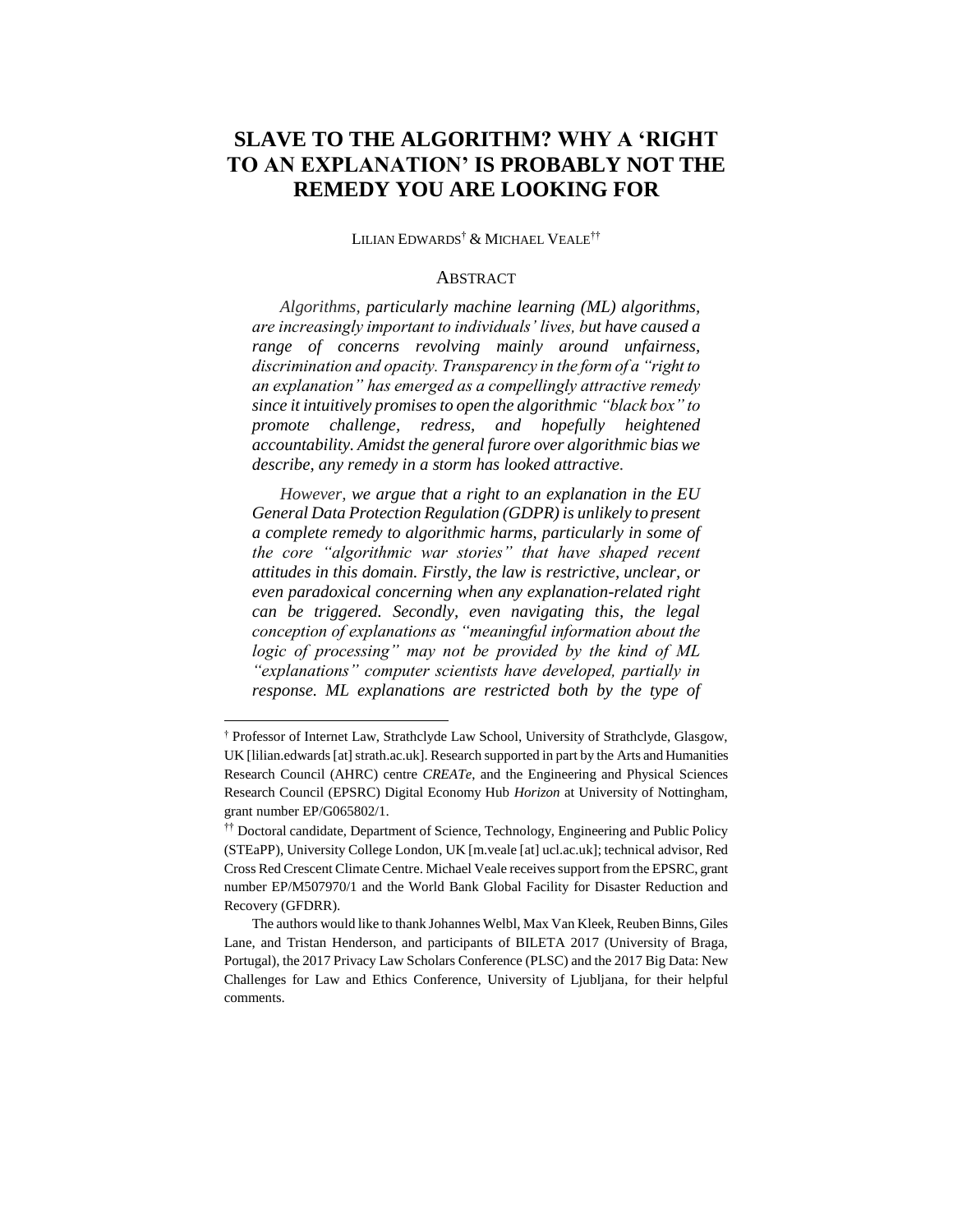# SLAVE TO THE ALGORITHM? WHY A 'RIGHT TO AN EXPLANATION' IS PROBABLY NOT THE REMEDY YOU ARE LOOKING FOR

LILIAN EDWARDS[†] & MICHAEL VEALE[††]

## ABSTRACT

*Algorithms, particularly machine learning (ML) algorithms, are increasingly important to individuals' lives, but have caused a range of concerns revolving mainly around unfairness, discrimination and opacity. Transparency in the form of a "right to an explanation" has emerged as a compellingly attractive remedy since it intuitively promises to open the algorithmic "black box" to promote challenge, redress, and hopefully heightened accountability. Amidst the general furore over algorithmic bias we describe, any remedy in a storm has looked attractive.*

*However, we argue that a right to an explanation in the EU General Data Protection Regulation (GDPR) is unlikely to present a complete remedy to algorithmic harms, particularly in some of the core "algorithmic war stories" that have shaped recent attitudes in this domain. Firstly, the law is restrictive, unclear, or even paradoxical concerning when any explanation-related right can be triggered. Secondly, even navigating this, the legal conception of explanations as "meaningful information about the logic of processing" may not be provided by the kind of ML "explanations" computer scientists have developed, partially in response. ML explanations are restricted both by the type of*

---

[†] Professor of Internet Law, Strathclyde Law School, University of Strathclyde, Glasgow, UK [lilian.edwards [at] strath.ac.uk]. Research supported in part by the Arts and Humanities Research Council (AHRC) centre *CREATe*, and the Engineering and Physical Sciences Research Council (EPSRC) Digital Economy Hub *Horizon* at University of Nottingham, grant number EP/G065802/1.

[††] Doctoral candidate, Department of Science, Technology, Engineering and Public Policy (STEaPP), University College London, UK [m.veale [at] ucl.ac.uk]; technical advisor, Red Cross Red Crescent Climate Centre. Michael Veale receives support from the EPSRC, grant number EP/M507970/1 and the World Bank Global Facility for Disaster Reduction and Recovery (GFDRR).

The authors would like to thank Johannes Welbl, Max Van Kleek, Reuben Binns, Giles Lane, and Tristan Henderson, and participants of BILETA 2017 (University of Braga, Portugal), the 2017 Privacy Law Scholars Conference (PLSC) and the 2017 Big Data: New Challenges for Law and Ethics Conference, University of Ljubljana, for their helpful comments.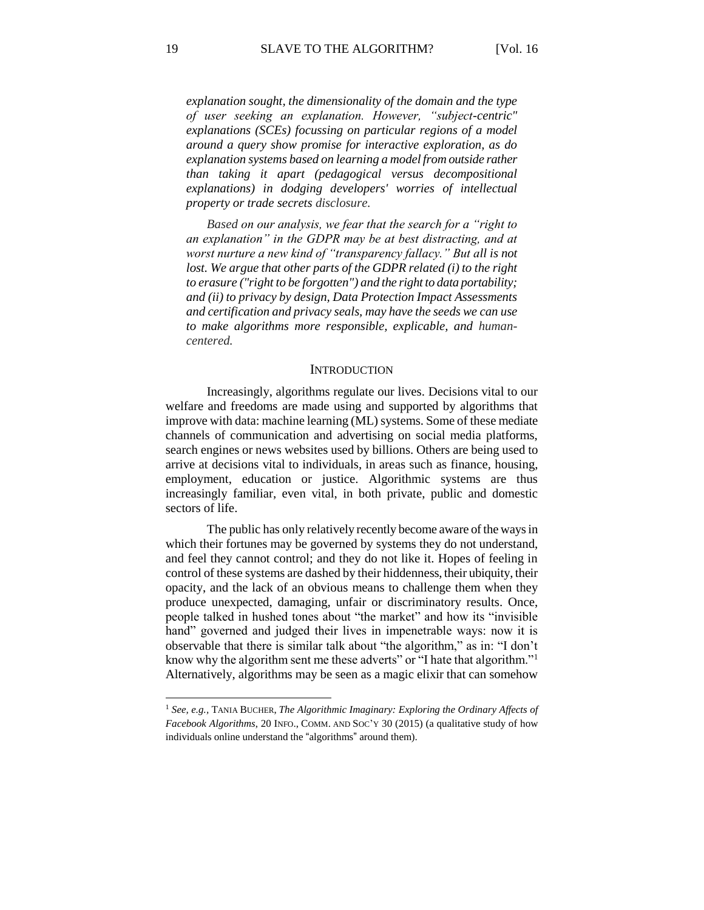*explanation sought, the dimensionality of the domain and the type of user seeking an explanation. However, "subject-centric" explanations (SCEs) focussing on particular regions of a model around a query show promise for interactive exploration, as do explanation systems based on learning a model from outside rather than taking it apart (pedagogical versus decompositional explanations) in dodging developers' worries of intellectual property or trade secrets disclosure.*

*Based on our analysis, we fear that the search for a "right to an explanation" in the GDPR may be at best distracting, and at worst nurture a new kind of "transparency fallacy." But all is not lost. We argue that other parts of the GDPR related (i) to the right to erasure ("right to be forgotten") and the right to data portability; and (ii) to privacy by design, Data Protection Impact Assessments and certification and privacy seals, may have the seeds we can use to make algorithms more responsible, explicable, and human-centered.*

## INTRODUCTION

Increasingly, algorithms regulate our lives. Decisions vital to our welfare and freedoms are made using and supported by algorithms that improve with data: machine learning (ML) systems. Some of these mediate channels of communication and advertising on social media platforms, search engines or news websites used by billions. Others are being used to arrive at decisions vital to individuals, in areas such as finance, housing, employment, education or justice. Algorithmic systems are thus increasingly familiar, even vital, in both private, public and domestic sectors of life.

The public has only relatively recently become aware of the ways in which their fortunes may be governed by systems they do not understand, and feel they cannot control; and they do not like it. Hopes of feeling in control of these systems are dashed by their hiddenness, their ubiquity, their opacity, and the lack of an obvious means to challenge them when they produce unexpected, damaging, unfair or discriminatory results. Once, people talked in hushed tones about "the market" and how its "invisible hand" governed and judged their lives in impenetrable ways: now it is observable that there is similar talk about "the algorithm," as in: "I don't know why the algorithm sent me these adverts" or "I hate that algorithm."[1] Alternatively, algorithms may be seen as a magic elixir that can somehow

---

[1] *See, e.g.*, TANIA BUCHER, *The Algorithmic Imaginary: Exploring the Ordinary Affects of Facebook Algorithms*, 20 INFO., COMM. AND SOC'Y 30 (2015) (a qualitative study of how individuals online understand the "algorithms" around them).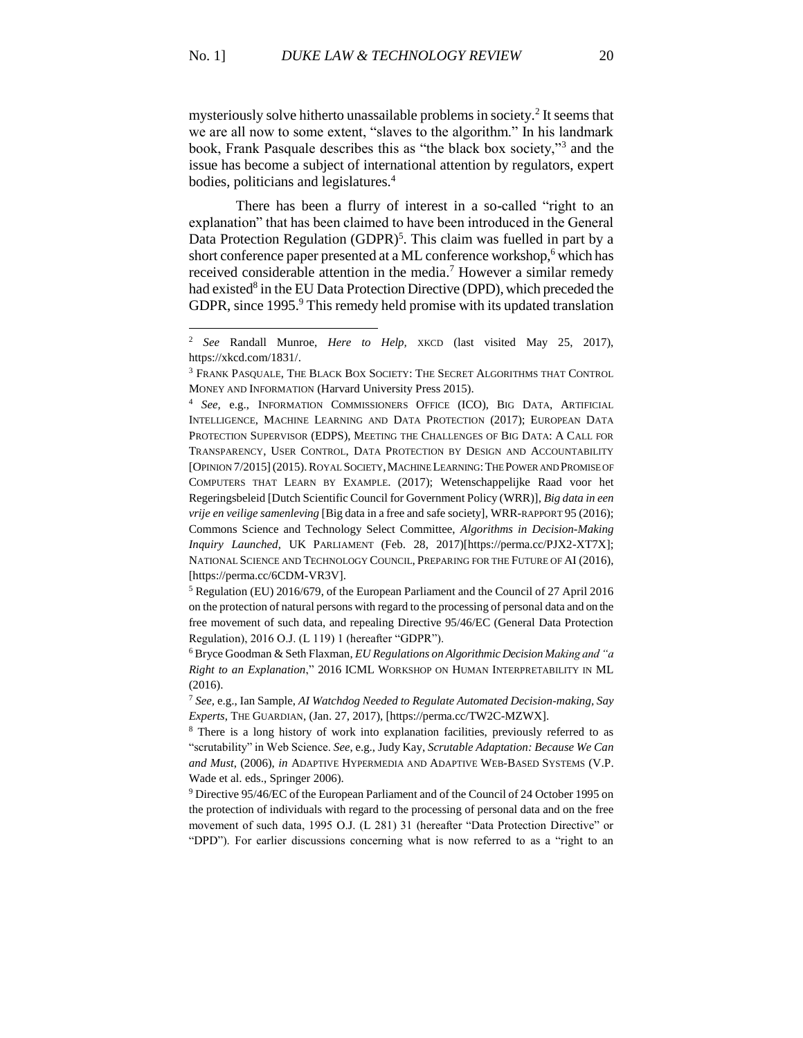mysteriously solve hitherto unassailable problems in society.[2] It seems that we are all now to some extent, "slaves to the algorithm." In his landmark book, Frank Pasquale describes this as "the black box society,"[3] and the issue has become a subject of international attention by regulators, expert bodies, politicians and legislatures.[4]

There has been a flurry of interest in a so-called "right to an explanation" that has been claimed to have been introduced in the General Data Protection Regulation (GDPR)[5]. This claim was fuelled in part by a short conference paper presented at a ML conference workshop,[6] which has received considerable attention in the media.[7] However a similar remedy had existed[8] in the EU Data Protection Directive (DPD), which preceded the GDPR, since 1995.[9] This remedy held promise with its updated translation

---

[2] *See* Randall Munroe, *Here to Help*, XKCD (last visited May 25, 2017), https://xkcd.com/1831/.

[3] FRANK PASQUALE, THE BLACK BOX SOCIETY: THE SECRET ALGORITHMS THAT CONTROL MONEY AND INFORMATION (Harvard University Press 2015).

[4] *See*, e.g., INFORMATION COMMISSIONERS OFFICE (ICO), BIG DATA, ARTIFICIAL INTELLIGENCE, MACHINE LEARNING AND DATA PROTECTION (2017); EUROPEAN DATA PROTECTION SUPERVISOR (EDPS), MEETING THE CHALLENGES OF BIG DATA: A CALL FOR TRANSPARENCY, USER CONTROL, DATA PROTECTION BY DESIGN AND ACCOUNTABILITY [OPINION 7/2015] (2015). ROYAL SOCIETY, MACHINE LEARNING: THE POWER AND PROMISE OF COMPUTERS THAT LEARN BY EXAMPLE. (2017); Wetenschappelijke Raad voor het Regeringsbeleid [Dutch Scientific Council for Government Policy (WRR)], *Big data in een vrije en veilige samenleving* [Big data in a free and safe society], WRR-RAPPORT 95 (2016); Commons Science and Technology Select Committee, *Algorithms in Decision-Making Inquiry Launched*, UK PARLIAMENT (Feb. 28, 2017)[https://perma.cc/PJX2-XT7X]; NATIONAL SCIENCE AND TECHNOLOGY COUNCIL, PREPARING FOR THE FUTURE OF AI (2016), [https://perma.cc/6CDM-VR3V].

[5] Regulation (EU) 2016/679, of the European Parliament and the Council of 27 April 2016 on the protection of natural persons with regard to the processing of personal data and on the free movement of such data, and repealing Directive 95/46/EC (General Data Protection Regulation), 2016 O.J. (L 119) 1 (hereafter "GDPR").

[6] Bryce Goodman & Seth Flaxman, *EU Regulations on Algorithmic Decision Making and "a Right to an Explanation*," 2016 ICML WORKSHOP ON HUMAN INTERPRETABILITY IN ML (2016).

[7] *See*, e.g., Ian Sample, *AI Watchdog Needed to Regulate Automated Decision-making, Say Experts*, THE GUARDIAN, (Jan. 27, 2017), [https://perma.cc/TW2C-MZWX].

[8] There is a long history of work into explanation facilities, previously referred to as "scrutability" in Web Science. *See*, e.g., Judy Kay, *Scrutable Adaptation: Because We Can and Must*, (2006), *in* ADAPTIVE HYPERMEDIA AND ADAPTIVE WEB-BASED SYSTEMS (V.P. Wade et al. eds., Springer 2006).

[9] Directive 95/46/EC of the European Parliament and of the Council of 24 October 1995 on the protection of individuals with regard to the processing of personal data and on the free movement of such data, 1995 O.J. (L 281) 31 (hereafter "Data Protection Directive" or "DPD"). For earlier discussions concerning what is now referred to as a "right to an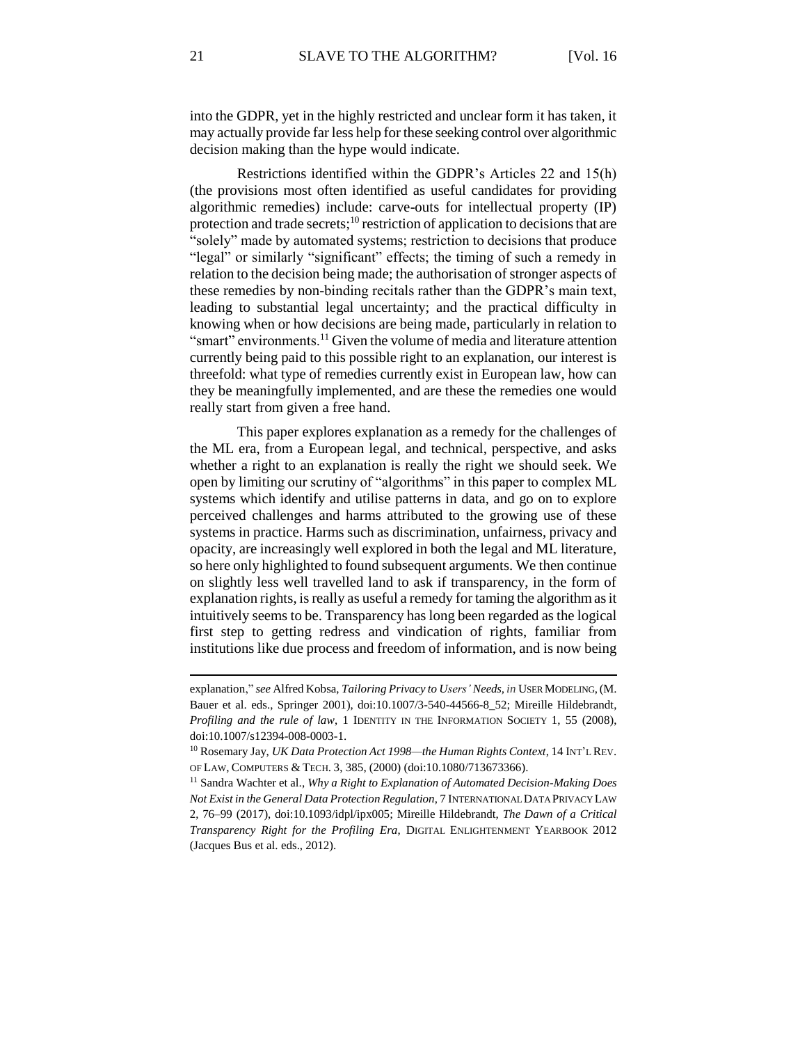into the GDPR, yet in the highly restricted and unclear form it has taken, it may actually provide far less help for these seeking control over algorithmic decision making than the hype would indicate.

Restrictions identified within the GDPR's Articles 22 and 15(h) (the provisions most often identified as useful candidates for providing algorithmic remedies) include: carve-outs for intellectual property (IP) protection and trade secrets;[10] restriction of application to decisions that are "solely" made by automated systems; restriction to decisions that produce "legal" or similarly "significant" effects; the timing of such a remedy in relation to the decision being made; the authorisation of stronger aspects of these remedies by non-binding recitals rather than the GDPR's main text, leading to substantial legal uncertainty; and the practical difficulty in knowing when or how decisions are being made, particularly in relation to "smart" environments.[11] Given the volume of media and literature attention currently being paid to this possible right to an explanation, our interest is threefold: what type of remedies currently exist in European law, how can they be meaningfully implemented, and are these the remedies one would really start from given a free hand.

This paper explores explanation as a remedy for the challenges of the ML era, from a European legal, and technical, perspective, and asks whether a right to an explanation is really the right we should seek. We open by limiting our scrutiny of "algorithms" in this paper to complex ML systems which identify and utilise patterns in data, and go on to explore perceived challenges and harms attributed to the growing use of these systems in practice. Harms such as discrimination, unfairness, privacy and opacity, are increasingly well explored in both the legal and ML literature, so here only highlighted to found subsequent arguments. We then continue on slightly less well travelled land to ask if transparency, in the form of explanation rights, is really as useful a remedy for taming the algorithm as it intuitively seems to be. Transparency has long been regarded as the logical first step to getting redress and vindication of rights, familiar from institutions like due process and freedom of information, and is now being

---

explanation," *see* Alfred Kobsa, *Tailoring Privacy to Users' Needs*, *in* USER MODELING, (M. Bauer et al. eds., Springer 2001), doi:10.1007/3-540-44566-8_52; Mireille Hildebrandt, *Profiling and the rule of law*, 1 IDENTITY IN THE INFORMATION SOCIETY 1, 55 (2008), doi:10.1007/s12394-008-0003-1.

[10] Rosemary Jay, *UK Data Protection Act 1998—the Human Rights Context*, 14 INT'L REV. OF LAW, COMPUTERS & TECH. 3, 385, (2000) (doi:10.1080/713673366).

[11] Sandra Wachter et al., *Why a Right to Explanation of Automated Decision-Making Does Not Exist in the General Data Protection Regulation*, 7 INTERNATIONAL DATA PRIVACY LAW 2, 76–99 (2017), doi:10.1093/idpl/ipx005; Mireille Hildebrandt, *The Dawn of a Critical Transparency Right for the Profiling Era*, DIGITAL ENLIGHTENMENT YEARBOOK 2012 (Jacques Bus et al. eds., 2012).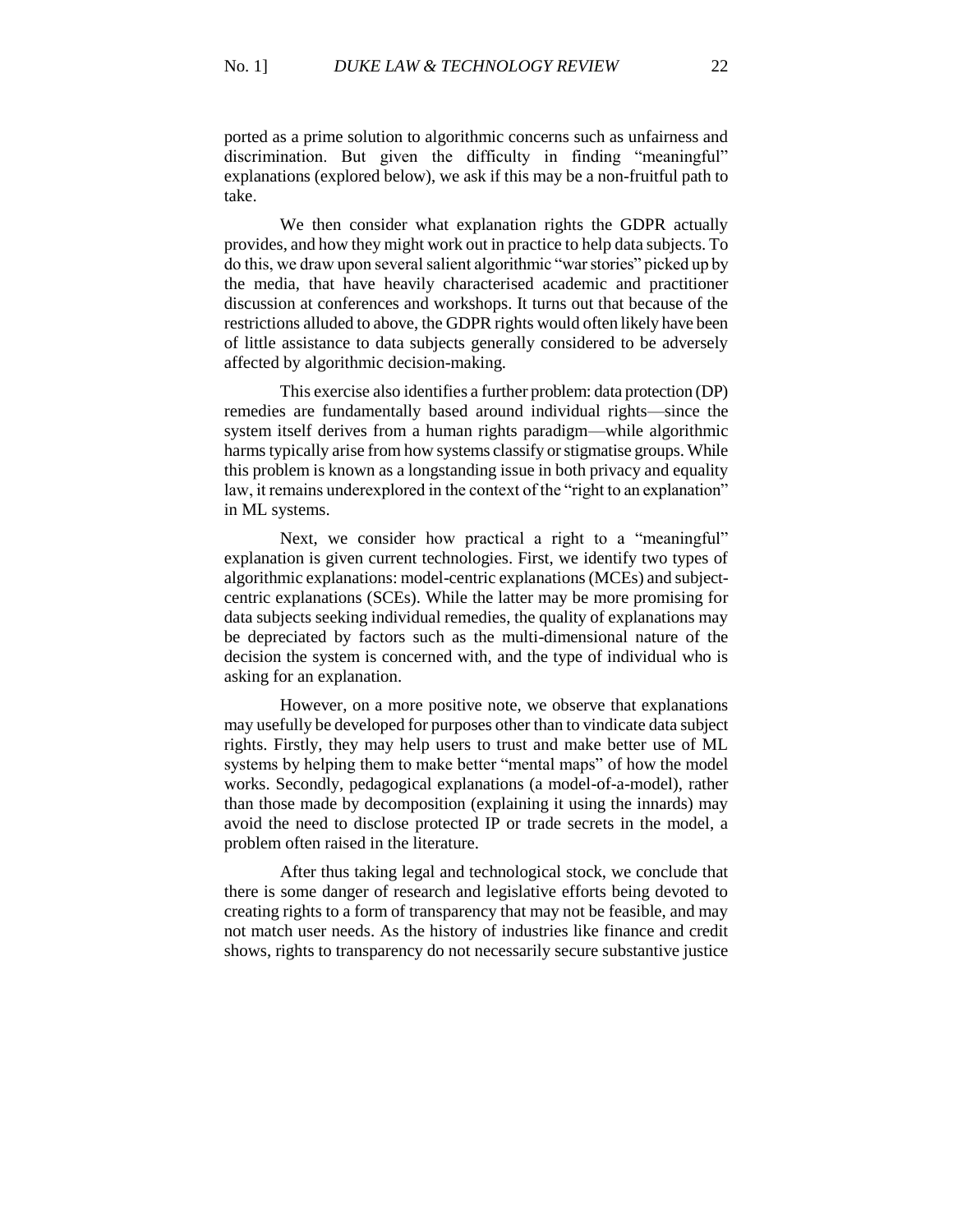ported as a prime solution to algorithmic concerns such as unfairness and discrimination. But given the difficulty in finding "meaningful" explanations (explored below), we ask if this may be a non-fruitful path to take.

We then consider what explanation rights the GDPR actually provides, and how they might work out in practice to help data subjects. To do this, we draw upon several salient algorithmic "war stories" picked up by the media, that have heavily characterised academic and practitioner discussion at conferences and workshops. It turns out that because of the restrictions alluded to above, the GDPR rights would often likely have been of little assistance to data subjects generally considered to be adversely affected by algorithmic decision-making.

This exercise also identifies a further problem: data protection (DP) remedies are fundamentally based around individual rights—since the system itself derives from a human rights paradigm—while algorithmic harms typically arise from how systems classify or stigmatise groups. While this problem is known as a longstanding issue in both privacy and equality law, it remains underexplored in the context of the "right to an explanation" in ML systems.

Next, we consider how practical a right to a "meaningful" explanation is given current technologies. First, we identify two types of algorithmic explanations: model-centric explanations (MCEs) and subject-centric explanations (SCEs). While the latter may be more promising for data subjects seeking individual remedies, the quality of explanations may be depreciated by factors such as the multi-dimensional nature of the decision the system is concerned with, and the type of individual who is asking for an explanation.

However, on a more positive note, we observe that explanations may usefully be developed for purposes other than to vindicate data subject rights. Firstly, they may help users to trust and make better use of ML systems by helping them to make better "mental maps" of how the model works. Secondly, pedagogical explanations (a model-of-a-model), rather than those made by decomposition (explaining it using the innards) may avoid the need to disclose protected IP or trade secrets in the model, a problem often raised in the literature.

After thus taking legal and technological stock, we conclude that there is some danger of research and legislative efforts being devoted to creating rights to a form of transparency that may not be feasible, and may not match user needs. As the history of industries like finance and credit shows, rights to transparency do not necessarily secure substantive justice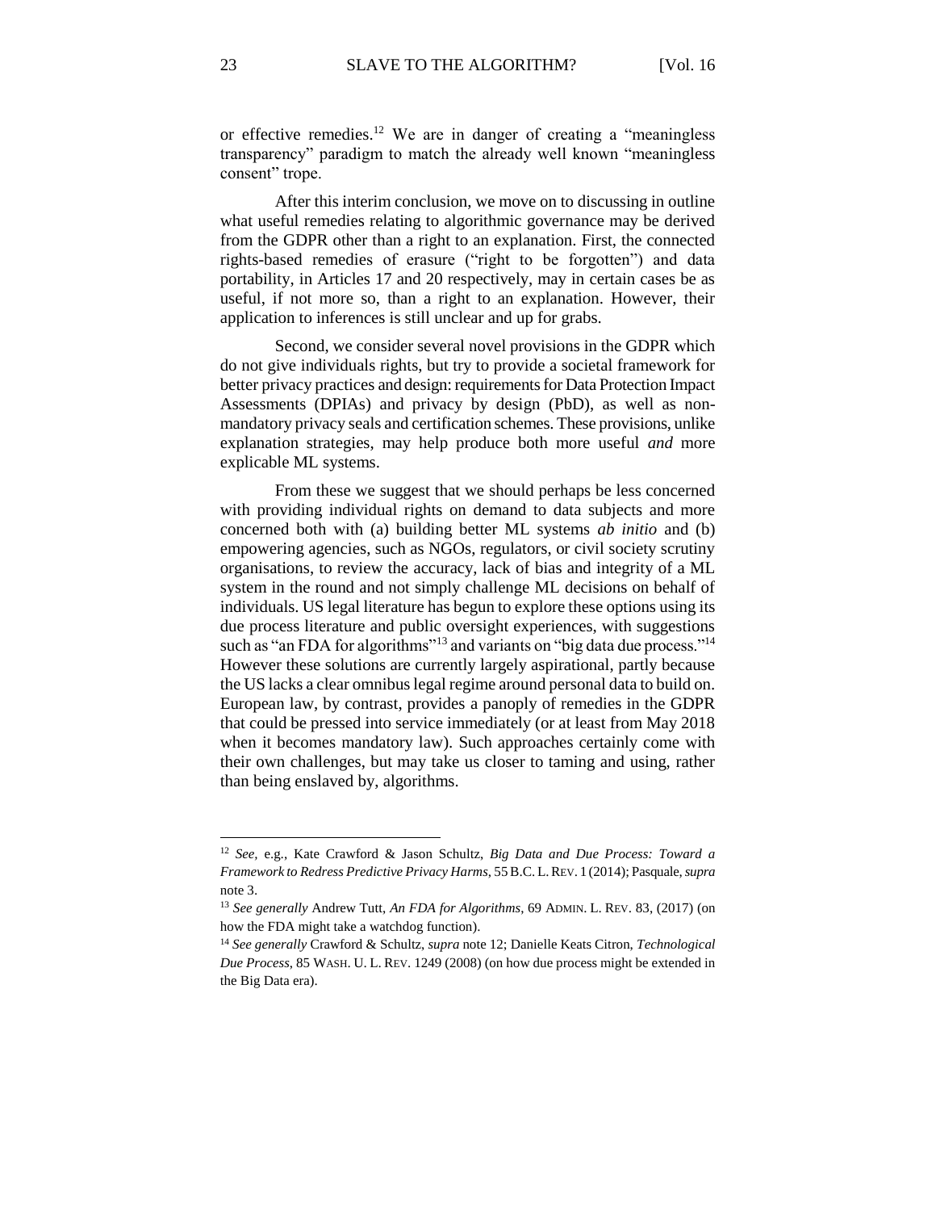or effective remedies.[12] We are in danger of creating a "meaningless transparency" paradigm to match the already well known "meaningless consent" trope.

After this interim conclusion, we move on to discussing in outline what useful remedies relating to algorithmic governance may be derived from the GDPR other than a right to an explanation. First, the connected rights-based remedies of erasure ("right to be forgotten") and data portability, in Articles 17 and 20 respectively, may in certain cases be as useful, if not more so, than a right to an explanation. However, their application to inferences is still unclear and up for grabs.

Second, we consider several novel provisions in the GDPR which do not give individuals rights, but try to provide a societal framework for better privacy practices and design: requirements for Data Protection Impact Assessments (DPIAs) and privacy by design (PbD), as well as non-mandatory privacy seals and certification schemes. These provisions, unlike explanation strategies, may help produce both more useful *and* more explicable ML systems.

From these we suggest that we should perhaps be less concerned with providing individual rights on demand to data subjects and more concerned both with (a) building better ML systems *ab initio* and (b) empowering agencies, such as NGOs, regulators, or civil society scrutiny organisations, to review the accuracy, lack of bias and integrity of a ML system in the round and not simply challenge ML decisions on behalf of individuals. US legal literature has begun to explore these options using its due process literature and public oversight experiences, with suggestions such as "an FDA for algorithms"[13] and variants on "big data due process."[14] However these solutions are currently largely aspirational, partly because the US lacks a clear omnibus legal regime around personal data to build on. European law, by contrast, provides a panoply of remedies in the GDPR that could be pressed into service immediately (or at least from May 2018 when it becomes mandatory law). Such approaches certainly come with their own challenges, but may take us closer to taming and using, rather than being enslaved by, algorithms.

---

[12] *See*, e.g., Kate Crawford & Jason Schultz, *Big Data and Due Process: Toward a Framework to Redress Predictive Privacy Harms*, 55 B.C. L. REV. 1 (2014); Pasquale, *supra* note 3.

[13] *See generally* Andrew Tutt, *An FDA for Algorithms*, 69 ADMIN. L. REV. 83, (2017) (on how the FDA might take a watchdog function).

[14] *See generally* Crawford & Schultz, *supra* note 12; Danielle Keats Citron, *Technological Due Process*, 85 WASH. U. L. REV. 1249 (2008) (on how due process might be extended in the Big Data era).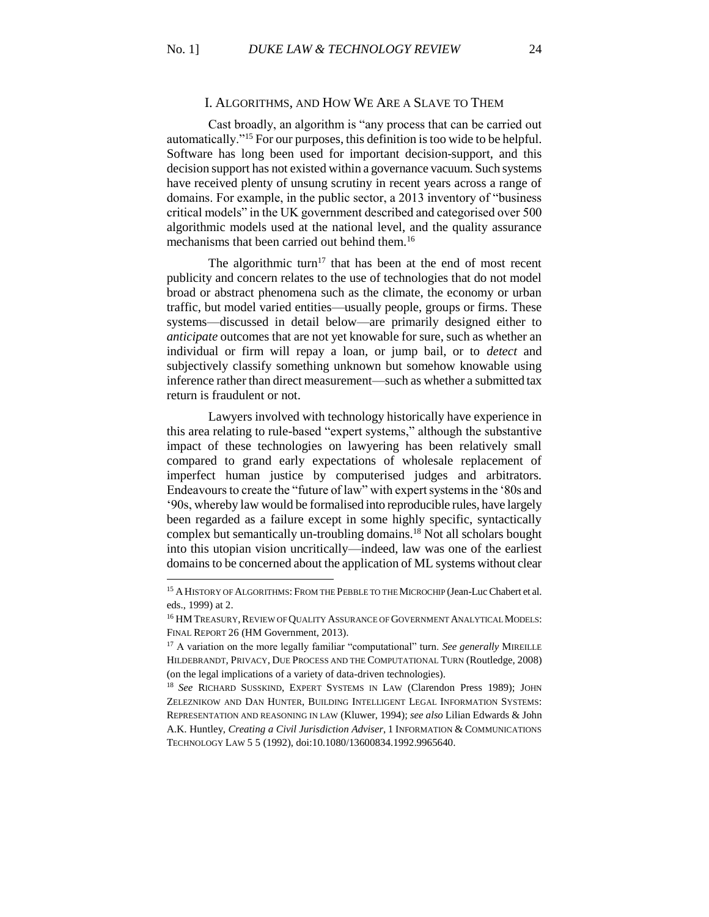## I. ALGORITHMS, AND HOW WE ARE A SLAVE TO THEM

Cast broadly, an algorithm is "any process that can be carried out automatically."[15] For our purposes, this definition is too wide to be helpful. Software has long been used for important decision-support, and this decision support has not existed within a governance vacuum. Such systems have received plenty of unsung scrutiny in recent years across a range of domains. For example, in the public sector, a 2013 inventory of "business critical models" in the UK government described and categorised over 500 algorithmic models used at the national level, and the quality assurance mechanisms that been carried out behind them.[16]

The algorithmic turn[17] that has been at the end of most recent publicity and concern relates to the use of technologies that do not model broad or abstract phenomena such as the climate, the economy or urban traffic, but model varied entities—usually people, groups or firms. These systems—discussed in detail below—are primarily designed either to *anticipate* outcomes that are not yet knowable for sure, such as whether an individual or firm will repay a loan, or jump bail, or to *detect* and subjectively classify something unknown but somehow knowable using inference rather than direct measurement—such as whether a submitted tax return is fraudulent or not.

Lawyers involved with technology historically have experience in this area relating to rule-based "expert systems," although the substantive impact of these technologies on lawyering has been relatively small compared to grand early expectations of wholesale replacement of imperfect human justice by computerised judges and arbitrators. Endeavours to create the "future of law" with expert systems in the '80s and '90s, whereby law would be formalised into reproducible rules, have largely been regarded as a failure except in some highly specific, syntactically complex but semantically un-troubling domains.[18] Not all scholars bought into this utopian vision uncritically—indeed, law was one of the earliest domains to be concerned about the application of ML systems without clear

---

[15] A HISTORY OF ALGORITHMS: FROM THE PEBBLE TO THE MICROCHIP (Jean-Luc Chabert et al. eds., 1999) at 2.

[16] HM TREASURY, REVIEW OF QUALITY ASSURANCE OF GOVERNMENT ANALYTICAL MODELS: FINAL REPORT 26 (HM Government, 2013).

[17] A variation on the more legally familiar "computational" turn. *See generally* MIREILLE HILDEBRANDT, PRIVACY, DUE PROCESS AND THE COMPUTATIONAL TURN (Routledge, 2008) (on the legal implications of a variety of data-driven technologies).

[18] *See* RICHARD SUSSKIND, EXPERT SYSTEMS IN LAW (Clarendon Press 1989); JOHN ZELEZNIKOW AND DAN HUNTER, BUILDING INTELLIGENT LEGAL INFORMATION SYSTEMS: REPRESENTATION AND REASONING IN LAW (Kluwer, 1994); *see also* Lilian Edwards & John A.K. Huntley, *Creating a Civil Jurisdiction Adviser*, 1 INFORMATION & COMMUNICATIONS TECHNOLOGY LAW 5 5 (1992), doi:10.1080/13600834.1992.9965640.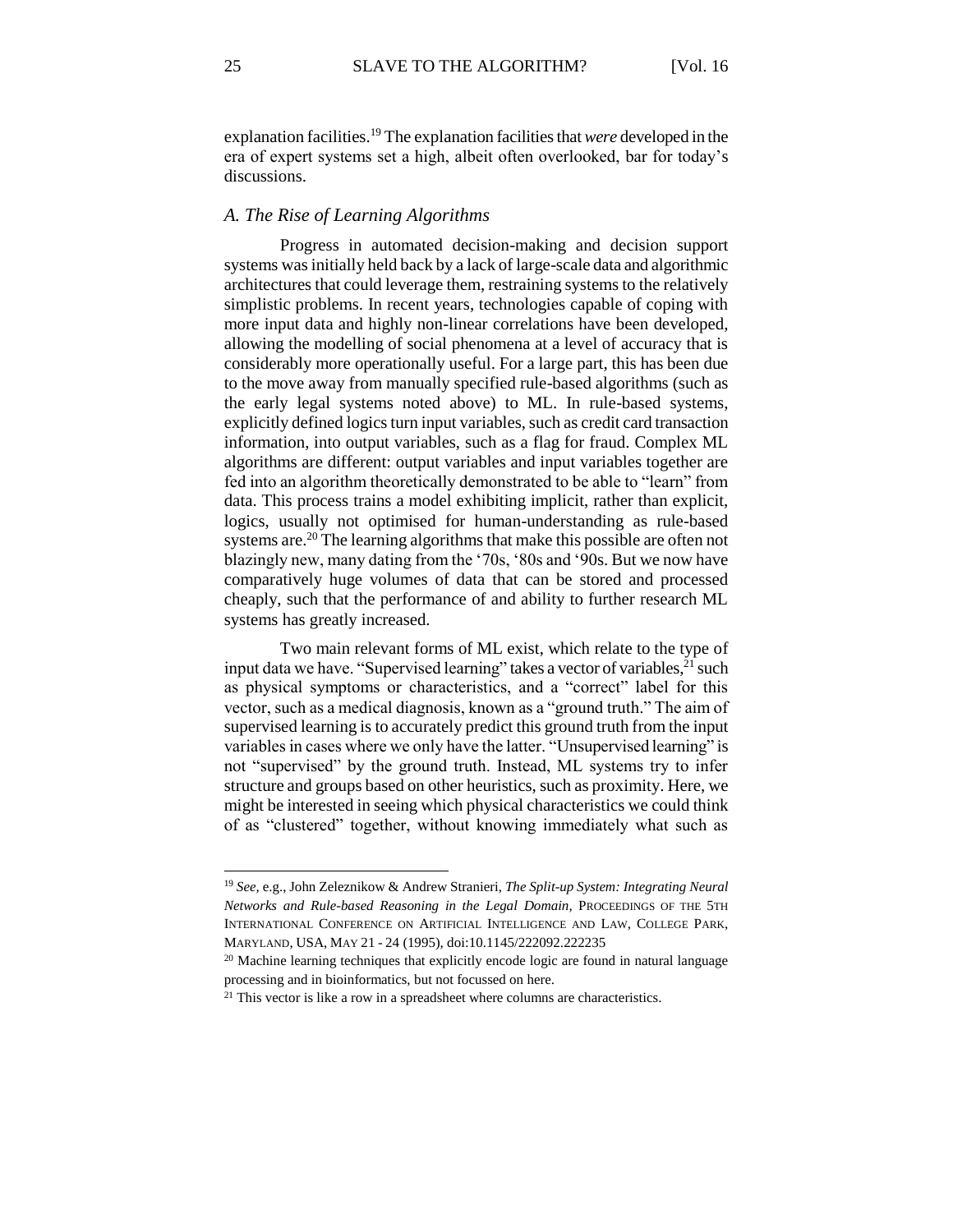explanation facilities.[19] The explanation facilities that *were* developed in the era of expert systems set a high, albeit often overlooked, bar for today's discussions.

### *A. The Rise of Learning Algorithms*

Progress in automated decision-making and decision support systems was initially held back by a lack of large-scale data and algorithmic architectures that could leverage them, restraining systems to the relatively simplistic problems. In recent years, technologies capable of coping with more input data and highly non-linear correlations have been developed, allowing the modelling of social phenomena at a level of accuracy that is considerably more operationally useful. For a large part, this has been due to the move away from manually specified rule-based algorithms (such as the early legal systems noted above) to ML. In rule-based systems, explicitly defined logics turn input variables, such as credit card transaction information, into output variables, such as a flag for fraud. Complex ML algorithms are different: output variables and input variables together are fed into an algorithm theoretically demonstrated to be able to "learn" from data. This process trains a model exhibiting implicit, rather than explicit, logics, usually not optimised for human-understanding as rule-based systems are.[20] The learning algorithms that make this possible are often not blazingly new, many dating from the '70s, '80s and '90s. But we now have comparatively huge volumes of data that can be stored and processed cheaply, such that the performance of and ability to further research ML systems has greatly increased.

Two main relevant forms of ML exist, which relate to the type of input data we have. "Supervised learning" takes a vector of variables,[21] such as physical symptoms or characteristics, and a "correct" label for this vector, such as a medical diagnosis, known as a "ground truth." The aim of supervised learning is to accurately predict this ground truth from the input variables in cases where we only have the latter. "Unsupervised learning" is not "supervised" by the ground truth. Instead, ML systems try to infer structure and groups based on other heuristics, such as proximity. Here, we might be interested in seeing which physical characteristics we could think of as "clustered" together, without knowing immediately what such as

---

[19] *See*, e.g., John Zeleznikow & Andrew Stranieri, *The Split-up System: Integrating Neural Networks and Rule-based Reasoning in the Legal Domain*, PROCEEDINGS OF THE 5TH INTERNATIONAL CONFERENCE ON ARTIFICIAL INTELLIGENCE AND LAW, COLLEGE PARK, MARYLAND, USA, MAY 21 - 24 (1995), doi:10.1145/222092.222235

[20] Machine learning techniques that explicitly encode logic are found in natural language processing and in bioinformatics, but not focussed on here.

[21] This vector is like a row in a spreadsheet where columns are characteristics.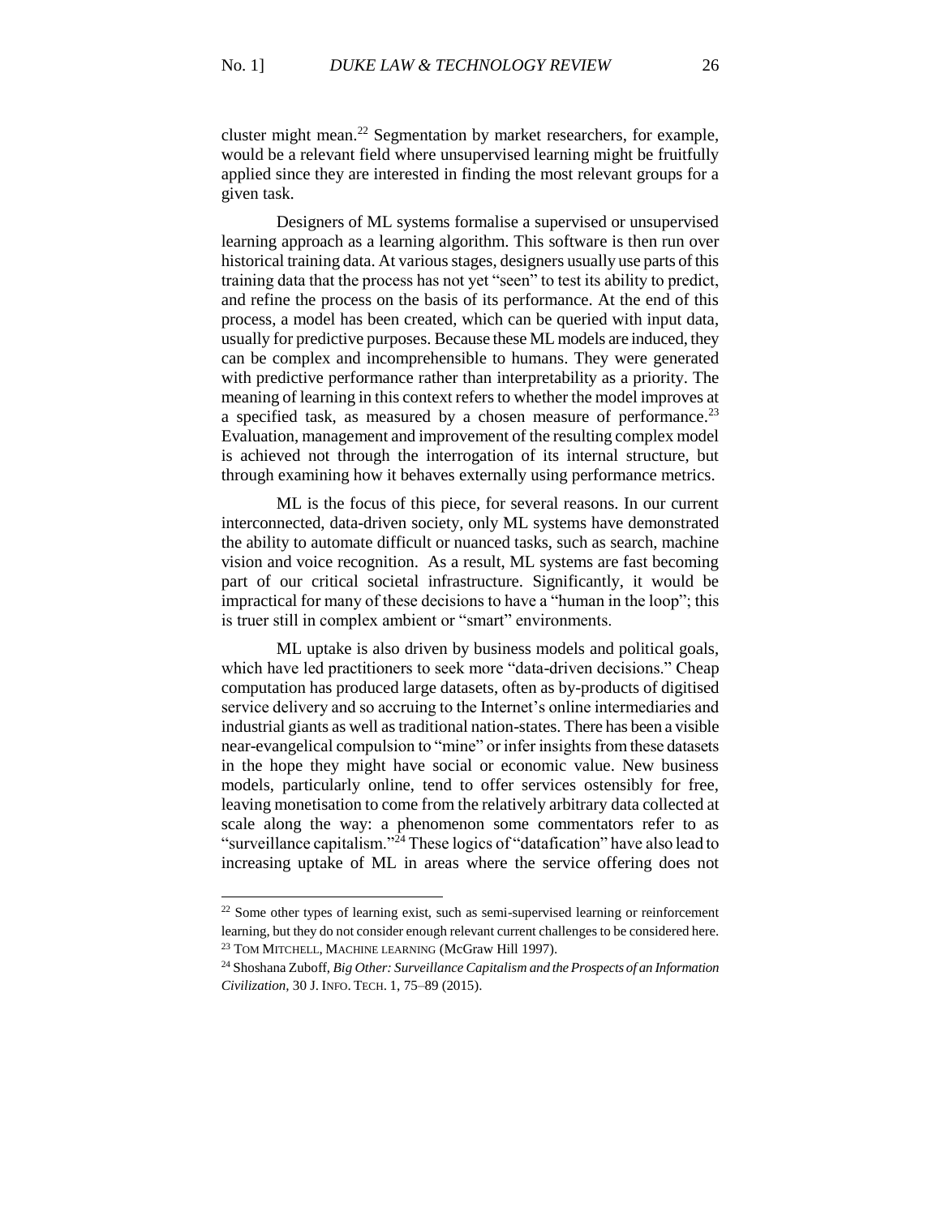cluster might mean.[22] Segmentation by market researchers, for example, would be a relevant field where unsupervised learning might be fruitfully applied since they are interested in finding the most relevant groups for a given task.

Designers of ML systems formalise a supervised or unsupervised learning approach as a learning algorithm. This software is then run over historical training data. At various stages, designers usually use parts of this training data that the process has not yet "seen" to test its ability to predict, and refine the process on the basis of its performance. At the end of this process, a model has been created, which can be queried with input data, usually for predictive purposes. Because these ML models are induced, they can be complex and incomprehensible to humans. They were generated with predictive performance rather than interpretability as a priority. The meaning of learning in this context refers to whether the model improves at a specified task, as measured by a chosen measure of performance.[23] Evaluation, management and improvement of the resulting complex model is achieved not through the interrogation of its internal structure, but through examining how it behaves externally using performance metrics.

ML is the focus of this piece, for several reasons. In our current interconnected, data-driven society, only ML systems have demonstrated the ability to automate difficult or nuanced tasks, such as search, machine vision and voice recognition. As a result, ML systems are fast becoming part of our critical societal infrastructure. Significantly, it would be impractical for many of these decisions to have a "human in the loop"; this is truer still in complex ambient or "smart" environments.

ML uptake is also driven by business models and political goals, which have led practitioners to seek more "data-driven decisions." Cheap computation has produced large datasets, often as by-products of digitised service delivery and so accruing to the Internet's online intermediaries and industrial giants as well as traditional nation-states. There has been a visible near-evangelical compulsion to "mine" or infer insights from these datasets in the hope they might have social or economic value. New business models, particularly online, tend to offer services ostensibly for free, leaving monetisation to come from the relatively arbitrary data collected at scale along the way: a phenomenon some commentators refer to as "surveillance capitalism."[24] These logics of "datafication" have also lead to increasing uptake of ML in areas where the service offering does not

---

[22] Some other types of learning exist, such as semi-supervised learning or reinforcement learning, but they do not consider enough relevant current challenges to be considered here.

[23] TOM MITCHELL, MACHINE LEARNING (McGraw Hill 1997).

[24] Shoshana Zuboff, *Big Other: Surveillance Capitalism and the Prospects of an Information Civilization*, 30 J. INFO. TECH. 1, 75–89 (2015).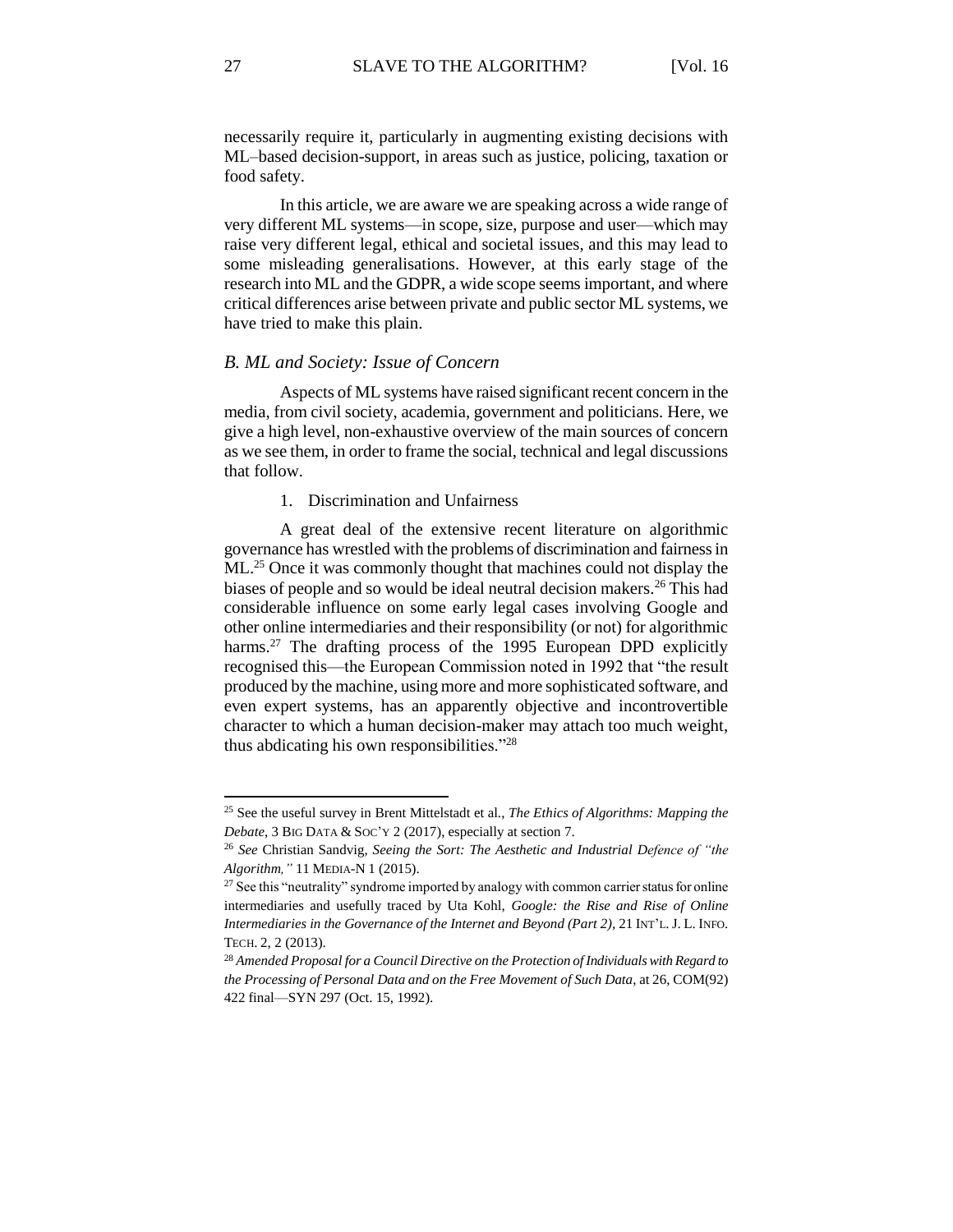necessarily require it, particularly in augmenting existing decisions with ML–based decision-support, in areas such as justice, policing, taxation or food safety.

In this article, we are aware we are speaking across a wide range of very different ML systems—in scope, size, purpose and user—which may raise very different legal, ethical and societal issues, and this may lead to some misleading generalisations. However, at this early stage of the research into ML and the GDPR, a wide scope seems important, and where critical differences arise between private and public sector ML systems, we have tried to make this plain.

### *B. ML and Society: Issue of Concern*

Aspects of ML systems have raised significant recent concern in the media, from civil society, academia, government and politicians. Here, we give a high level, non-exhaustive overview of the main sources of concern as we see them, in order to frame the social, technical and legal discussions that follow.

#### 1. Discrimination and Unfairness

A great deal of the extensive recent literature on algorithmic governance has wrestled with the problems of discrimination and fairness in ML.[25] Once it was commonly thought that machines could not display the biases of people and so would be ideal neutral decision makers.[26] This had considerable influence on some early legal cases involving Google and other online intermediaries and their responsibility (or not) for algorithmic harms.[27] The drafting process of the 1995 European DPD explicitly recognised this—the European Commission noted in 1992 that "the result produced by the machine, using more and more sophisticated software, and even expert systems, has an apparently objective and incontrovertible character to which a human decision-maker may attach too much weight, thus abdicating his own responsibilities."[28]

---

[25] See the useful survey in Brent Mittelstadt et al., *The Ethics of Algorithms: Mapping the Debate*, 3 BIG DATA & SOC'Y 2 (2017), especially at section 7.

[26] *See* Christian Sandvig, *Seeing the Sort: The Aesthetic and Industrial Defence of "the Algorithm,"* 11 MEDIA-N 1 (2015).

[27] See this "neutrality" syndrome imported by analogy with common carrier status for online intermediaries and usefully traced by Uta Kohl, *Google: the Rise and Rise of Online Intermediaries in the Governance of the Internet and Beyond (Part 2)*, 21 INT'L. J. L. INFO. TECH. 2, 2 (2013).

[28] *Amended Proposal for a Council Directive on the Protection of Individuals with Regard to the Processing of Personal Data and on the Free Movement of Such Data*, at 26, COM(92) 422 final—SYN 297 (Oct. 15, 1992).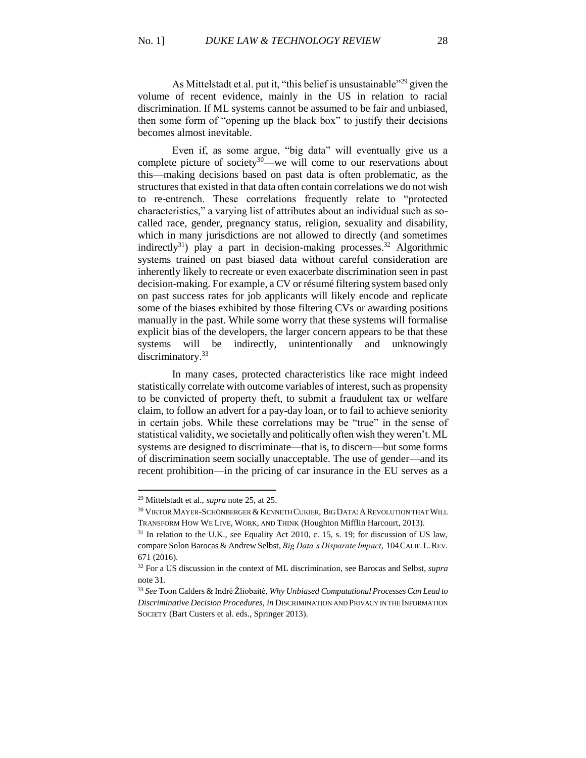As Mittelstadt et al. put it, "this belief is unsustainable"[29] given the volume of recent evidence, mainly in the US in relation to racial discrimination. If ML systems cannot be assumed to be fair and unbiased, then some form of "opening up the black box" to justify their decisions becomes almost inevitable.

Even if, as some argue, "big data" will eventually give us a complete picture of society[30]—we will come to our reservations about this—making decisions based on past data is often problematic, as the structures that existed in that data often contain correlations we do not wish to re-entrench. These correlations frequently relate to "protected characteristics," a varying list of attributes about an individual such as so-called race, gender, pregnancy status, religion, sexuality and disability, which in many jurisdictions are not allowed to directly (and sometimes indirectly[31]) play a part in decision-making processes.[32] Algorithmic systems trained on past biased data without careful consideration are inherently likely to recreate or even exacerbate discrimination seen in past decision-making. For example, a CV or résumé filtering system based only on past success rates for job applicants will likely encode and replicate some of the biases exhibited by those filtering CVs or awarding positions manually in the past. While some worry that these systems will formalise explicit bias of the developers, the larger concern appears to be that these systems will be indirectly, unintentionally and unknowingly discriminatory.[33]

In many cases, protected characteristics like race might indeed statistically correlate with outcome variables of interest, such as propensity to be convicted of property theft, to submit a fraudulent tax or welfare claim, to follow an advert for a pay-day loan, or to fail to achieve seniority in certain jobs. While these correlations may be "true" in the sense of statistical validity, we societally and politically often wish they weren't. ML systems are designed to discriminate—that is, to discern—but some forms of discrimination seem socially unacceptable. The use of gender—and its recent prohibition—in the pricing of car insurance in the EU serves as a

---

[29] Mittelstadt et al., *supra* note 25, at 25.

[30] VIKTOR MAYER-SCHÖNBERGER & KENNETH CUKIER, BIG DATA: A REVOLUTION THAT WILL TRANSFORM HOW WE LIVE, WORK, AND THINK (Houghton Mifflin Harcourt, 2013).

[31] In relation to the U.K., see Equality Act 2010, c. 15, s. 19; for discussion of US law, compare Solon Barocas & Andrew Selbst, *Big Data's Disparate Impact*, 104 CALIF. L. REV. 671 (2016).

[32] For a US discussion in the context of ML discrimination, see Barocas and Selbst, *supra* note 31.

[33] *See* Toon Calders & Indrė Žliobaitė, *Why Unbiased Computational Processes Can Lead to Discriminative Decision Procedures*, *in* DISCRIMINATION AND PRIVACY IN THE INFORMATION SOCIETY (Bart Custers et al. eds., Springer 2013).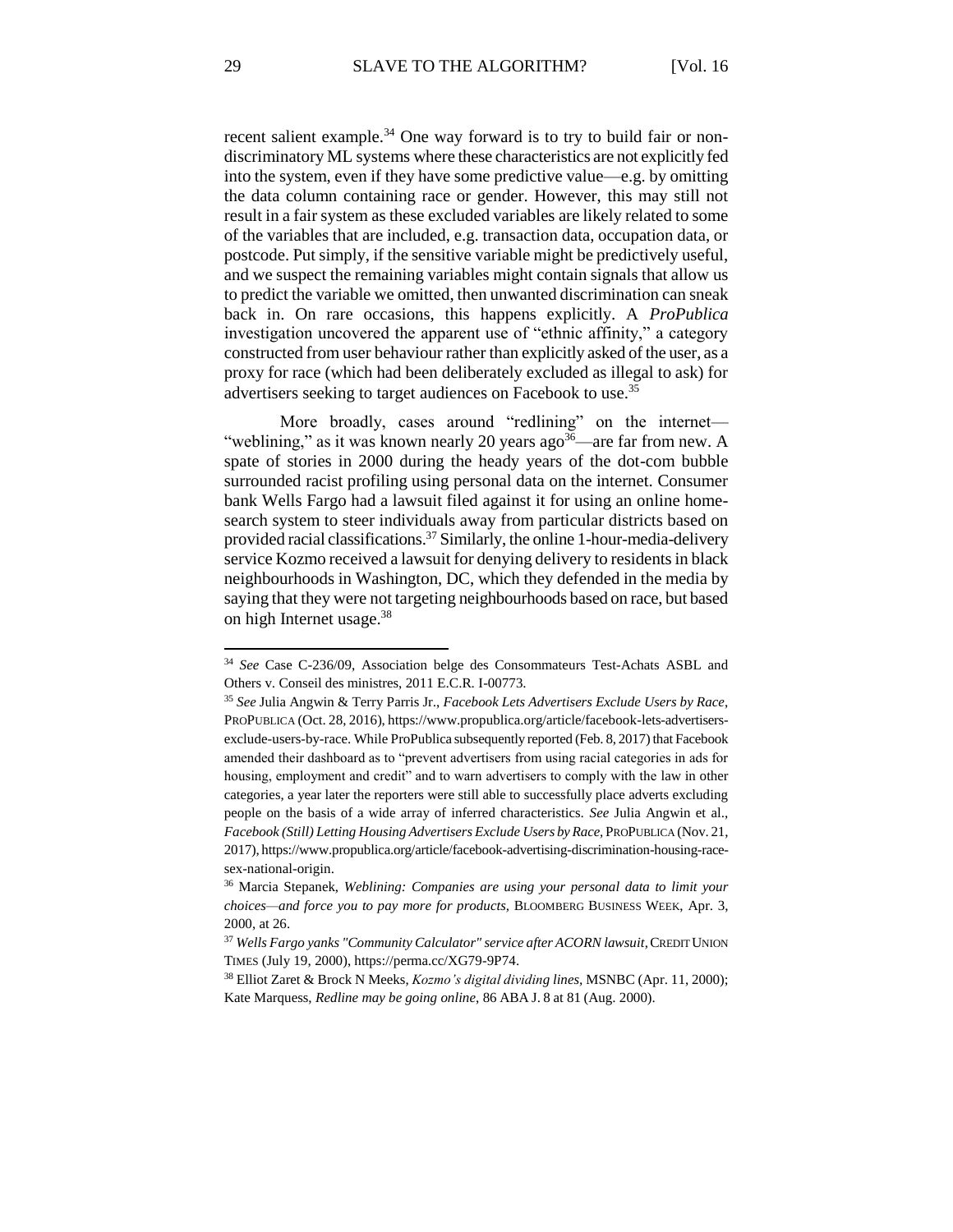recent salient example.[34] One way forward is to try to build fair or non-discriminatory ML systems where these characteristics are not explicitly fed into the system, even if they have some predictive value—e.g. by omitting the data column containing race or gender. However, this may still not result in a fair system as these excluded variables are likely related to some of the variables that are included, e.g. transaction data, occupation data, or postcode. Put simply, if the sensitive variable might be predictively useful, and we suspect the remaining variables might contain signals that allow us to predict the variable we omitted, then unwanted discrimination can sneak back in. On rare occasions, this happens explicitly. A *ProPublica* investigation uncovered the apparent use of "ethnic affinity," a category constructed from user behaviour rather than explicitly asked of the user, as a proxy for race (which had been deliberately excluded as illegal to ask) for advertisers seeking to target audiences on Facebook to use.[35]

More broadly, cases around "redlining" on the internet—"weblining," as it was known nearly 20 years ago[36]—are far from new. A spate of stories in 2000 during the heady years of the dot-com bubble surrounded racist profiling using personal data on the internet. Consumer bank Wells Fargo had a lawsuit filed against it for using an online home-search system to steer individuals away from particular districts based on provided racial classifications.[37] Similarly, the online 1-hour-media-delivery service Kozmo received a lawsuit for denying delivery to residents in black neighbourhoods in Washington, DC, which they defended in the media by saying that they were not targeting neighbourhoods based on race, but based on high Internet usage.[38]

---

[34] *See* Case C-236/09, Association belge des Consommateurs Test-Achats ASBL and Others v. Conseil des ministres, 2011 E.C.R. I-00773.

[35] *See* Julia Angwin & Terry Parris Jr., *Facebook Lets Advertisers Exclude Users by Race*, PROPUBLICA (Oct. 28, 2016), https://www.propublica.org/article/facebook-lets-advertisers-exclude-users-by-race. While ProPublica subsequently reported (Feb. 8, 2017) that Facebook amended their dashboard as to "prevent advertisers from using racial categories in ads for housing, employment and credit" and to warn advertisers to comply with the law in other categories, a year later the reporters were still able to successfully place adverts excluding people on the basis of a wide array of inferred characteristics. *See* Julia Angwin et al., *Facebook (Still) Letting Housing Advertisers Exclude Users by Race*, PROPUBLICA (Nov. 21, 2017), https://www.propublica.org/article/facebook-advertising-discrimination-housing-race-sex-national-origin.

[36] Marcia Stepanek, *Weblining: Companies are using your personal data to limit your choices—and force you to pay more for products*, BLOOMBERG BUSINESS WEEK, Apr. 3, 2000, at 26.

[37] *Wells Fargo yanks "Community Calculator" service after ACORN lawsuit*, CREDIT UNION TIMES (July 19, 2000), https://perma.cc/XG79-9P74.

[38] Elliot Zaret & Brock N Meeks, *Kozmo's digital dividing lines*, MSNBC (Apr. 11, 2000); Kate Marquess, *Redline may be going online*, 86 ABA J. 8 at 81 (Aug. 2000).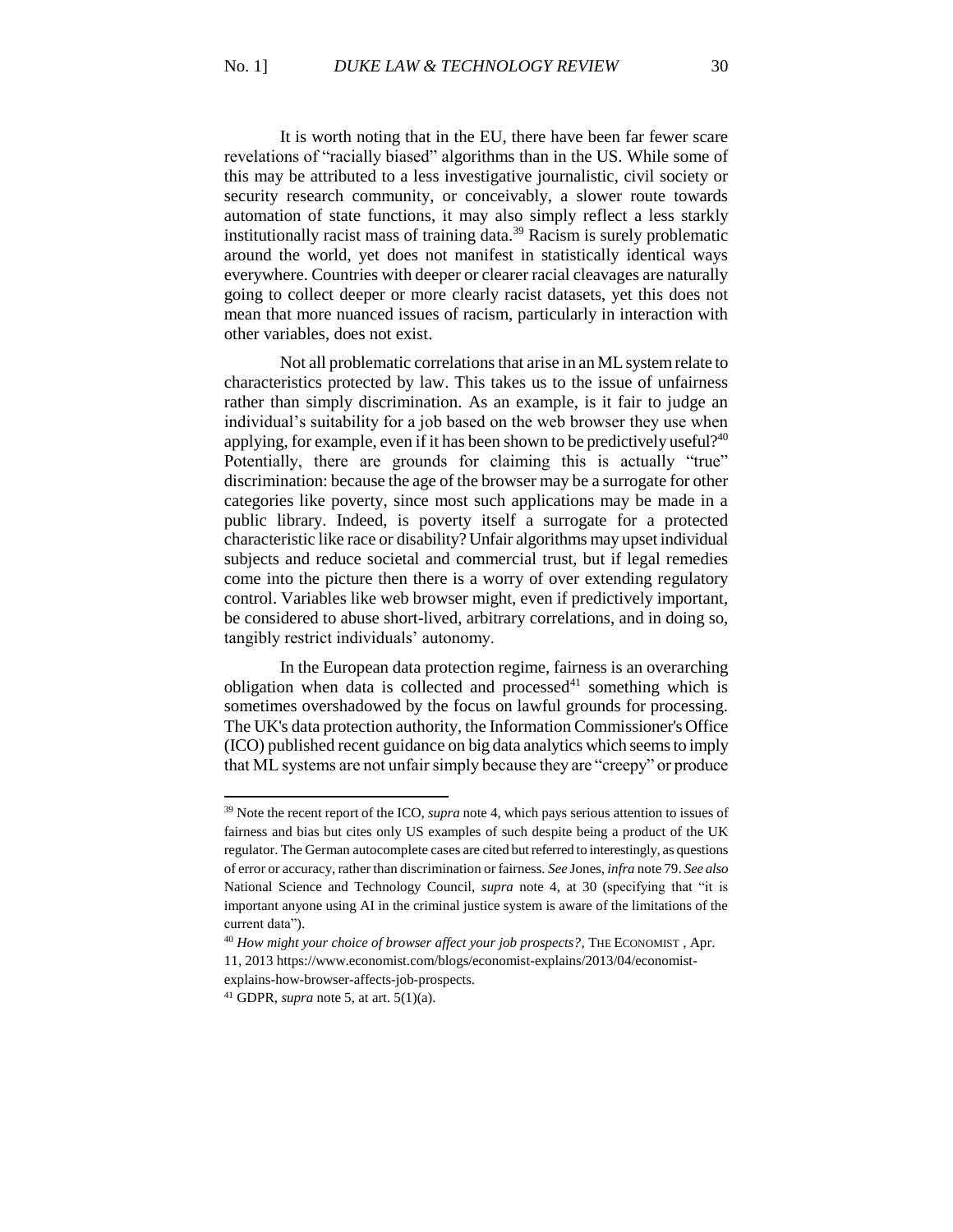It is worth noting that in the EU, there have been far fewer scare revelations of "racially biased" algorithms than in the US. While some of this may be attributed to a less investigative journalistic, civil society or security research community, or conceivably, a slower route towards automation of state functions, it may also simply reflect a less starkly institutionally racist mass of training data.[39] Racism is surely problematic around the world, yet does not manifest in statistically identical ways everywhere. Countries with deeper or clearer racial cleavages are naturally going to collect deeper or more clearly racist datasets, yet this does not mean that more nuanced issues of racism, particularly in interaction with other variables, does not exist.

Not all problematic correlations that arise in an ML system relate to characteristics protected by law. This takes us to the issue of unfairness rather than simply discrimination. As an example, is it fair to judge an individual's suitability for a job based on the web browser they use when applying, for example, even if it has been shown to be predictively useful?[40] Potentially, there are grounds for claiming this is actually "true" discrimination: because the age of the browser may be a surrogate for other categories like poverty, since most such applications may be made in a public library. Indeed, is poverty itself a surrogate for a protected characteristic like race or disability? Unfair algorithms may upset individual subjects and reduce societal and commercial trust, but if legal remedies come into the picture then there is a worry of over extending regulatory control. Variables like web browser might, even if predictively important, be considered to abuse short-lived, arbitrary correlations, and in doing so, tangibly restrict individuals' autonomy.

In the European data protection regime, fairness is an overarching obligation when data is collected and processed[41] something which is sometimes overshadowed by the focus on lawful grounds for processing. The UK's data protection authority, the Information Commissioner's Office (ICO) published recent guidance on big data analytics which seems to imply that ML systems are not unfair simply because they are "creepy" or produce

---

[39] Note the recent report of the ICO, *supra* note 4, which pays serious attention to issues of fairness and bias but cites only US examples of such despite being a product of the UK regulator. The German autocomplete cases are cited but referred to interestingly, as questions of error or accuracy, rather than discrimination or fairness. *See* Jones, *infra* note 79. *See also* National Science and Technology Council, *supra* note 4, at 30 (specifying that "it is important anyone using AI in the criminal justice system is aware of the limitations of the current data").

[40] *How might your choice of browser affect your job prospects?*, THE ECONOMIST , Apr. 11, 2013 https://www.economist.com/blogs/economist-explains/2013/04/economist-explains-how-browser-affects-job-prospects.

[41] GDPR, *supra* note 5, at art. 5(1)(a).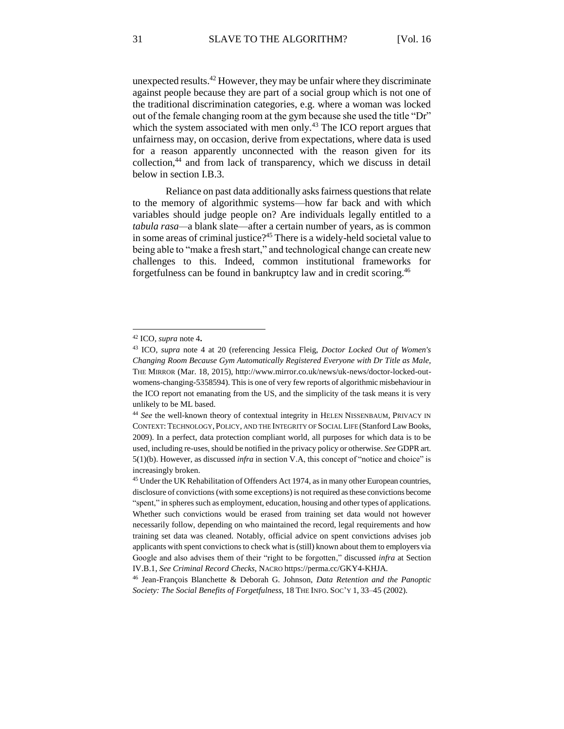unexpected results.[42] However, they may be unfair where they discriminate against people because they are part of a social group which is not one of the traditional discrimination categories, e.g. where a woman was locked out of the female changing room at the gym because she used the title "Dr" which the system associated with men only.[43] The ICO report argues that unfairness may, on occasion, derive from expectations, where data is used for a reason apparently unconnected with the reason given for its collection,[44] and from lack of transparency, which we discuss in detail below in section I.B.3.

Reliance on past data additionally asks fairness questions that relate to the memory of algorithmic systems—how far back and with which variables should judge people on? Are individuals legally entitled to a *tabula rasa*—a blank slate—after a certain number of years, as is common in some areas of criminal justice?[45] There is a widely-held societal value to being able to "make a fresh start," and technological change can create new challenges to this. Indeed, common institutional frameworks for forgetfulness can be found in bankruptcy law and in credit scoring.[46]

---

[42] ICO, *supra* note 4.

[43] ICO, *supra* note 4 at 20 (referencing Jessica Fleig, *Doctor Locked Out of Women's Changing Room Because Gym Automatically Registered Everyone with Dr Title as Male*, THE MIRROR (Mar. 18, 2015), http://www.mirror.co.uk/news/uk-news/doctor-locked-out-womens-changing-5358594). This is one of very few reports of algorithmic misbehaviour in the ICO report not emanating from the US, and the simplicity of the task means it is very unlikely to be ML based.

[44] *See* the well-known theory of contextual integrity in HELEN NISSENBAUM, PRIVACY IN CONTEXT: TECHNOLOGY, POLICY, AND THE INTEGRITY OF SOCIAL LIFE (Stanford Law Books, 2009). In a perfect, data protection compliant world, all purposes for which data is to be used, including re-uses, should be notified in the privacy policy or otherwise. *See* GDPR art. 5(1)(b). However, as discussed *infra* in section V.A, this concept of "notice and choice" is increasingly broken.

[45] Under the UK Rehabilitation of Offenders Act 1974, as in many other European countries, disclosure of convictions (with some exceptions) is not required as these convictions become "spent," in spheres such as employment, education, housing and other types of applications. Whether such convictions would be erased from training set data would not however necessarily follow, depending on who maintained the record, legal requirements and how training set data was cleaned. Notably, official advice on spent convictions advises job applicants with spent convictions to check what is (still) known about them to employers via Google and also advises them of their "right to be forgotten," discussed *infra* at Section IV.B.1, *See Criminal Record Checks*, NACRO https://perma.cc/GKY4-KHJA.

[46] Jean-François Blanchette & Deborah G. Johnson, *Data Retention and the Panoptic Society: The Social Benefits of Forgetfulness*, 18 THE INFO. SOC'Y 1, 33–45 (2002).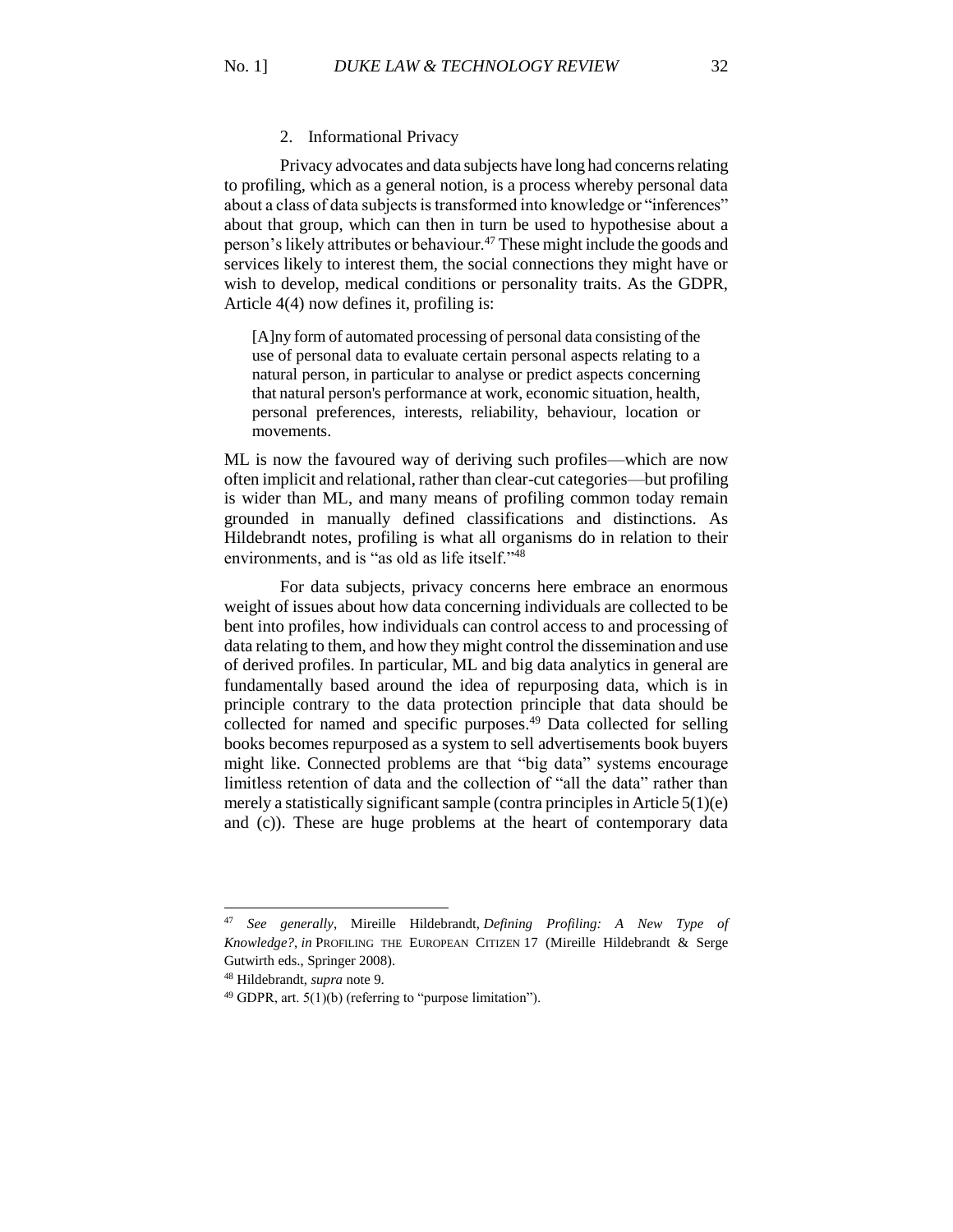### 2. Informational Privacy

Privacy advocates and data subjects have long had concerns relating to profiling, which as a general notion, is a process whereby personal data about a class of data subjects is transformed into knowledge or "inferences" about that group, which can then in turn be used to hypothesise about a person's likely attributes or behaviour.[47] These might include the goods and services likely to interest them, the social connections they might have or wish to develop, medical conditions or personality traits. As the GDPR, Article 4(4) now defines it, profiling is:

> [A]ny form of automated processing of personal data consisting of the use of personal data to evaluate certain personal aspects relating to a natural person, in particular to analyse or predict aspects concerning that natural person's performance at work, economic situation, health, personal preferences, interests, reliability, behaviour, location or movements.

ML is now the favoured way of deriving such profiles—which are now often implicit and relational, rather than clear-cut categories—but profiling is wider than ML, and many means of profiling common today remain grounded in manually defined classifications and distinctions. As Hildebrandt notes, profiling is what all organisms do in relation to their environments, and is "as old as life itself."[48]

For data subjects, privacy concerns here embrace an enormous weight of issues about how data concerning individuals are collected to be bent into profiles, how individuals can control access to and processing of data relating to them, and how they might control the dissemination and use of derived profiles. In particular, ML and big data analytics in general are fundamentally based around the idea of repurposing data, which is in principle contrary to the data protection principle that data should be collected for named and specific purposes.[49] Data collected for selling books becomes repurposed as a system to sell advertisements book buyers might like. Connected problems are that "big data" systems encourage limitless retention of data and the collection of "all the data" rather than merely a statistically significant sample (contra principles in Article 5(1)(e) and (c)). These are huge problems at the heart of contemporary data

---

[47] *See generally*, Mireille Hildebrandt, *Defining Profiling: A New Type of Knowledge?*, *in* PROFILING THE EUROPEAN CITIZEN 17 (Mireille Hildebrandt & Serge Gutwirth eds., Springer 2008).

[48] Hildebrandt, *supra* note 9.

[49] GDPR, art. 5(1)(b) (referring to "purpose limitation").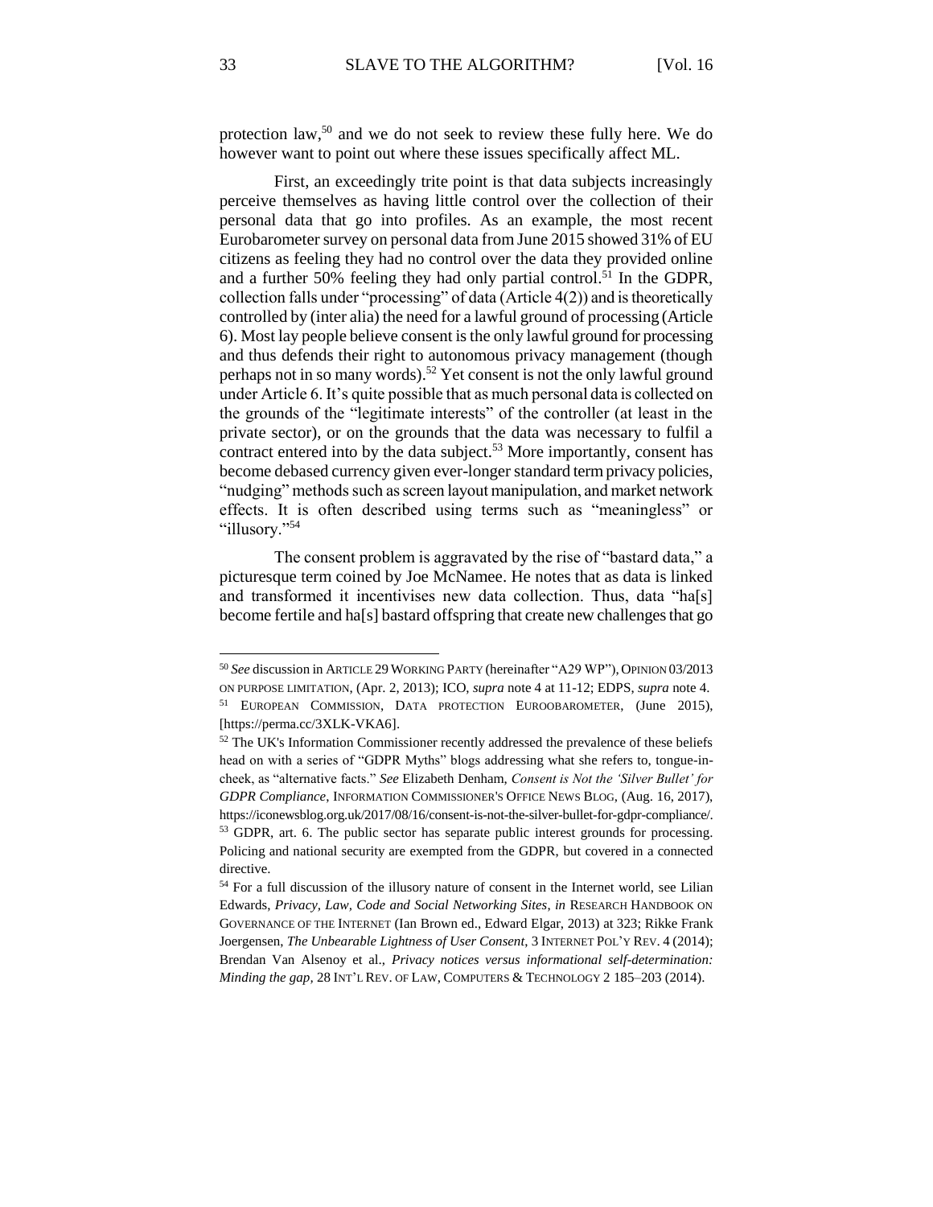protection law,[50] and we do not seek to review these fully here. We do however want to point out where these issues specifically affect ML.

First, an exceedingly trite point is that data subjects increasingly perceive themselves as having little control over the collection of their personal data that go into profiles. As an example, the most recent Eurobarometer survey on personal data from June 2015 showed 31% of EU citizens as feeling they had no control over the data they provided online and a further 50% feeling they had only partial control.[51] In the GDPR, collection falls under "processing" of data (Article 4(2)) and is theoretically controlled by (inter alia) the need for a lawful ground of processing (Article 6). Most lay people believe consent is the only lawful ground for processing and thus defends their right to autonomous privacy management (though perhaps not in so many words).[52] Yet consent is not the only lawful ground under Article 6. It's quite possible that as much personal data is collected on the grounds of the "legitimate interests" of the controller (at least in the private sector), or on the grounds that the data was necessary to fulfil a contract entered into by the data subject.[53] More importantly, consent has become debased currency given ever-longer standard term privacy policies, "nudging" methods such as screen layout manipulation, and market network effects. It is often described using terms such as "meaningless" or "illusory."[54]

The consent problem is aggravated by the rise of "bastard data," a picturesque term coined by Joe McNamee. He notes that as data is linked and transformed it incentivises new data collection. Thus, data "ha[s] become fertile and ha[s] bastard offspring that create new challenges that go

---

[50] *See* discussion in ARTICLE 29 WORKING PARTY (hereinafter "A29 WP"), OPINION 03/2013 ON PURPOSE LIMITATION, (Apr. 2, 2013); ICO, *supra* note 4 at 11-12; EDPS, *supra* note 4.

[51] EUROPEAN COMMISSION, DATA PROTECTION EUROOBAROMETER, (June 2015), [https://perma.cc/3XLK-VKA6].

[52] The UK's Information Commissioner recently addressed the prevalence of these beliefs head on with a series of "GDPR Myths" blogs addressing what she refers to, tongue-in-cheek, as "alternative facts." *See* Elizabeth Denham, *Consent is Not the 'Silver Bullet' for GDPR Compliance*, INFORMATION COMMISSIONER'S OFFICE NEWS BLOG, (Aug. 16, 2017), https://iconewsblog.org.uk/2017/08/16/consent-is-not-the-silver-bullet-for-gdpr-compliance/.

[53] GDPR, art. 6. The public sector has separate public interest grounds for processing. Policing and national security are exempted from the GDPR, but covered in a connected directive.

[54] For a full discussion of the illusory nature of consent in the Internet world, see Lilian Edwards, *Privacy, Law, Code and Social Networking Sites*, *in* RESEARCH HANDBOOK ON GOVERNANCE OF THE INTERNET (Ian Brown ed., Edward Elgar, 2013) at 323; Rikke Frank Joergensen, *The Unbearable Lightness of User Consent*, 3 INTERNET POL'Y REV. 4 (2014); Brendan Van Alsenoy et al., *Privacy notices versus informational self-determination: Minding the gap*, 28 INT'L REV. OF LAW, COMPUTERS & TECHNOLOGY 2 185–203 (2014).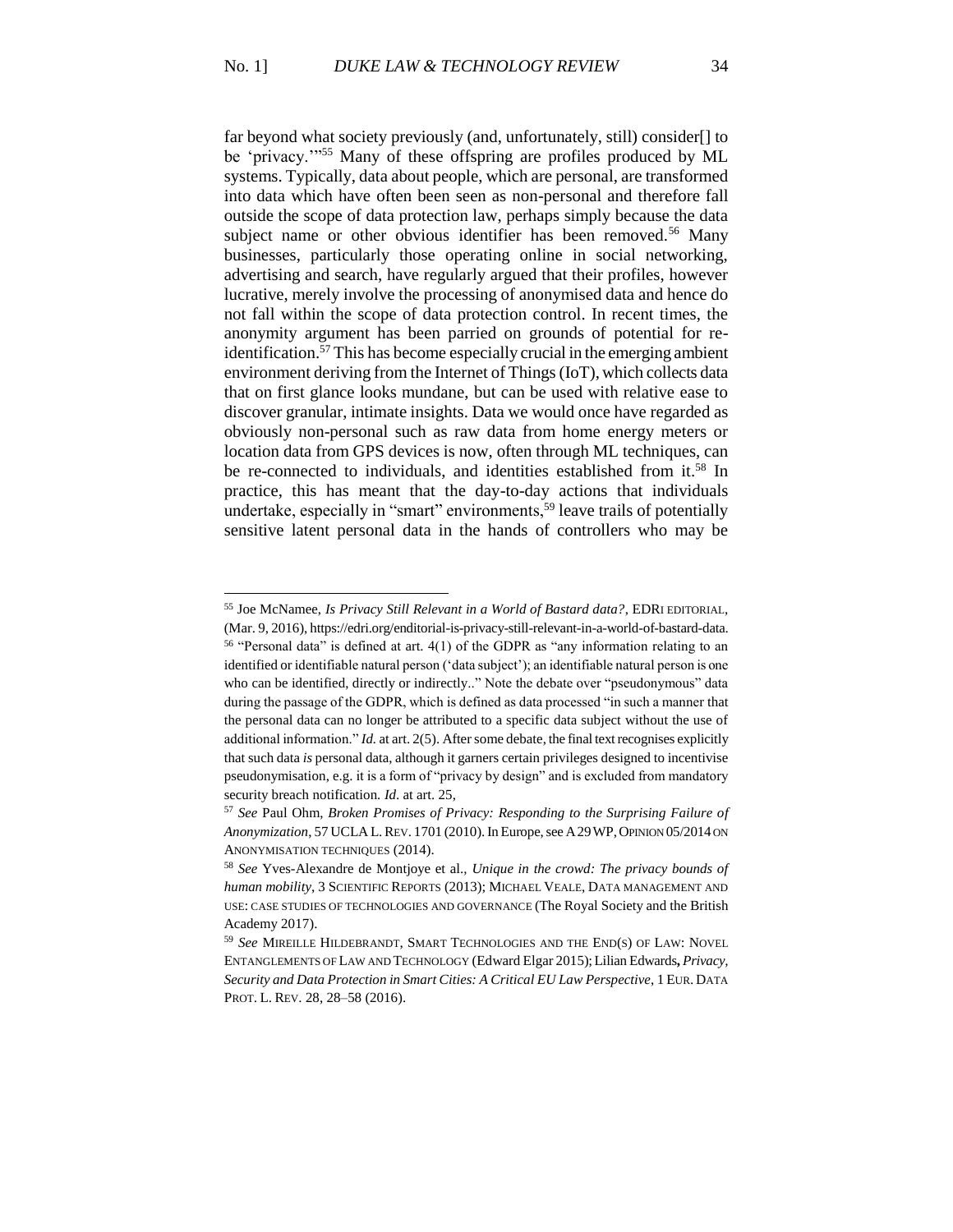far beyond what society previously (and, unfortunately, still) consider[] to be 'privacy.'"[55] Many of these offspring are profiles produced by ML systems. Typically, data about people, which are personal, are transformed into data which have often been seen as non-personal and therefore fall outside the scope of data protection law, perhaps simply because the data subject name or other obvious identifier has been removed.[56] Many businesses, particularly those operating online in social networking, advertising and search, have regularly argued that their profiles, however lucrative, merely involve the processing of anonymised data and hence do not fall within the scope of data protection control. In recent times, the anonymity argument has been parried on grounds of potential for re-identification.[57] This has become especially crucial in the emerging ambient environment deriving from the Internet of Things (IoT), which collects data that on first glance looks mundane, but can be used with relative ease to discover granular, intimate insights. Data we would once have regarded as obviously non-personal such as raw data from home energy meters or location data from GPS devices is now, often through ML techniques, can be re-connected to individuals, and identities established from it.[58] In practice, this has meant that the day-to-day actions that individuals undertake, especially in "smart" environments,[59] leave trails of potentially sensitive latent personal data in the hands of controllers who may be

---

[55] Joe McNamee, *Is Privacy Still Relevant in a World of Bastard data?*, EDRI EDITORIAL, (Mar. 9, 2016), https://edri.org/enditorial-is-privacy-still-relevant-in-a-world-of-bastard-data.

[56] "Personal data" is defined at art. 4(1) of the GDPR as "any information relating to an identified or identifiable natural person ('data subject'); an identifiable natural person is one who can be identified, directly or indirectly.." Note the debate over "pseudonymous" data during the passage of the GDPR, which is defined as data processed "in such a manner that the personal data can no longer be attributed to a specific data subject without the use of additional information." *Id.* at art. 2(5). After some debate, the final text recognises explicitly that such data *is* personal data, although it garners certain privileges designed to incentivise pseudonymisation, e.g. it is a form of "privacy by design" and is excluded from mandatory security breach notification. *Id.* at art. 25,

[57] *See* Paul Ohm, *Broken Promises of Privacy: Responding to the Surprising Failure of Anonymization*, 57 UCLA L. REV. 1701 (2010). In Europe, see A29WP, OPINION 05/2014 ON ANONYMISATION TECHNIQUES (2014).

[58] *See* Yves-Alexandre de Montjoye et al., *Unique in the crowd: The privacy bounds of human mobility*, 3 SCIENTIFIC REPORTS (2013); MICHAEL VEALE, DATA MANAGEMENT AND USE: CASE STUDIES OF TECHNOLOGIES AND GOVERNANCE (The Royal Society and the British Academy 2017).

[59] *See* MIREILLE HILDEBRANDT, SMART TECHNOLOGIES AND THE END(S) OF LAW: NOVEL ENTANGLEMENTS OF LAW AND TECHNOLOGY (Edward Elgar 2015); Lilian Edwards, *Privacy, Security and Data Protection in Smart Cities: A Critical EU Law Perspective*, 1 EUR. DATA PROT. L. REV. 28, 28–58 (2016).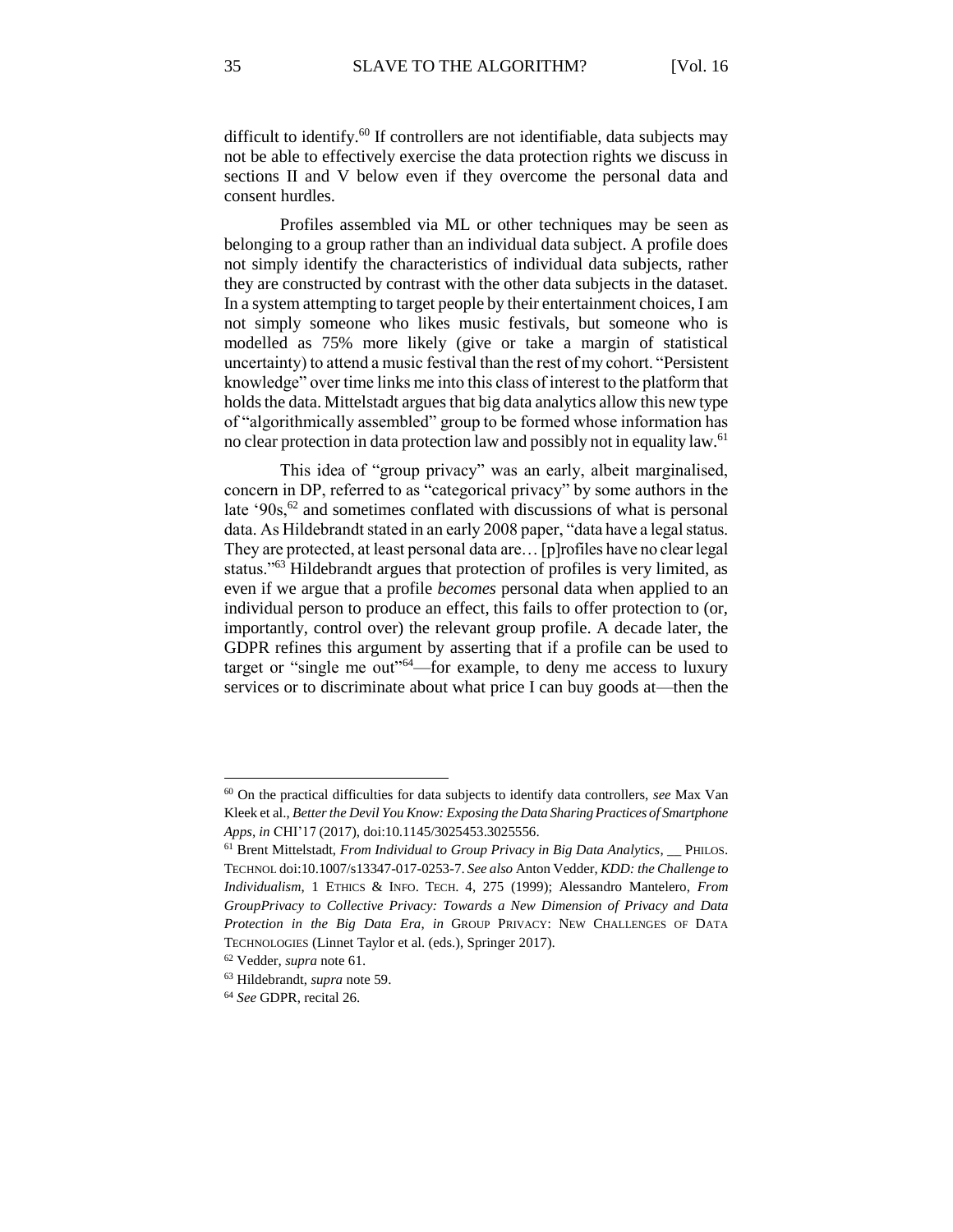difficult to identify.[60] If controllers are not identifiable, data subjects may not be able to effectively exercise the data protection rights we discuss in sections II and V below even if they overcome the personal data and consent hurdles.

Profiles assembled via ML or other techniques may be seen as belonging to a group rather than an individual data subject. A profile does not simply identify the characteristics of individual data subjects, rather they are constructed by contrast with the other data subjects in the dataset. In a system attempting to target people by their entertainment choices, I am not simply someone who likes music festivals, but someone who is modelled as 75% more likely (give or take a margin of statistical uncertainty) to attend a music festival than the rest of my cohort. "Persistent knowledge" over time links me into this class of interest to the platform that holds the data. Mittelstadt argues that big data analytics allow this new type of "algorithmically assembled" group to be formed whose information has no clear protection in data protection law and possibly not in equality law.[61]

This idea of "group privacy" was an early, albeit marginalised, concern in DP, referred to as "categorical privacy" by some authors in the late '90s,[62] and sometimes conflated with discussions of what is personal data. As Hildebrandt stated in an early 2008 paper, "data have a legal status. They are protected, at least personal data are… [p]rofiles have no clear legal status."[63] Hildebrandt argues that protection of profiles is very limited, as even if we argue that a profile *becomes* personal data when applied to an individual person to produce an effect, this fails to offer protection to (or, importantly, control over) the relevant group profile. A decade later, the GDPR refines this argument by asserting that if a profile can be used to target or "single me out"[64]—for example, to deny me access to luxury services or to discriminate about what price I can buy goods at—then the

---

[60] On the practical difficulties for data subjects to identify data controllers, *see* Max Van Kleek et al., *Better the Devil You Know: Exposing the Data Sharing Practices of Smartphone Apps*, *in* CHI'17 (2017), doi:10.1145/3025453.3025556.

[61] Brent Mittelstadt, *From Individual to Group Privacy in Big Data Analytics*, __ PHILOS. TECHNOL doi:10.1007/s13347-017-0253-7. *See also* Anton Vedder, *KDD: the Challenge to Individualism*, 1 ETHICS & INFO. TECH. 4, 275 (1999); Alessandro Mantelero, *From GroupPrivacy to Collective Privacy: Towards a New Dimension of Privacy and Data Protection in the Big Data Era*, *in* GROUP PRIVACY: NEW CHALLENGES OF DATA TECHNOLOGIES (Linnet Taylor et al. (eds.), Springer 2017).

[62] Vedder, *supra* note 61.

[63] Hildebrandt, *supra* note 59.

[64] *See* GDPR, recital 26.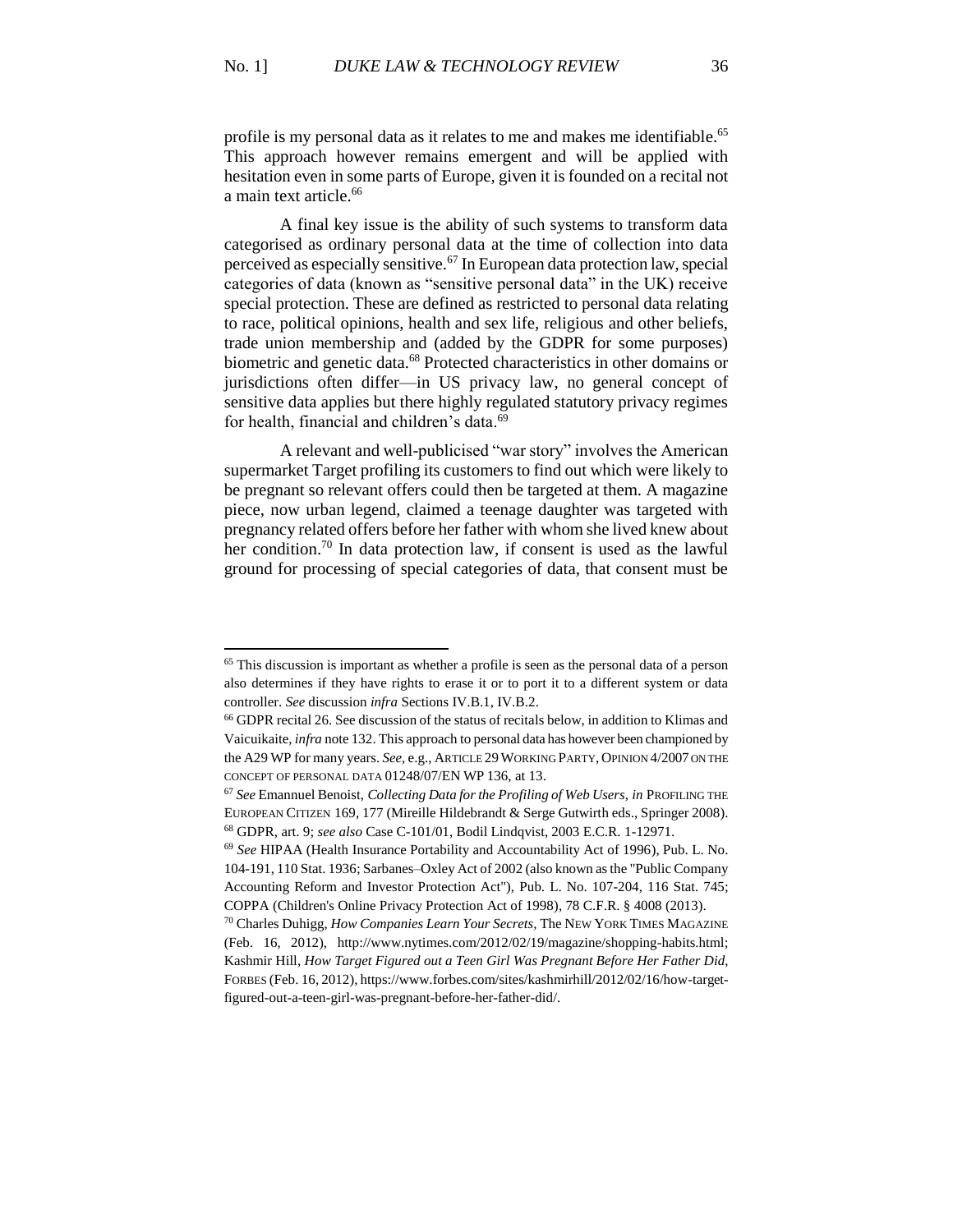profile is my personal data as it relates to me and makes me identifiable.[65] This approach however remains emergent and will be applied with hesitation even in some parts of Europe, given it is founded on a recital not a main text article.[66]

A final key issue is the ability of such systems to transform data categorised as ordinary personal data at the time of collection into data perceived as especially sensitive.[67] In European data protection law, special categories of data (known as "sensitive personal data" in the UK) receive special protection. These are defined as restricted to personal data relating to race, political opinions, health and sex life, religious and other beliefs, trade union membership and (added by the GDPR for some purposes) biometric and genetic data.[68] Protected characteristics in other domains or jurisdictions often differ—in US privacy law, no general concept of sensitive data applies but there highly regulated statutory privacy regimes for health, financial and children's data.[69]

A relevant and well-publicised "war story" involves the American supermarket Target profiling its customers to find out which were likely to be pregnant so relevant offers could then be targeted at them. A magazine piece, now urban legend, claimed a teenage daughter was targeted with pregnancy related offers before her father with whom she lived knew about her condition.[70] In data protection law, if consent is used as the lawful ground for processing of special categories of data, that consent must be

---

[65] This discussion is important as whether a profile is seen as the personal data of a person also determines if they have rights to erase it or to port it to a different system or data controller. *See* discussion *infra* Sections IV.B.1, IV.B.2.

[66] GDPR recital 26. See discussion of the status of recitals below, in addition to Klimas and Vaicuikaite, *infra* note 132. This approach to personal data has however been championed by the A29 WP for many years. *See*, e.g., ARTICLE 29 WORKING PARTY, OPINION 4/2007 ON THE CONCEPT OF PERSONAL DATA 01248/07/EN WP 136, at 13.

[67] *See* Emannuel Benoist, *Collecting Data for the Profiling of Web Users*, *in* PROFILING THE EUROPEAN CITIZEN 169, 177 (Mireille Hildebrandt & Serge Gutwirth eds., Springer 2008).

[68] GDPR, art. 9; *see also* Case C-101/01, Bodil Lindqvist, 2003 E.C.R. 1-12971.

[69] *See* HIPAA (Health Insurance Portability and Accountability Act of 1996), Pub. L. No. 104-191, 110 Stat. 1936; Sarbanes–Oxley Act of 2002 (also known as the "Public Company Accounting Reform and Investor Protection Act"), Pub. L. No. 107-204, 116 Stat. 745; COPPA (Children's Online Privacy Protection Act of 1998), 78 C.F.R. § 4008 (2013).

[70] Charles Duhigg, *How Companies Learn Your Secrets*, The NEW YORK TIMES MAGAZINE (Feb. 16, 2012), http://www.nytimes.com/2012/02/19/magazine/shopping-habits.html; Kashmir Hill, *How Target Figured out a Teen Girl Was Pregnant Before Her Father Did*, FORBES (Feb. 16, 2012), https://www.forbes.com/sites/kashmirhill/2012/02/16/how-target-figured-out-a-teen-girl-was-pregnant-before-her-father-did/.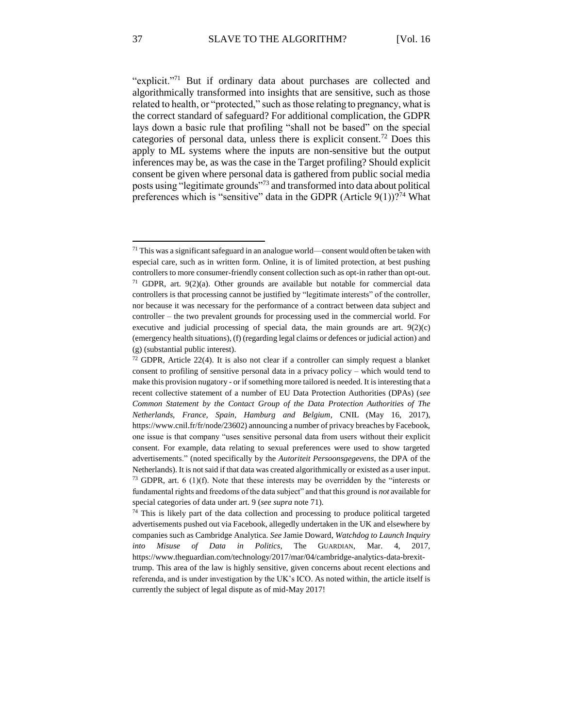"explicit."[71] But if ordinary data about purchases are collected and algorithmically transformed into insights that are sensitive, such as those related to health, or "protected," such as those relating to pregnancy, what is the correct standard of safeguard? For additional complication, the GDPR lays down a basic rule that profiling "shall not be based" on the special categories of personal data, unless there is explicit consent.[72] Does this apply to ML systems where the inputs are non-sensitive but the output inferences may be, as was the case in the Target profiling? Should explicit consent be given where personal data is gathered from public social media posts using "legitimate grounds"[73] and transformed into data about political preferences which is "sensitive" data in the GDPR (Article 9(1))?[74] What

---

[71] This was a significant safeguard in an analogue world—consent would often be taken with especial care, such as in written form. Online, it is of limited protection, at best pushing controllers to more consumer-friendly consent collection such as opt-in rather than opt-out.

[71] GDPR, art. 9(2)(a). Other grounds are available but notable for commercial data controllers is that processing cannot be justified by "legitimate interests" of the controller, nor because it was necessary for the performance of a contract between data subject and controller – the two prevalent grounds for processing used in the commercial world. For executive and judicial processing of special data, the main grounds are art. 9(2)(c) (emergency health situations), (f) (regarding legal claims or defences or judicial action) and (g) (substantial public interest).

[72] GDPR, Article 22(4). It is also not clear if a controller can simply request a blanket consent to profiling of sensitive personal data in a privacy policy – which would tend to make this provision nugatory - or if something more tailored is needed. It is interesting that a recent collective statement of a number of EU Data Protection Authorities (DPAs) (*see Common Statement by the Contact Group of the Data Protection Authorities of The Netherlands, France, Spain, Hamburg and Belgium*, CNIL (May 16, 2017), https://www.cnil.fr/fr/node/23602) announcing a number of privacy breaches by Facebook, one issue is that company "uses sensitive personal data from users without their explicit consent. For example, data relating to sexual preferences were used to show targeted advertisements." (noted specifically by the *Autoriteit Persoonsgegevens*, the DPA of the Netherlands). It is not said if that data was created algorithmically or existed as a user input.

[73] GDPR, art. 6 (1)(f). Note that these interests may be overridden by the "interests or fundamental rights and freedoms of the data subject" and that this ground is *not* available for special categories of data under art. 9 (*see supra* note 71).

[74] This is likely part of the data collection and processing to produce political targeted advertisements pushed out via Facebook, allegedly undertaken in the UK and elsewhere by companies such as Cambridge Analytica. *See* Jamie Doward, *Watchdog to Launch Inquiry into Misuse of Data in Politics*, The GUARDIAN, Mar. 4, 2017, https://www.theguardian.com/technology/2017/mar/04/cambridge-analytics-data-brexit-trump. This area of the law is highly sensitive, given concerns about recent elections and referenda, and is under investigation by the UK's ICO. As noted within, the article itself is currently the subject of legal dispute as of mid-May 2017!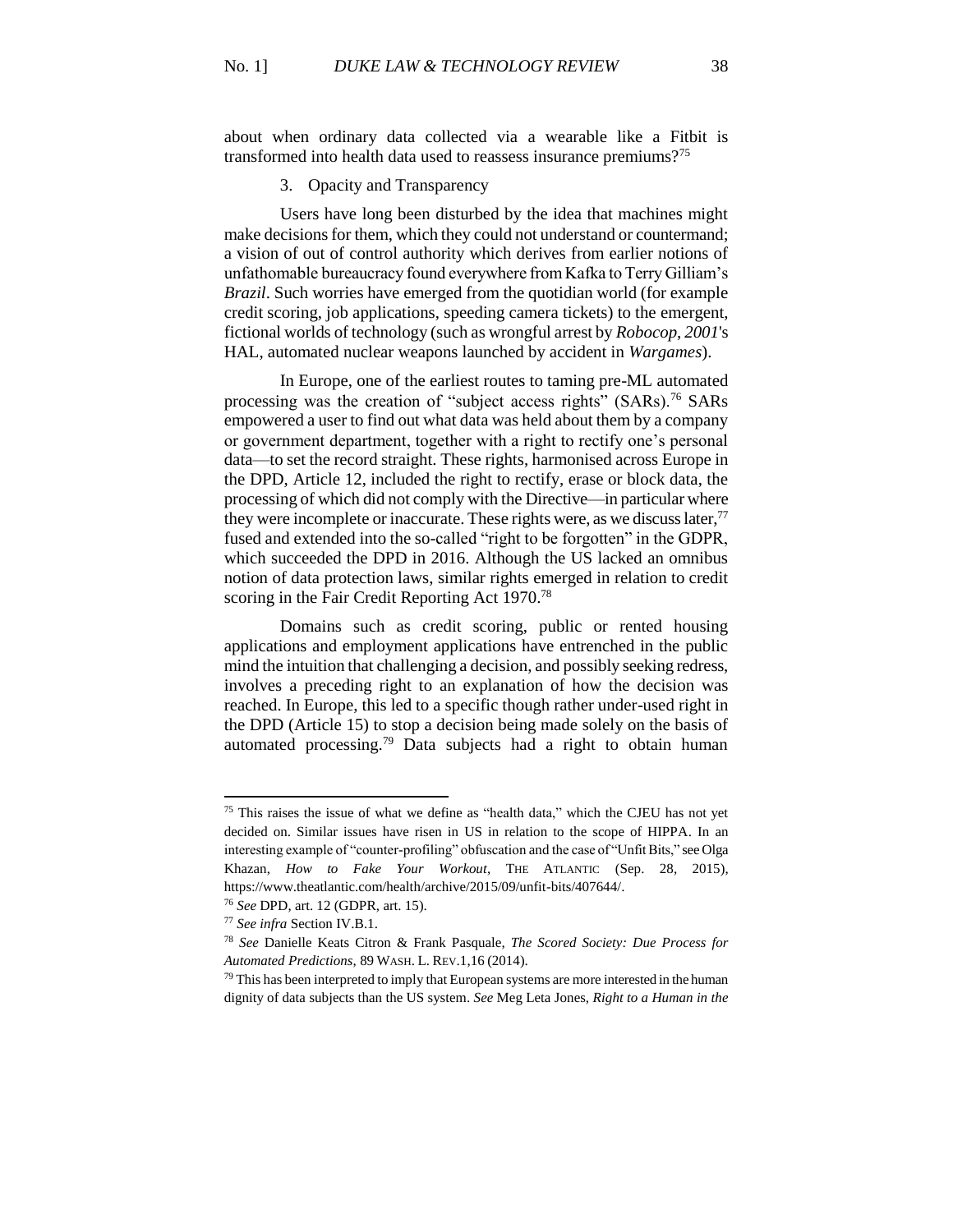about when ordinary data collected via a wearable like a Fitbit is transformed into health data used to reassess insurance premiums?[75]

### 3. Opacity and Transparency

Users have long been disturbed by the idea that machines might make decisions for them, which they could not understand or countermand; a vision of out of control authority which derives from earlier notions of unfathomable bureaucracy found everywhere from Kafka to Terry Gilliam's *Brazil*. Such worries have emerged from the quotidian world (for example credit scoring, job applications, speeding camera tickets) to the emergent, fictional worlds of technology (such as wrongful arrest by *Robocop*, *2001*'s HAL, automated nuclear weapons launched by accident in *Wargames*).

In Europe, one of the earliest routes to taming pre-ML automated processing was the creation of "subject access rights" (SARs).[76] SARs empowered a user to find out what data was held about them by a company or government department, together with a right to rectify one's personal data—to set the record straight. These rights, harmonised across Europe in the DPD, Article 12, included the right to rectify, erase or block data, the processing of which did not comply with the Directive—in particular where they were incomplete or inaccurate. These rights were, as we discuss later,[77] fused and extended into the so-called "right to be forgotten" in the GDPR, which succeeded the DPD in 2016. Although the US lacked an omnibus notion of data protection laws, similar rights emerged in relation to credit scoring in the Fair Credit Reporting Act 1970.[78]

Domains such as credit scoring, public or rented housing applications and employment applications have entrenched in the public mind the intuition that challenging a decision, and possibly seeking redress, involves a preceding right to an explanation of how the decision was reached. In Europe, this led to a specific though rather under-used right in the DPD (Article 15) to stop a decision being made solely on the basis of automated processing.[79] Data subjects had a right to obtain human

---

[75] This raises the issue of what we define as "health data," which the CJEU has not yet decided on. Similar issues have risen in US in relation to the scope of HIPPA. In an interesting example of "counter-profiling" obfuscation and the case of "Unfit Bits," see Olga Khazan, *How to Fake Your Workout*, THE ATLANTIC (Sep. 28, 2015), https://www.theatlantic.com/health/archive/2015/09/unfit-bits/407644/.

[76] *See* DPD, art. 12 (GDPR, art. 15).

[77] *See infra* Section IV.B.1.

[78] *See* Danielle Keats Citron & Frank Pasquale, *The Scored Society: Due Process for Automated Predictions*, 89 WASH. L. REV.1,16 (2014).

[79] This has been interpreted to imply that European systems are more interested in the human dignity of data subjects than the US system. *See* Meg Leta Jones, *Right to a Human in the*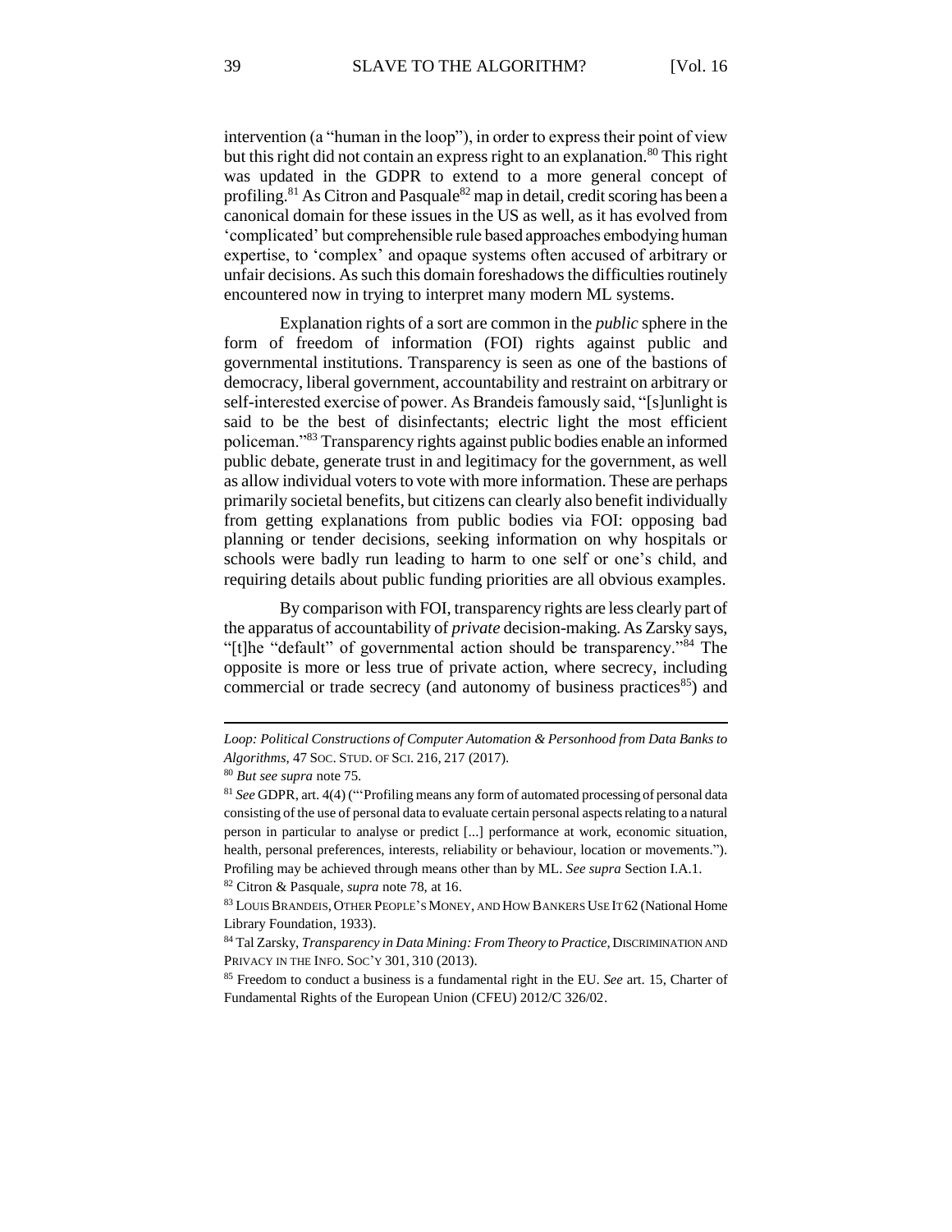intervention (a "human in the loop"), in order to express their point of view but this right did not contain an express right to an explanation.[80] This right was updated in the GDPR to extend to a more general concept of profiling.[81] As Citron and Pasquale[82] map in detail, credit scoring has been a canonical domain for these issues in the US as well, as it has evolved from 'complicated' but comprehensible rule based approaches embodying human expertise, to 'complex' and opaque systems often accused of arbitrary or unfair decisions. As such this domain foreshadows the difficulties routinely encountered now in trying to interpret many modern ML systems.

Explanation rights of a sort are common in the *public* sphere in the form of freedom of information (FOI) rights against public and governmental institutions. Transparency is seen as one of the bastions of democracy, liberal government, accountability and restraint on arbitrary or self-interested exercise of power. As Brandeis famously said, "[s]unlight is said to be the best of disinfectants; electric light the most efficient policeman."[83] Transparency rights against public bodies enable an informed public debate, generate trust in and legitimacy for the government, as well as allow individual voters to vote with more information. These are perhaps primarily societal benefits, but citizens can clearly also benefit individually from getting explanations from public bodies via FOI: opposing bad planning or tender decisions, seeking information on why hospitals or schools were badly run leading to harm to one self or one's child, and requiring details about public funding priorities are all obvious examples.

By comparison with FOI, transparency rights are less clearly part of the apparatus of accountability of *private* decision-making. As Zarsky says, "[t]he "default" of governmental action should be transparency."[84] The opposite is more or less true of private action, where secrecy, including commercial or trade secrecy (and autonomy of business practices[85]) and

---

*Loop: Political Constructions of Computer Automation & Personhood from Data Banks to Algorithms*, 47 SOC. STUD. OF SCI. 216, 217 (2017).

[80] *But see supra* note 75.

[81] *See* GDPR, art. 4(4) ("'Profiling means any form of automated processing of personal data consisting of the use of personal data to evaluate certain personal aspects relating to a natural person in particular to analyse or predict [...] performance at work, economic situation, health, personal preferences, interests, reliability or behaviour, location or movements."). Profiling may be achieved through means other than by ML. *See supra* Section I.A.1.

[82] Citron & Pasquale, *supra* note 78, at 16.

[83] LOUIS BRANDEIS, OTHER PEOPLE'S MONEY, AND HOW BANKERS USE IT 62 (National Home Library Foundation, 1933).

[84] Tal Zarsky, *Transparency in Data Mining: From Theory to Practice*, DISCRIMINATION AND PRIVACY IN THE INFO. SOC'Y 301, 310 (2013).

[85] Freedom to conduct a business is a fundamental right in the EU. *See* art. 15, Charter of Fundamental Rights of the European Union (CFEU) 2012/C 326/02.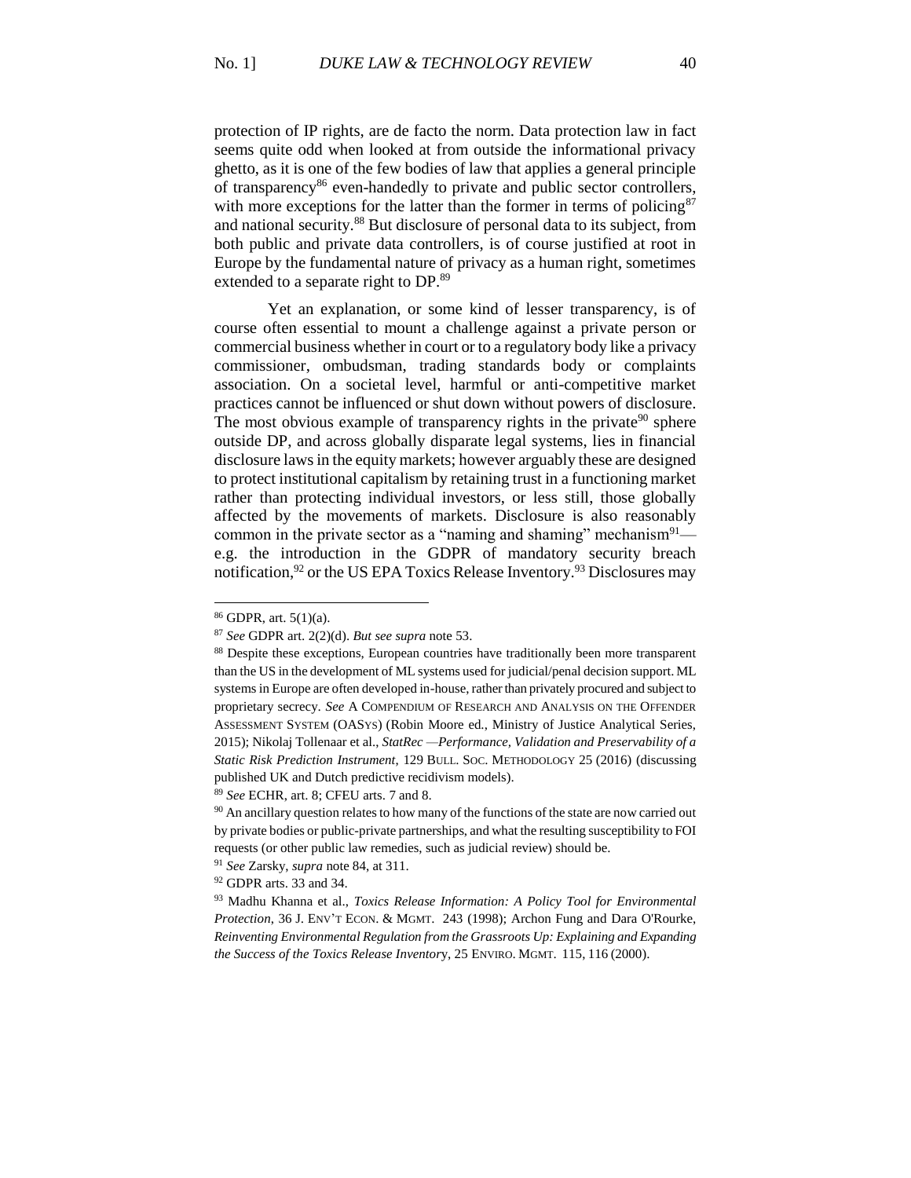protection of IP rights, are de facto the norm. Data protection law in fact seems quite odd when looked at from outside the informational privacy ghetto, as it is one of the few bodies of law that applies a general principle of transparency[86] even-handedly to private and public sector controllers, with more exceptions for the latter than the former in terms of policing[87] and national security.[88] But disclosure of personal data to its subject, from both public and private data controllers, is of course justified at root in Europe by the fundamental nature of privacy as a human right, sometimes extended to a separate right to DP.[89]

Yet an explanation, or some kind of lesser transparency, is of course often essential to mount a challenge against a private person or commercial business whether in court or to a regulatory body like a privacy commissioner, ombudsman, trading standards body or complaints association. On a societal level, harmful or anti-competitive market practices cannot be influenced or shut down without powers of disclosure. The most obvious example of transparency rights in the private[90] sphere outside DP, and across globally disparate legal systems, lies in financial disclosure laws in the equity markets; however arguably these are designed to protect institutional capitalism by retaining trust in a functioning market rather than protecting individual investors, or less still, those globally affected by the movements of markets. Disclosure is also reasonably common in the private sector as a "naming and shaming" mechanism[91]—e.g. the introduction in the GDPR of mandatory security breach notification,[92] or the US EPA Toxics Release Inventory.[93] Disclosures may

---

[86] GDPR, art. 5(1)(a).

[87] *See* GDPR art. 2(2)(d). *But see supra* note 53.

[88] Despite these exceptions, European countries have traditionally been more transparent than the US in the development of ML systems used for judicial/penal decision support. ML systems in Europe are often developed in-house, rather than privately procured and subject to proprietary secrecy. *See* A COMPENDIUM OF RESEARCH AND ANALYSIS ON THE OFFENDER ASSESSMENT SYSTEM (OASYS) (Robin Moore ed., Ministry of Justice Analytical Series, 2015); Nikolaj Tollenaar et al., *StatRec —Performance, Validation and Preservability of a Static Risk Prediction Instrument*, 129 BULL. SOC. METHODOLOGY 25 (2016) (discussing published UK and Dutch predictive recidivism models).

[89] *See* ECHR, art. 8; CFEU arts. 7 and 8.

[90] An ancillary question relates to how many of the functions of the state are now carried out by private bodies or public-private partnerships, and what the resulting susceptibility to FOI requests (or other public law remedies, such as judicial review) should be.

[91] *See* Zarsky, *supra* note 84, at 311.

[92] GDPR arts. 33 and 34.

[93] Madhu Khanna et al., *Toxics Release Information: A Policy Tool for Environmental Protection*, 36 J. ENV'T ECON. & MGMT. 243 (1998); Archon Fung and Dara O'Rourke, *Reinventing Environmental Regulation from the Grassroots Up: Explaining and Expanding the Success of the Toxics Release Inventory*, 25 ENVIRO. MGMT. 115, 116 (2000).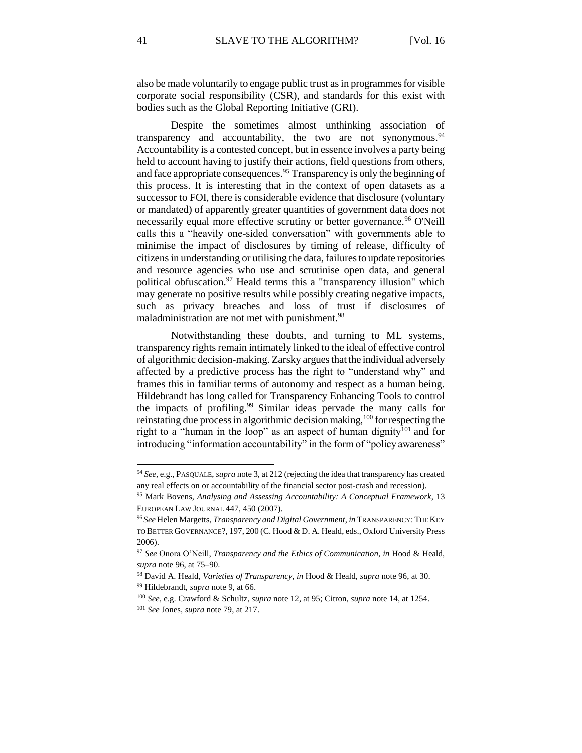also be made voluntarily to engage public trust as in programmes for visible corporate social responsibility (CSR), and standards for this exist with bodies such as the Global Reporting Initiative (GRI).

Despite the sometimes almost unthinking association of transparency and accountability, the two are not synonymous.[94] Accountability is a contested concept, but in essence involves a party being held to account having to justify their actions, field questions from others, and face appropriate consequences.[95] Transparency is only the beginning of this process. It is interesting that in the context of open datasets as a successor to FOI, there is considerable evidence that disclosure (voluntary or mandated) of apparently greater quantities of government data does not necessarily equal more effective scrutiny or better governance.[96] O'Neill calls this a "heavily one-sided conversation" with governments able to minimise the impact of disclosures by timing of release, difficulty of citizens in understanding or utilising the data, failures to update repositories and resource agencies who use and scrutinise open data, and general political obfuscation.[97] Heald terms this a "transparency illusion" which may generate no positive results while possibly creating negative impacts, such as privacy breaches and loss of trust if disclosures of maladministration are not met with punishment.[98]

Notwithstanding these doubts, and turning to ML systems, transparency rights remain intimately linked to the ideal of effective control of algorithmic decision-making. Zarsky argues that the individual adversely affected by a predictive process has the right to "understand why" and frames this in familiar terms of autonomy and respect as a human being. Hildebrandt has long called for Transparency Enhancing Tools to control the impacts of profiling.[99] Similar ideas pervade the many calls for reinstating due process in algorithmic decision making,[100] for respecting the right to a "human in the loop" as an aspect of human dignity[101] and for introducing "information accountability" in the form of "policy awareness"

---

[94] *See*, e.g., PASQUALE, *supra* note 3, at 212 (rejecting the idea that transparency has created any real effects on or accountability of the financial sector post-crash and recession).

[95] Mark Bovens, *Analysing and Assessing Accountability: A Conceptual Framework*, 13 EUROPEAN LAW JOURNAL 447, 450 (2007).

[96] *See* Helen Margetts, *Transparency and Digital Government*, *in* TRANSPARENCY: THE KEY TO BETTER GOVERNANCE?, 197, 200 (C. Hood & D. A. Heald, eds., Oxford University Press 2006).

[97] *See* Onora O'Neill, *Transparency and the Ethics of Communication*, *in* Hood & Heald, *supra* note 96, at 75–90.

[98] David A. Heald, *Varieties of Transparency*, *in* Hood & Heald, *supra* note 96, at 30.

[99] Hildebrandt, *supra* note 9, at 66.

[100] *See*, e.g. Crawford & Schultz, *supra* note 12, at 95; Citron, *supra* note 14, at 1254.

[101] *See* Jones, *supra* note 79, at 217.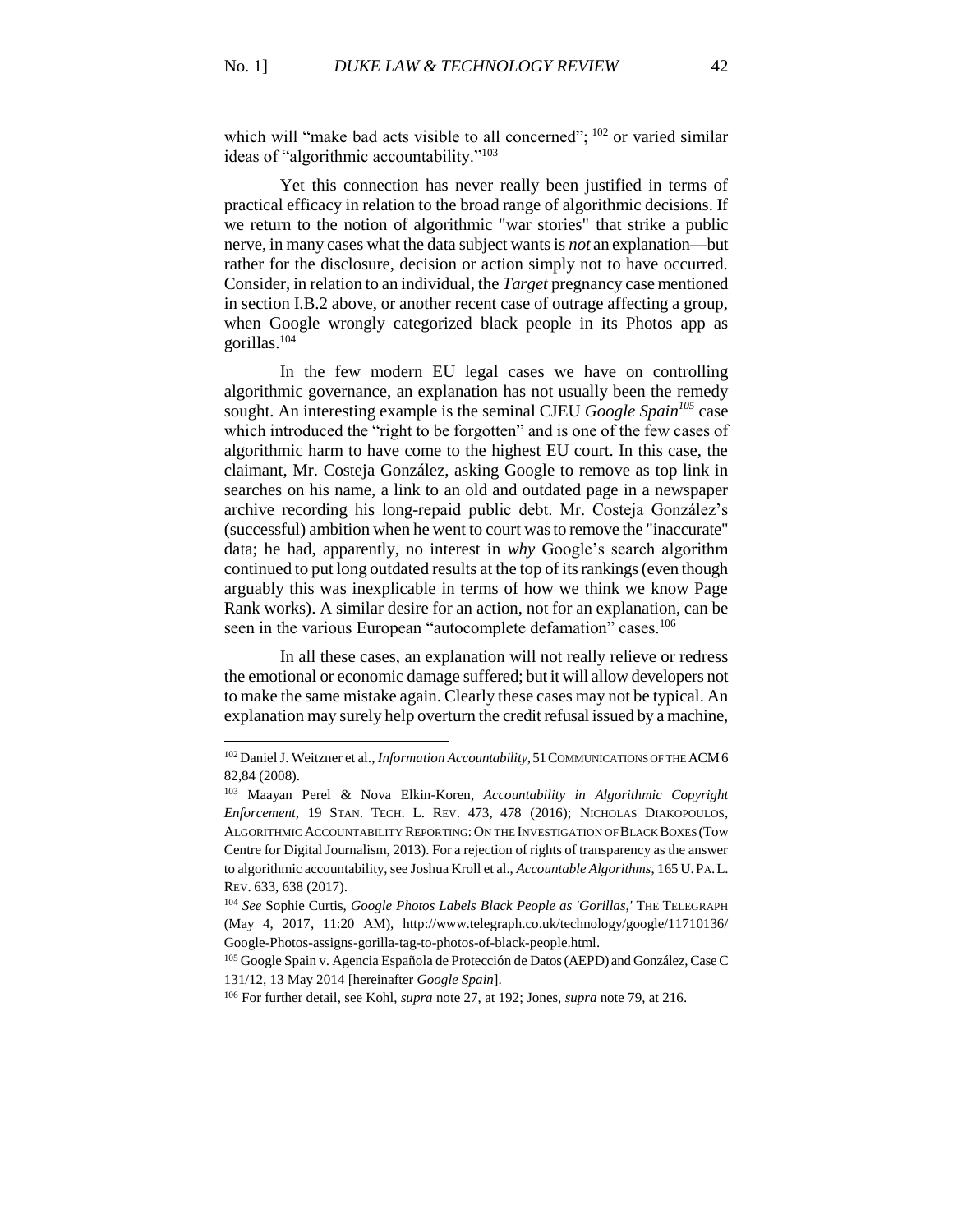which will "make bad acts visible to all concerned"; [102] or varied similar ideas of "algorithmic accountability."[103]

Yet this connection has never really been justified in terms of practical efficacy in relation to the broad range of algorithmic decisions. If we return to the notion of algorithmic "war stories" that strike a public nerve, in many cases what the data subject wants is *not* an explanation—but rather for the disclosure, decision or action simply not to have occurred. Consider, in relation to an individual, the *Target* pregnancy case mentioned in section I.B.2 above, or another recent case of outrage affecting a group, when Google wrongly categorized black people in its Photos app as gorillas.[104]

In the few modern EU legal cases we have on controlling algorithmic governance, an explanation has not usually been the remedy sought. An interesting example is the seminal CJEU *Google Spain*[105] case which introduced the "right to be forgotten" and is one of the few cases of algorithmic harm to have come to the highest EU court. In this case, the claimant, Mr. Costeja González, asking Google to remove as top link in searches on his name, a link to an old and outdated page in a newspaper archive recording his long-repaid public debt. Mr. Costeja González's (successful) ambition when he went to court was to remove the "inaccurate" data; he had, apparently, no interest in *why* Google's search algorithm continued to put long outdated results at the top of its rankings (even though arguably this was inexplicable in terms of how we think we know Page Rank works). A similar desire for an action, not for an explanation, can be seen in the various European "autocomplete defamation" cases.[106]

In all these cases, an explanation will not really relieve or redress the emotional or economic damage suffered; but it will allow developers not to make the same mistake again. Clearly these cases may not be typical. An explanation may surely help overturn the credit refusal issued by a machine,

---

[102] Daniel J. Weitzner et al., *Information Accountability*, 51 COMMUNICATIONS OF THE ACM 6 82,84 (2008).

[103] Maayan Perel & Nova Elkin-Koren, *Accountability in Algorithmic Copyright Enforcement*, 19 STAN. TECH. L. REV. 473, 478 (2016); NICHOLAS DIAKOPOULOS, ALGORITHMIC ACCOUNTABILITY REPORTING: ON THE INVESTIGATION OF BLACK BOXES (Tow Centre for Digital Journalism, 2013). For a rejection of rights of transparency as the answer to algorithmic accountability, see Joshua Kroll et al., *Accountable Algorithms*, 165 U. PA. L. REV. 633, 638 (2017).

[104] *See* Sophie Curtis, *Google Photos Labels Black People as 'Gorillas,'* THE TELEGRAPH (May 4, 2017, 11:20 AM), http://www.telegraph.co.uk/technology/google/11710136/Google-Photos-assigns-gorilla-tag-to-photos-of-black-people.html.

[105] Google Spain v. Agencia Española de Protección de Datos (AEPD) and González, Case C 131/12, 13 May 2014 [hereinafter *Google Spain*].

[106] For further detail, see Kohl, *supra* note 27, at 192; Jones, *supra* note 79, at 216.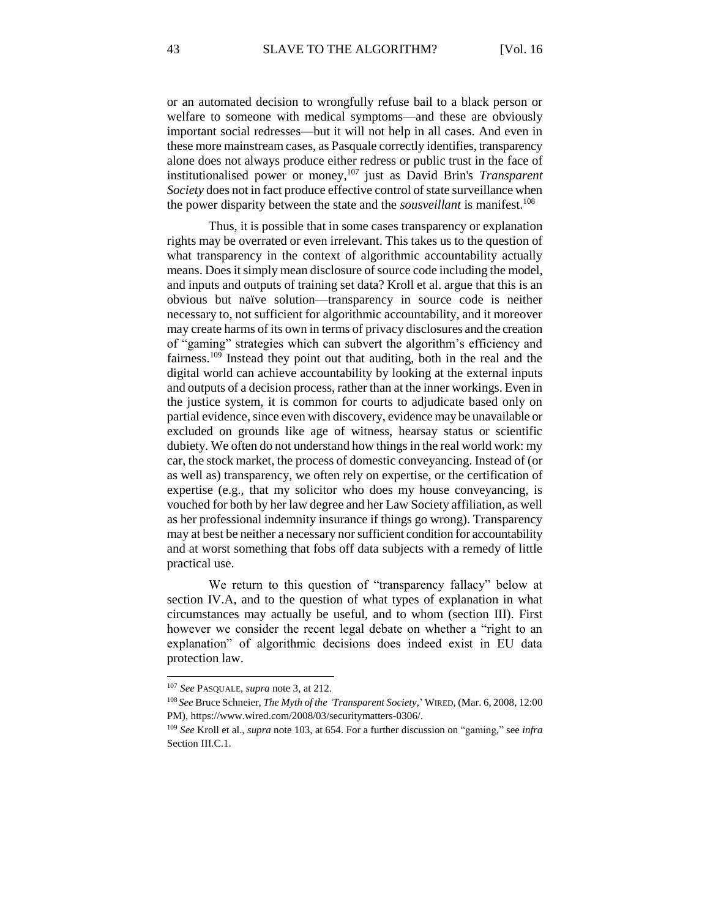or an automated decision to wrongfully refuse bail to a black person or welfare to someone with medical symptoms—and these are obviously important social redresses—but it will not help in all cases. And even in these more mainstream cases, as Pasquale correctly identifies, transparency alone does not always produce either redress or public trust in the face of institutionalised power or money,[107] just as David Brin's *Transparent Society* does not in fact produce effective control of state surveillance when the power disparity between the state and the *sousveillant* is manifest.[108]

Thus, it is possible that in some cases transparency or explanation rights may be overrated or even irrelevant. This takes us to the question of what transparency in the context of algorithmic accountability actually means. Does it simply mean disclosure of source code including the model, and inputs and outputs of training set data? Kroll et al. argue that this is an obvious but naïve solution—transparency in source code is neither necessary to, not sufficient for algorithmic accountability, and it moreover may create harms of its own in terms of privacy disclosures and the creation of "gaming" strategies which can subvert the algorithm's efficiency and fairness.[109] Instead they point out that auditing, both in the real and the digital world can achieve accountability by looking at the external inputs and outputs of a decision process, rather than at the inner workings. Even in the justice system, it is common for courts to adjudicate based only on partial evidence, since even with discovery, evidence may be unavailable or excluded on grounds like age of witness, hearsay status or scientific dubiety. We often do not understand how things in the real world work: my car, the stock market, the process of domestic conveyancing. Instead of (or as well as) transparency, we often rely on expertise, or the certification of expertise (e.g., that my solicitor who does my house conveyancing, is vouched for both by her law degree and her Law Society affiliation, as well as her professional indemnity insurance if things go wrong). Transparency may at best be neither a necessary nor sufficient condition for accountability and at worst something that fobs off data subjects with a remedy of little practical use.

We return to this question of "transparency fallacy" below at section IV.A, and to the question of what types of explanation in what circumstances may actually be useful, and to whom (section III). First however we consider the recent legal debate on whether a "right to an explanation" of algorithmic decisions does indeed exist in EU data protection law.

---

[107] *See* PASQUALE, *supra* note 3, at 212.

[108] *See* Bruce Schneier, *The Myth of the 'Transparent Society*,' WIRED, (Mar. 6, 2008, 12:00 PM), https://www.wired.com/2008/03/securitymatters-0306/.

[109] *See* Kroll et al., *supra* note 103, at 654. For a further discussion on "gaming," see *infra* Section III.C.1.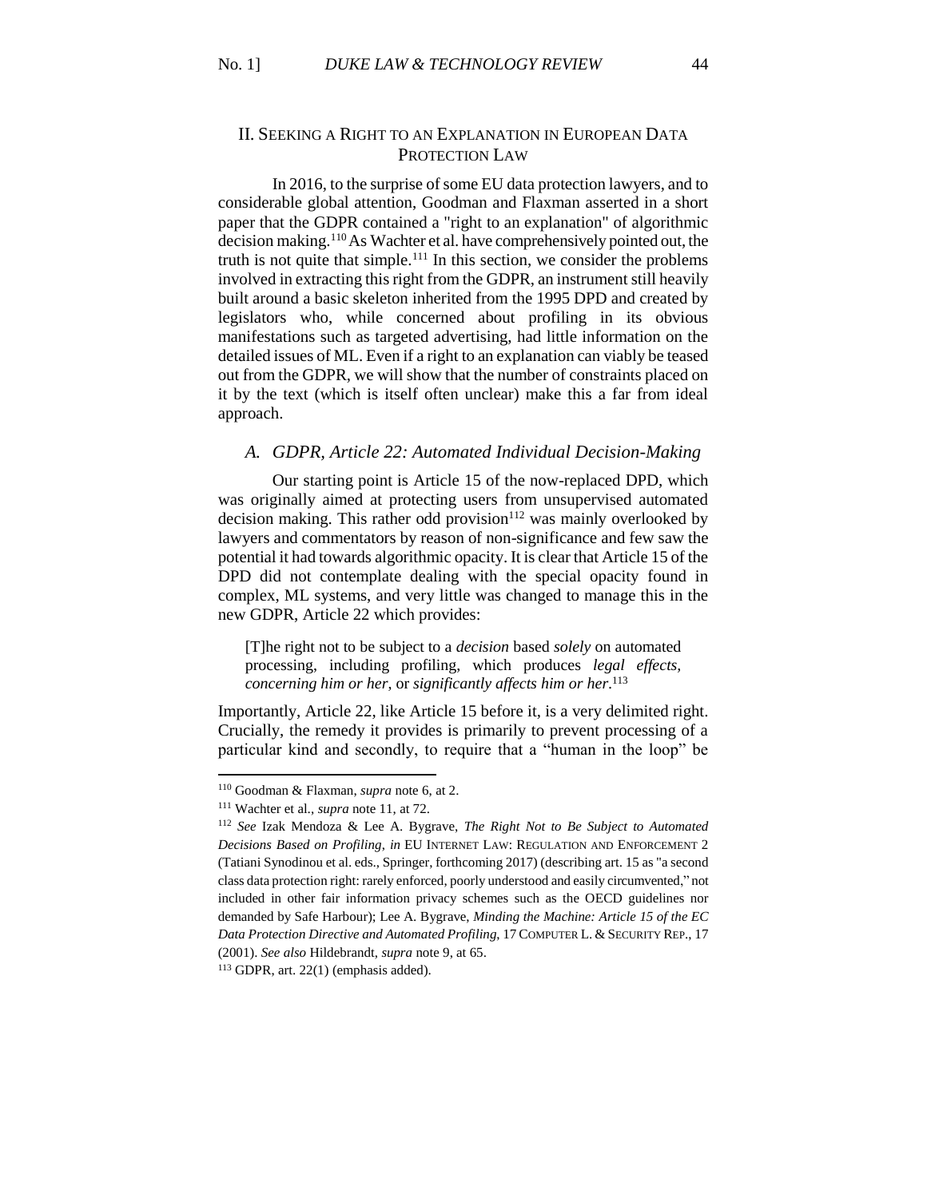## II. Seeking a Right to an Explanation in European Data Protection Law

In 2016, to the surprise of some EU data protection lawyers, and to considerable global attention, Goodman and Flaxman asserted in a short paper that the GDPR contained a "right to an explanation" of algorithmic decision making.[110] As Wachter et al. have comprehensively pointed out, the truth is not quite that simple.[111] In this section, we consider the problems involved in extracting this right from the GDPR, an instrument still heavily built around a basic skeleton inherited from the 1995 DPD and created by legislators who, while concerned about profiling in its obvious manifestations such as targeted advertising, had little information on the detailed issues of ML. Even if a right to an explanation can viably be teased out from the GDPR, we will show that the number of constraints placed on it by the text (which is itself often unclear) make this a far from ideal approach.

### *A. GDPR, Article 22: Automated Individual Decision-Making*

Our starting point is Article 15 of the now-replaced DPD, which was originally aimed at protecting users from unsupervised automated decision making. This rather odd provision[112] was mainly overlooked by lawyers and commentators by reason of non-significance and few saw the potential it had towards algorithmic opacity. It is clear that Article 15 of the DPD did not contemplate dealing with the special opacity found in complex, ML systems, and very little was changed to manage this in the new GDPR, Article 22 which provides:

> [T]he right not to be subject to a *decision* based *solely* on automated processing, including profiling, which produces *legal effects, concerning him or her*, or *significantly affects him or her*.[113]

Importantly, Article 22, like Article 15 before it, is a very delimited right. Crucially, the remedy it provides is primarily to prevent processing of a particular kind and secondly, to require that a "human in the loop" be

---

[110] Goodman & Flaxman, *supra* note 6, at 2.

[111] Wachter et al., *supra* note 11, at 72.

[112] *See* Izak Mendoza & Lee A. Bygrave, *The Right Not to Be Subject to Automated Decisions Based on Profiling*, *in* EU INTERNET LAW: REGULATION AND ENFORCEMENT 2 (Tatiani Synodinou et al. eds., Springer, forthcoming 2017) (describing art. 15 as "a second class data protection right: rarely enforced, poorly understood and easily circumvented," not included in other fair information privacy schemes such as the OECD guidelines nor demanded by Safe Harbour); Lee A. Bygrave, *Minding the Machine: Article 15 of the EC Data Protection Directive and Automated Profiling*, 17 COMPUTER L. & SECURITY REP., 17 (2001). *See also* Hildebrandt, *supra* note 9, at 65.

[113] GDPR, art. 22(1) (emphasis added).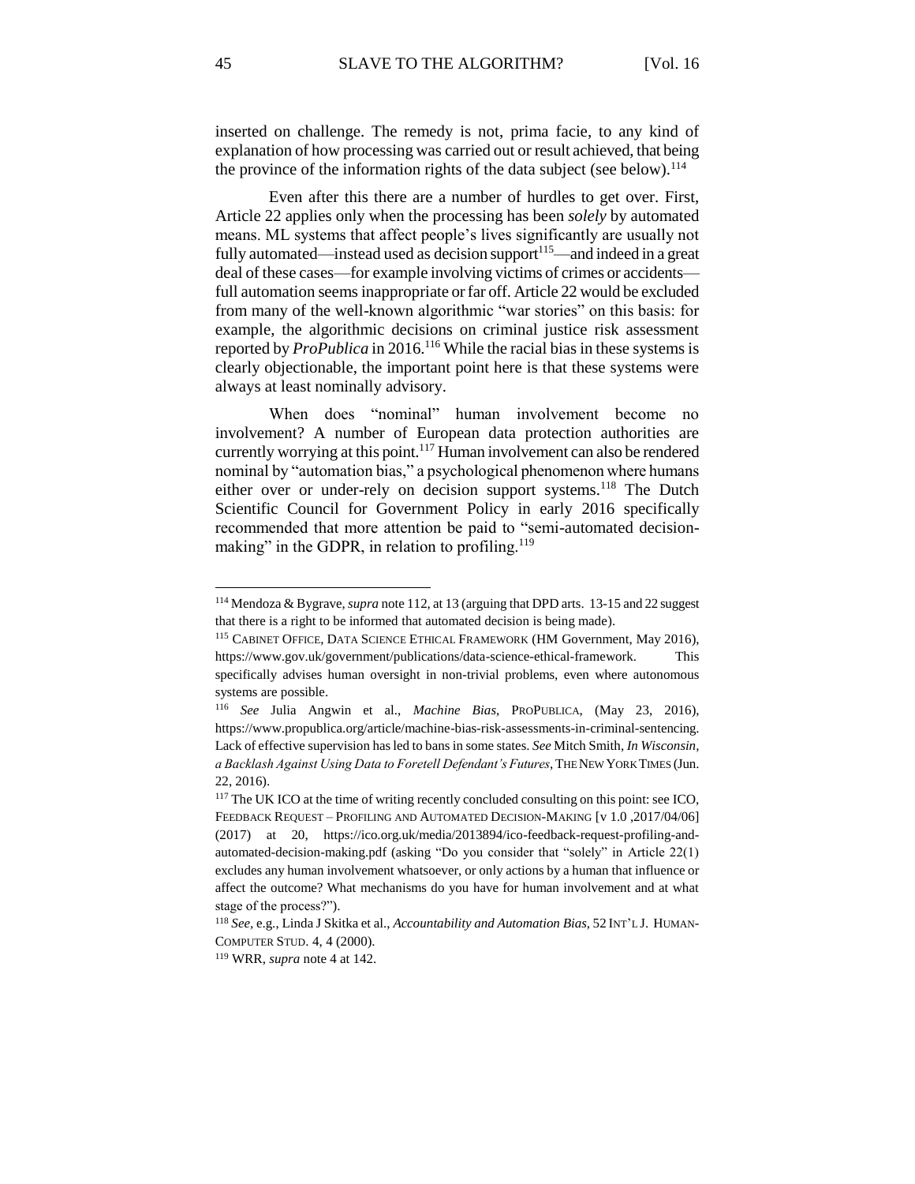inserted on challenge. The remedy is not, prima facie, to any kind of explanation of how processing was carried out or result achieved, that being the province of the information rights of the data subject (see below).[114]

Even after this there are a number of hurdles to get over. First, Article 22 applies only when the processing has been *solely* by automated means. ML systems that affect people's lives significantly are usually not fully automated—instead used as decision support[115]—and indeed in a great deal of these cases—for example involving victims of crimes or accidents—full automation seems inappropriate or far off. Article 22 would be excluded from many of the well-known algorithmic "war stories" on this basis: for example, the algorithmic decisions on criminal justice risk assessment reported by *ProPublica* in 2016.[116] While the racial bias in these systems is clearly objectionable, the important point here is that these systems were always at least nominally advisory.

When does "nominal" human involvement become no involvement? A number of European data protection authorities are currently worrying at this point.[117] Human involvement can also be rendered nominal by "automation bias," a psychological phenomenon where humans either over or under-rely on decision support systems.[118] The Dutch Scientific Council for Government Policy in early 2016 specifically recommended that more attention be paid to "semi-automated decision-making" in the GDPR, in relation to profiling.[119]

---

[114] Mendoza & Bygrave, *supra* note 112, at 13 (arguing that DPD arts. 13-15 and 22 suggest that there is a right to be informed that automated decision is being made).

[115] CABINET OFFICE, DATA SCIENCE ETHICAL FRAMEWORK (HM Government, May 2016), https://www.gov.uk/government/publications/data-science-ethical-framework. This specifically advises human oversight in non-trivial problems, even where autonomous systems are possible.

[116] *See* Julia Angwin et al., *Machine Bias*, PROPUBLICA, (May 23, 2016), https://www.propublica.org/article/machine-bias-risk-assessments-in-criminal-sentencing. Lack of effective supervision has led to bans in some states. *See* Mitch Smith, *In Wisconsin, a Backlash Against Using Data to Foretell Defendant's Futures*, THE NEW YORK TIMES (Jun. 22, 2016).

[117] The UK ICO at the time of writing recently concluded consulting on this point: see ICO, FEEDBACK REQUEST – PROFILING AND AUTOMATED DECISION-MAKING [v 1.0 ,2017/04/06] (2017) at 20, https://ico.org.uk/media/2013894/ico-feedback-request-profiling-and-automated-decision-making.pdf (asking "Do you consider that "solely" in Article 22(1) excludes any human involvement whatsoever, or only actions by a human that influence or affect the outcome? What mechanisms do you have for human involvement and at what stage of the process?").

[118] *See*, e.g., Linda J Skitka et al., *Accountability and Automation Bias*, 52 INT'L J. HUMAN-COMPUTER STUD. 4, 4 (2000).

[119] WRR, *supra* note 4 at 142.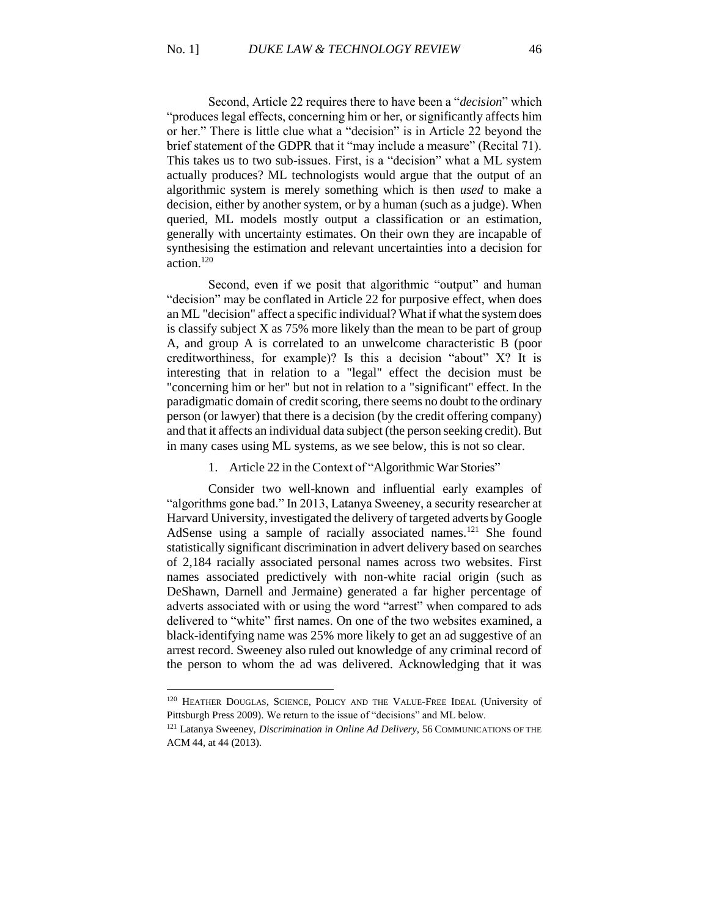Second, Article 22 requires there to have been a "*decision*" which "produces legal effects, concerning him or her, or significantly affects him or her." There is little clue what a "decision" is in Article 22 beyond the brief statement of the GDPR that it "may include a measure" (Recital 71). This takes us to two sub-issues. First, is a "decision" what a ML system actually produces? ML technologists would argue that the output of an algorithmic system is merely something which is then *used* to make a decision, either by another system, or by a human (such as a judge). When queried, ML models mostly output a classification or an estimation, generally with uncertainty estimates. On their own they are incapable of synthesising the estimation and relevant uncertainties into a decision for action.[120]

Second, even if we posit that algorithmic "output" and human "decision" may be conflated in Article 22 for purposive effect, when does an ML "decision" affect a specific individual? What if what the system does is classify subject X as 75% more likely than the mean to be part of group A, and group A is correlated to an unwelcome characteristic B (poor creditworthiness, for example)? Is this a decision "about" X? It is interesting that in relation to a "legal" effect the decision must be "concerning him or her" but not in relation to a "significant" effect. In the paradigmatic domain of credit scoring, there seems no doubt to the ordinary person (or lawyer) that there is a decision (by the credit offering company) and that it affects an individual data subject (the person seeking credit). But in many cases using ML systems, as we see below, this is not so clear.

1. Article 22 in the Context of "Algorithmic War Stories"

Consider two well-known and influential early examples of "algorithms gone bad." In 2013, Latanya Sweeney, a security researcher at Harvard University, investigated the delivery of targeted adverts by Google AdSense using a sample of racially associated names.[121] She found statistically significant discrimination in advert delivery based on searches of 2,184 racially associated personal names across two websites. First names associated predictively with non-white racial origin (such as DeShawn, Darnell and Jermaine) generated a far higher percentage of adverts associated with or using the word "arrest" when compared to ads delivered to "white" first names. On one of the two websites examined, a black-identifying name was 25% more likely to get an ad suggestive of an arrest record. Sweeney also ruled out knowledge of any criminal record of the person to whom the ad was delivered. Acknowledging that it was

---

[120] HEATHER DOUGLAS, SCIENCE, POLICY AND THE VALUE-FREE IDEAL (University of Pittsburgh Press 2009). We return to the issue of "decisions" and ML below.

[121] Latanya Sweeney, *Discrimination in Online Ad Delivery*, 56 COMMUNICATIONS OF THE ACM 44, at 44 (2013).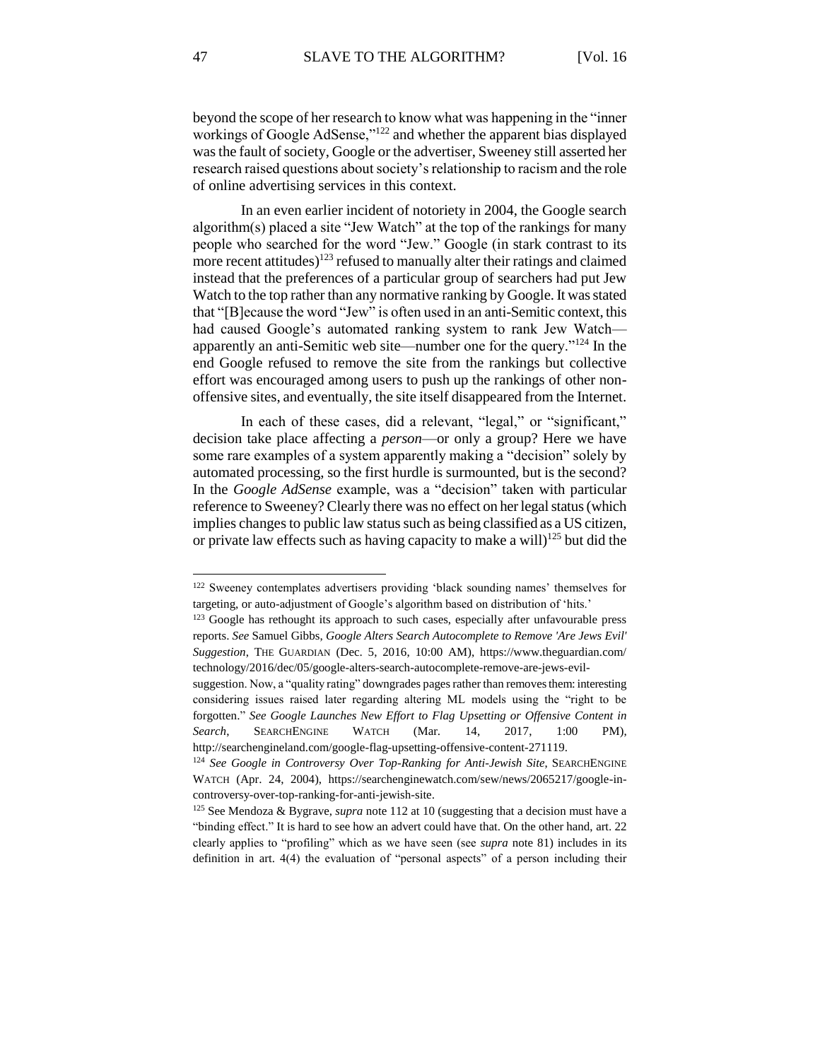beyond the scope of her research to know what was happening in the "inner workings of Google AdSense,"[122] and whether the apparent bias displayed was the fault of society, Google or the advertiser, Sweeney still asserted her research raised questions about society's relationship to racism and the role of online advertising services in this context.

In an even earlier incident of notoriety in 2004, the Google search algorithm(s) placed a site "Jew Watch" at the top of the rankings for many people who searched for the word "Jew." Google (in stark contrast to its more recent attitudes)[123] refused to manually alter their ratings and claimed instead that the preferences of a particular group of searchers had put Jew Watch to the top rather than any normative ranking by Google. It was stated that "[B]ecause the word "Jew" is often used in an anti-Semitic context, this had caused Google's automated ranking system to rank Jew Watch—apparently an anti-Semitic web site—number one for the query."[124] In the end Google refused to remove the site from the rankings but collective effort was encouraged among users to push up the rankings of other non-offensive sites, and eventually, the site itself disappeared from the Internet.

In each of these cases, did a relevant, "legal," or "significant," decision take place affecting a *person*—or only a group? Here we have some rare examples of a system apparently making a "decision" solely by automated processing, so the first hurdle is surmounted, but is the second? In the *Google AdSense* example, was a "decision" taken with particular reference to Sweeney? Clearly there was no effect on her legal status (which implies changes to public law status such as being classified as a US citizen, or private law effects such as having capacity to make a will)[125] but did the

---

[122] Sweeney contemplates advertisers providing 'black sounding names' themselves for targeting, or auto-adjustment of Google's algorithm based on distribution of 'hits.'

[123] Google has rethought its approach to such cases, especially after unfavourable press reports. *See* Samuel Gibbs, *Google Alters Search Autocomplete to Remove 'Are Jews Evil' Suggestion*, THE GUARDIAN (Dec. 5, 2016, 10:00 AM), https://www.theguardian.com/technology/2016/dec/05/google-alters-search-autocomplete-remove-are-jews-evil-suggestion. Now, a "quality rating" downgrades pages rather than removes them: interesting considering issues raised later regarding altering ML models using the "right to be forgotten." *See Google Launches New Effort to Flag Upsetting or Offensive Content in Search*, SEARCHENGINE WATCH (Mar. 14, 2017, 1:00 PM), http://searchengineland.com/google-flag-upsetting-offensive-content-271119.

[124] *See Google in Controversy Over Top-Ranking for Anti-Jewish Site*, SEARCHENGINE WATCH (Apr. 24, 2004), https://searchenginewatch.com/sew/news/2065217/google-in-controversy-over-top-ranking-for-anti-jewish-site.

[125] See Mendoza & Bygrave, *supra* note 112 at 10 (suggesting that a decision must have a "binding effect." It is hard to see how an advert could have that. On the other hand, art. 22 clearly applies to "profiling" which as we have seen (see *supra* note 81) includes in its definition in art. 4(4) the evaluation of "personal aspects" of a person including their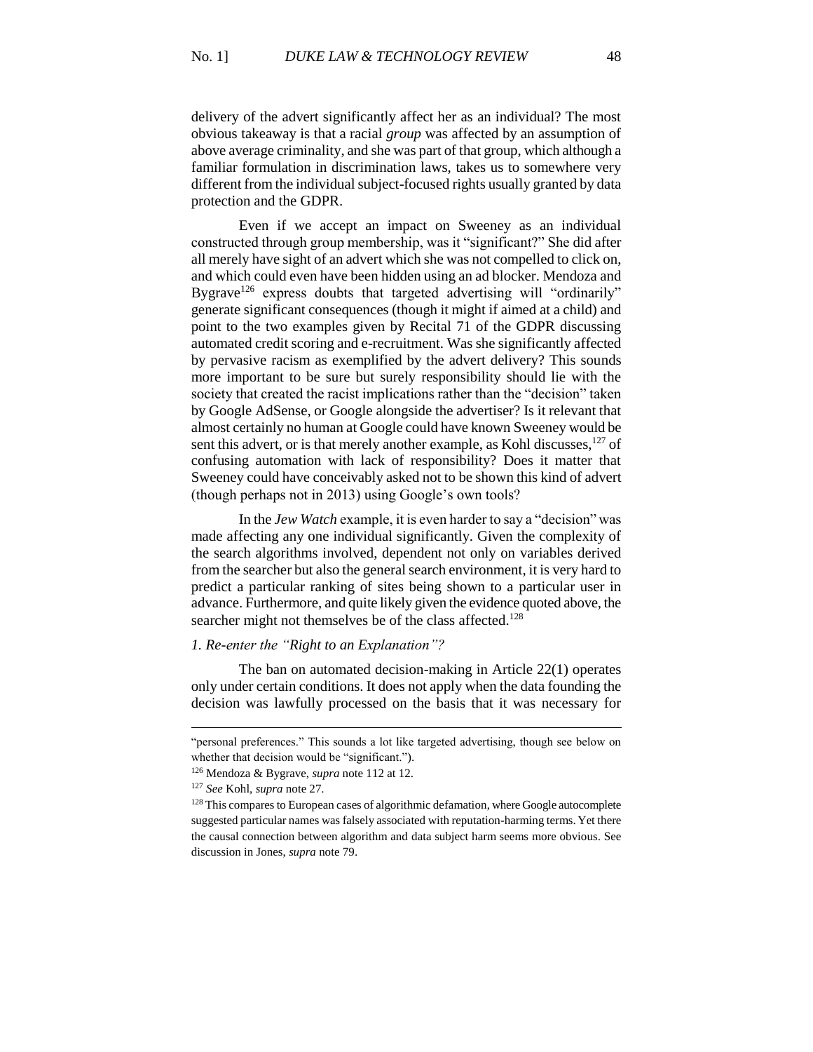delivery of the advert significantly affect her as an individual? The most obvious takeaway is that a racial *group* was affected by an assumption of above average criminality, and she was part of that group, which although a familiar formulation in discrimination laws, takes us to somewhere very different from the individual subject-focused rights usually granted by data protection and the GDPR.

Even if we accept an impact on Sweeney as an individual constructed through group membership, was it "significant?" She did after all merely have sight of an advert which she was not compelled to click on, and which could even have been hidden using an ad blocker. Mendoza and Bygrave[126] express doubts that targeted advertising will "ordinarily" generate significant consequences (though it might if aimed at a child) and point to the two examples given by Recital 71 of the GDPR discussing automated credit scoring and e-recruitment. Was she significantly affected by pervasive racism as exemplified by the advert delivery? This sounds more important to be sure but surely responsibility should lie with the society that created the racist implications rather than the "decision" taken by Google AdSense, or Google alongside the advertiser? Is it relevant that almost certainly no human at Google could have known Sweeney would be sent this advert, or is that merely another example, as Kohl discusses,[127] of confusing automation with lack of responsibility? Does it matter that Sweeney could have conceivably asked not to be shown this kind of advert (though perhaps not in 2013) using Google's own tools?

In the *Jew Watch* example, it is even harder to say a "decision" was made affecting any one individual significantly. Given the complexity of the search algorithms involved, dependent not only on variables derived from the searcher but also the general search environment, it is very hard to predict a particular ranking of sites being shown to a particular user in advance. Furthermore, and quite likely given the evidence quoted above, the searcher might not themselves be of the class affected.[128]

### *1. Re-enter the "Right to an Explanation"?*

The ban on automated decision-making in Article 22(1) operates only under certain conditions. It does not apply when the data founding the decision was lawfully processed on the basis that it was necessary for

---

"personal preferences." This sounds a lot like targeted advertising, though see below on whether that decision would be "significant.").

[126] Mendoza & Bygrave, *supra* note 112 at 12.

[127] *See* Kohl, *supra* note 27.

[128] This compares to European cases of algorithmic defamation, where Google autocomplete suggested particular names was falsely associated with reputation-harming terms. Yet there the causal connection between algorithm and data subject harm seems more obvious. See discussion in Jones, *supra* note 79.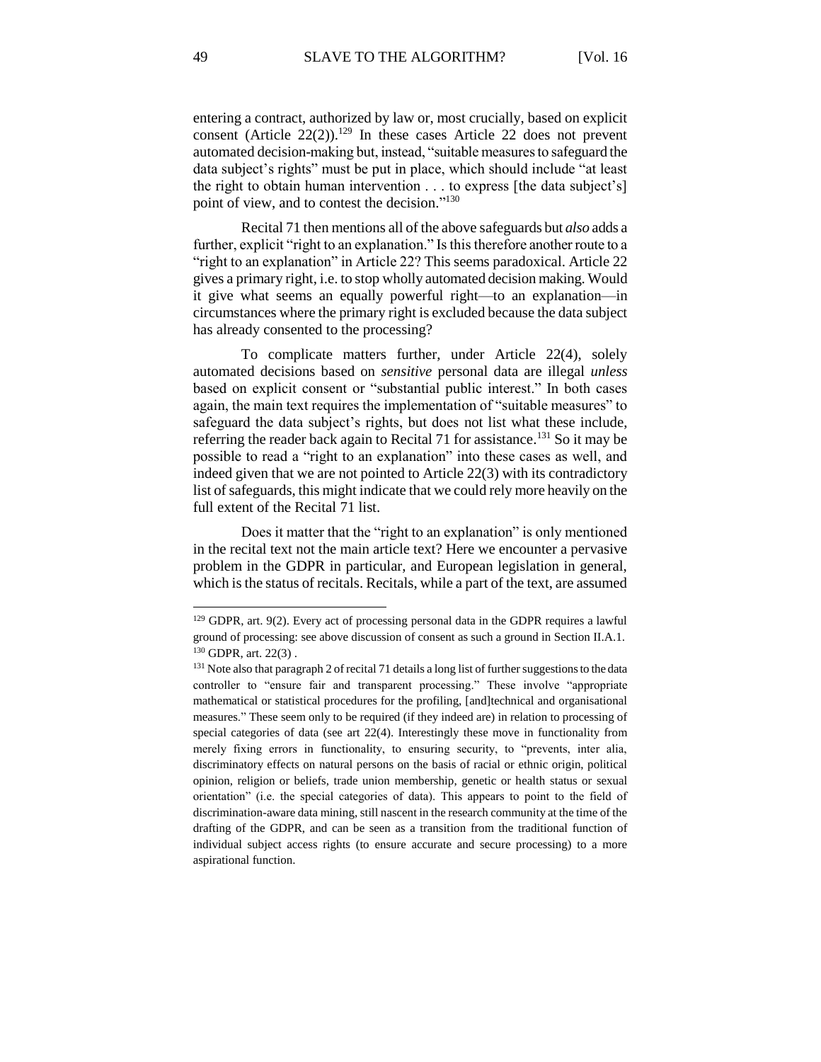entering a contract, authorized by law or, most crucially, based on explicit consent (Article 22(2)).[129] In these cases Article 22 does not prevent automated decision-making but, instead, "suitable measures to safeguard the data subject's rights" must be put in place, which should include "at least the right to obtain human intervention . . . to express [the data subject's] point of view, and to contest the decision."[130]

Recital 71 then mentions all of the above safeguards but *also* adds a further, explicit "right to an explanation." Is this therefore another route to a "right to an explanation" in Article 22? This seems paradoxical. Article 22 gives a primary right, i.e. to stop wholly automated decision making. Would it give what seems an equally powerful right—to an explanation—in circumstances where the primary right is excluded because the data subject has already consented to the processing?

To complicate matters further, under Article 22(4), solely automated decisions based on *sensitive* personal data are illegal *unless* based on explicit consent or "substantial public interest." In both cases again, the main text requires the implementation of "suitable measures" to safeguard the data subject's rights, but does not list what these include, referring the reader back again to Recital 71 for assistance.[131] So it may be possible to read a "right to an explanation" into these cases as well, and indeed given that we are not pointed to Article 22(3) with its contradictory list of safeguards, this might indicate that we could rely more heavily on the full extent of the Recital 71 list.

Does it matter that the "right to an explanation" is only mentioned in the recital text not the main article text? Here we encounter a pervasive problem in the GDPR in particular, and European legislation in general, which is the status of recitals. Recitals, while a part of the text, are assumed

---

[129] GDPR, art. 9(2). Every act of processing personal data in the GDPR requires a lawful ground of processing: see above discussion of consent as such a ground in Section II.A.1.

[130] GDPR, art. 22(3) .

[131] Note also that paragraph 2 of recital 71 details a long list of further suggestions to the data controller to "ensure fair and transparent processing." These involve "appropriate mathematical or statistical procedures for the profiling, [and]technical and organisational measures." These seem only to be required (if they indeed are) in relation to processing of special categories of data (see art 22(4). Interestingly these move in functionality from merely fixing errors in functionality, to ensuring security, to "prevents, inter alia, discriminatory effects on natural persons on the basis of racial or ethnic origin, political opinion, religion or beliefs, trade union membership, genetic or health status or sexual orientation" (i.e. the special categories of data). This appears to point to the field of discrimination-aware data mining, still nascent in the research community at the time of the drafting of the GDPR, and can be seen as a transition from the traditional function of individual subject access rights (to ensure accurate and secure processing) to a more aspirational function.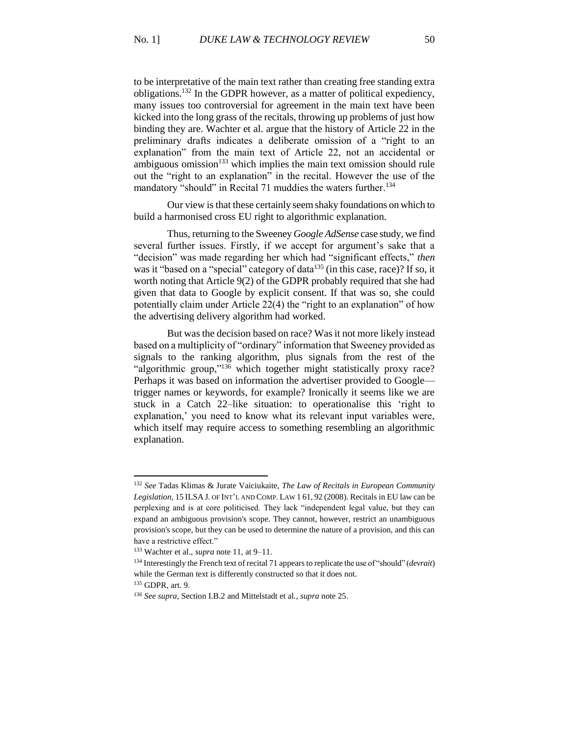to be interpretative of the main text rather than creating free standing extra obligations.[132] In the GDPR however, as a matter of political expediency, many issues too controversial for agreement in the main text have been kicked into the long grass of the recitals, throwing up problems of just how binding they are. Wachter et al. argue that the history of Article 22 in the preliminary drafts indicates a deliberate omission of a "right to an explanation" from the main text of Article 22, not an accidental or ambiguous omission[133] which implies the main text omission should rule out the "right to an explanation" in the recital. However the use of the mandatory "should" in Recital 71 muddies the waters further.[134]

Our view is that these certainly seem shaky foundations on which to build a harmonised cross EU right to algorithmic explanation.

Thus, returning to the Sweeney *Google AdSense* case study, we find several further issues. Firstly, if we accept for argument's sake that a "decision" was made regarding her which had "significant effects," *then* was it "based on a "special" category of data[135] (in this case, race)? If so, it worth noting that Article 9(2) of the GDPR probably required that she had given that data to Google by explicit consent. If that was so, she could potentially claim under Article 22(4) the "right to an explanation" of how the advertising delivery algorithm had worked.

But was the decision based on race? Was it not more likely instead based on a multiplicity of "ordinary" information that Sweeney provided as signals to the ranking algorithm, plus signals from the rest of the "algorithmic group,"[136] which together might statistically proxy race? Perhaps it was based on information the advertiser provided to Google—trigger names or keywords, for example? Ironically it seems like we are stuck in a Catch 22–like situation: to operationalise this 'right to explanation,' you need to know what its relevant input variables were, which itself may require access to something resembling an algorithmic explanation.

---

[132] *See* Tadas Klimas & Jurate Vaiciukaite, *The Law of Recitals in European Community Legislation*, 15 ILSA J. OF INT'L AND COMP. LAW 1 61, 92 (2008). Recitals in EU law can be perplexing and is at core politicised. They lack "independent legal value, but they can expand an ambiguous provision's scope. They cannot, however, restrict an unambiguous provision's scope, but they can be used to determine the nature of a provision, and this can have a restrictive effect."

[133] Wachter et al., *supra* note 11, at 9–11.

[134] Interestingly the French text of recital 71 appears to replicate the use of "should" (*devrait*) while the German text is differently constructed so that it does not.

[135] GDPR, art. 9.

[136] *See supra*, Section I.B.2 and Mittelstadt et al*., supra* note 25.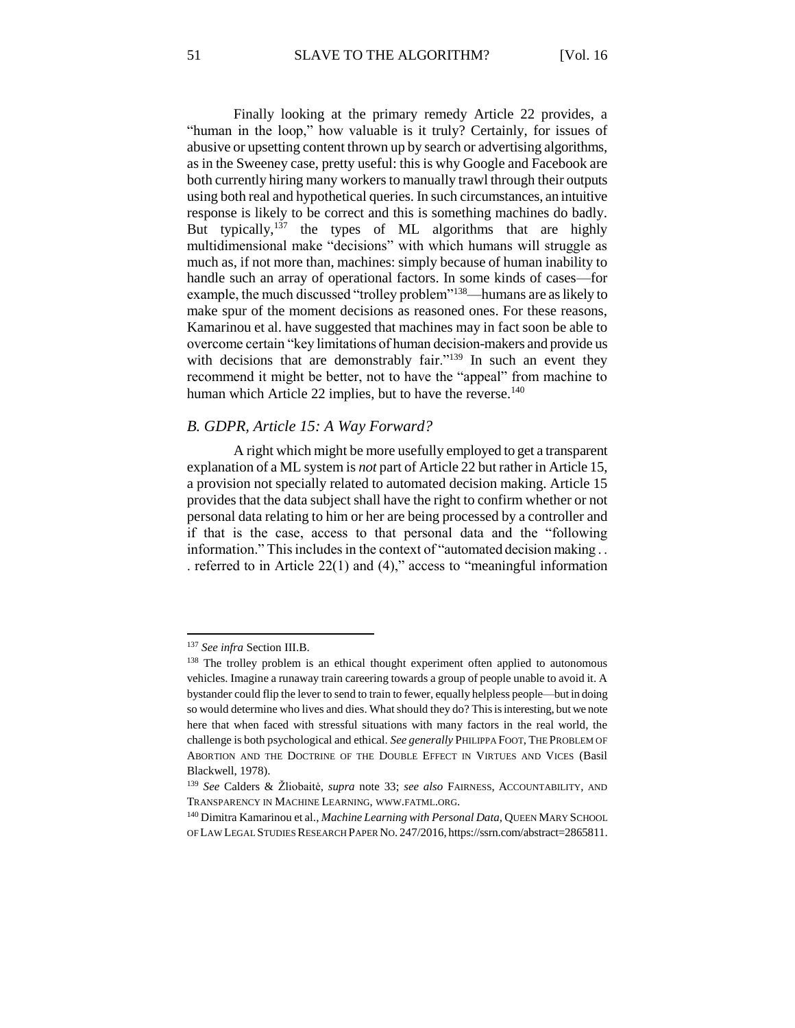Finally looking at the primary remedy Article 22 provides, a "human in the loop," how valuable is it truly? Certainly, for issues of abusive or upsetting content thrown up by search or advertising algorithms, as in the Sweeney case, pretty useful: this is why Google and Facebook are both currently hiring many workers to manually trawl through their outputs using both real and hypothetical queries. In such circumstances, an intuitive response is likely to be correct and this is something machines do badly. But typically,[137] the types of ML algorithms that are highly multidimensional make "decisions" with which humans will struggle as much as, if not more than, machines: simply because of human inability to handle such an array of operational factors. In some kinds of cases—for example, the much discussed "trolley problem"[138]—humans are as likely to make spur of the moment decisions as reasoned ones. For these reasons, Kamarinou et al. have suggested that machines may in fact soon be able to overcome certain "key limitations of human decision-makers and provide us with decisions that are demonstrably fair."[139] In such an event they recommend it might be better, not to have the "appeal" from machine to human which Article 22 implies, but to have the reverse.[140]

### *B. GDPR, Article 15: A Way Forward?*

A right which might be more usefully employed to get a transparent explanation of a ML system is *not* part of Article 22 but rather in Article 15, a provision not specially related to automated decision making. Article 15 provides that the data subject shall have the right to confirm whether or not personal data relating to him or her are being processed by a controller and if that is the case, access to that personal data and the "following information." This includes in the context of "automated decision making . . . referred to in Article 22(1) and (4)," access to "meaningful information

---

[137] *See infra* Section III.B.

[138] The trolley problem is an ethical thought experiment often applied to autonomous vehicles. Imagine a runaway train careering towards a group of people unable to avoid it. A bystander could flip the lever to send to train to fewer, equally helpless people—but in doing so would determine who lives and dies. What should they do? This is interesting, but we note here that when faced with stressful situations with many factors in the real world, the challenge is both psychological and ethical. *See generally* PHILIPPA FOOT, THE PROBLEM OF ABORTION AND THE DOCTRINE OF THE DOUBLE EFFECT IN VIRTUES AND VICES (Basil Blackwell, 1978).

[139] *See* Calders & Žliobaitė, *supra* note 33; *see also* FAIRNESS, ACCOUNTABILITY, AND TRANSPARENCY IN MACHINE LEARNING, WWW.FATML.ORG.

[140] Dimitra Kamarinou et al., *Machine Learning with Personal Data*, QUEEN MARY SCHOOL OF LAW LEGAL STUDIES RESEARCH PAPER NO. 247/2016, https://ssrn.com/abstract=2865811.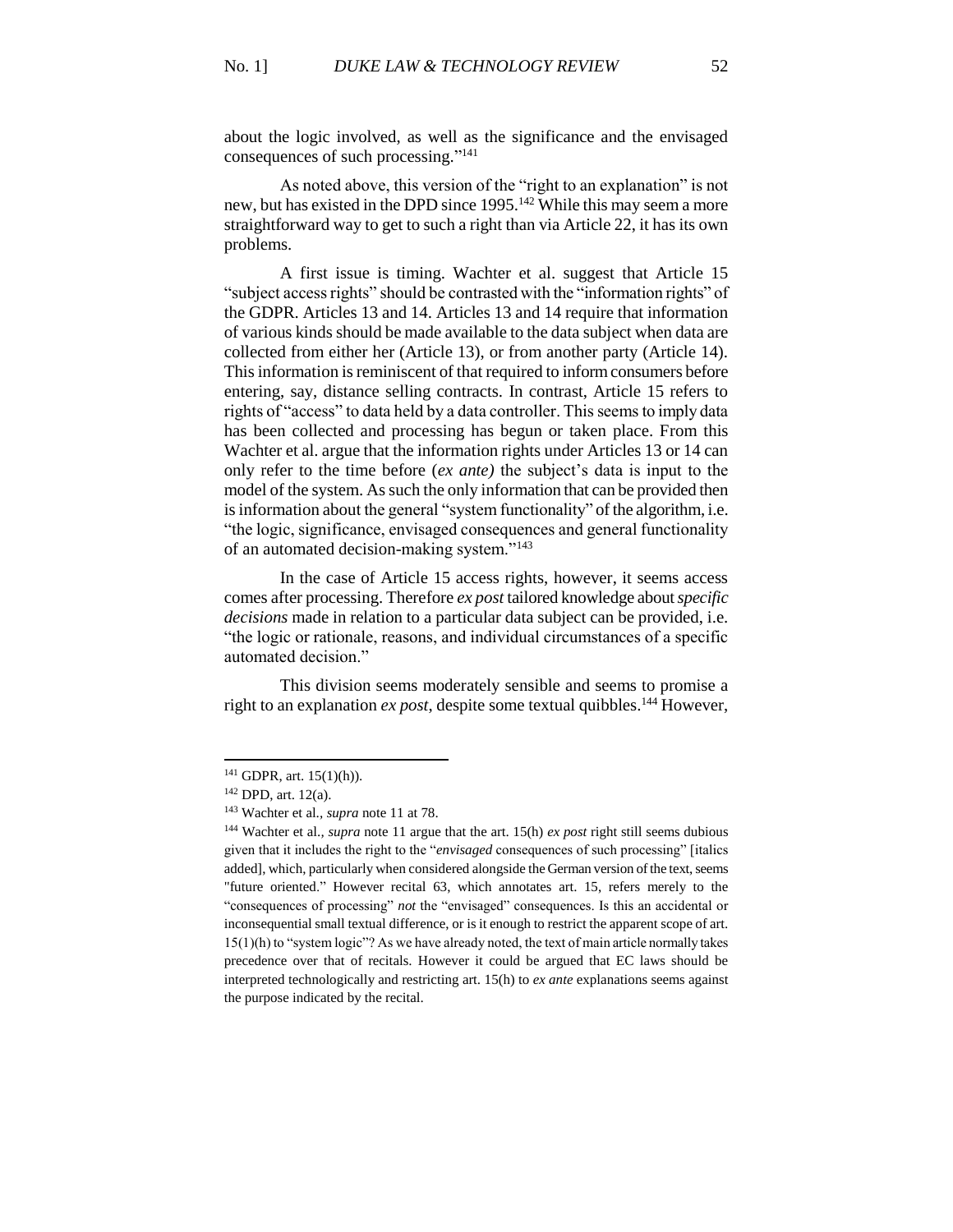about the logic involved, as well as the significance and the envisaged consequences of such processing."[141]

As noted above, this version of the "right to an explanation" is not new, but has existed in the DPD since 1995.[142] While this may seem a more straightforward way to get to such a right than via Article 22, it has its own problems.

A first issue is timing. Wachter et al. suggest that Article 15 "subject access rights" should be contrasted with the "information rights" of the GDPR. Articles 13 and 14. Articles 13 and 14 require that information of various kinds should be made available to the data subject when data are collected from either her (Article 13), or from another party (Article 14). This information is reminiscent of that required to inform consumers before entering, say, distance selling contracts. In contrast, Article 15 refers to rights of "access" to data held by a data controller. This seems to imply data has been collected and processing has begun or taken place. From this Wachter et al. argue that the information rights under Articles 13 or 14 can only refer to the time before (*ex ante)* the subject's data is input to the model of the system. As such the only information that can be provided then is information about the general "system functionality" of the algorithm, i.e. "the logic, significance, envisaged consequences and general functionality of an automated decision-making system."[143]

In the case of Article 15 access rights, however, it seems access comes after processing. Therefore *ex post* tailored knowledge about *specific decisions* made in relation to a particular data subject can be provided, i.e. "the logic or rationale, reasons, and individual circumstances of a specific automated decision."

This division seems moderately sensible and seems to promise a right to an explanation *ex post*, despite some textual quibbles.[144] However,

---

[141] GDPR, art. 15(1)(h)).

[142] DPD, art. 12(a).

[143] Wachter et al., *supra* note 11 at 78.

[144] Wachter et al., *supra* note 11 argue that the art. 15(h) *ex post* right still seems dubious given that it includes the right to the "*envisaged* consequences of such processing" [italics added], which, particularly when considered alongside the German version of the text, seems "future oriented." However recital 63, which annotates art. 15, refers merely to the "consequences of processing" *not* the "envisaged" consequences. Is this an accidental or inconsequential small textual difference, or is it enough to restrict the apparent scope of art. 15(1)(h) to "system logic"? As we have already noted, the text of main article normally takes precedence over that of recitals. However it could be argued that EC laws should be interpreted technologically and restricting art. 15(h) to *ex ante* explanations seems against the purpose indicated by the recital.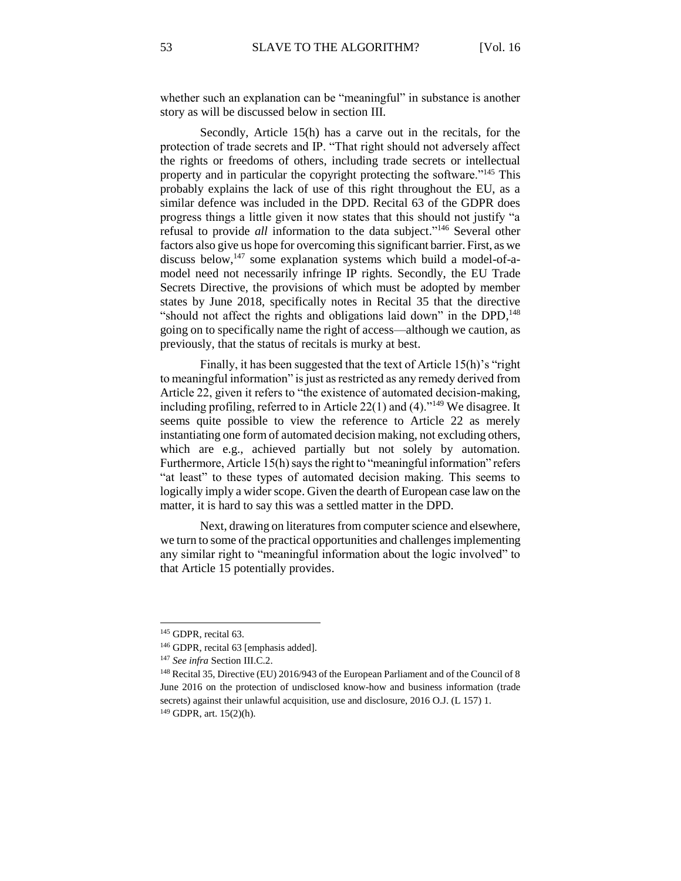whether such an explanation can be "meaningful" in substance is another story as will be discussed below in section III.

Secondly, Article 15(h) has a carve out in the recitals, for the protection of trade secrets and IP. "That right should not adversely affect the rights or freedoms of others, including trade secrets or intellectual property and in particular the copyright protecting the software."[145] This probably explains the lack of use of this right throughout the EU, as a similar defence was included in the DPD. Recital 63 of the GDPR does progress things a little given it now states that this should not justify "a refusal to provide *all* information to the data subject."[146] Several other factors also give us hope for overcoming this significant barrier. First, as we discuss below,[147] some explanation systems which build a model-of-a-model need not necessarily infringe IP rights. Secondly, the EU Trade Secrets Directive, the provisions of which must be adopted by member states by June 2018, specifically notes in Recital 35 that the directive "should not affect the rights and obligations laid down" in the DPD,[148] going on to specifically name the right of access—although we caution, as previously, that the status of recitals is murky at best.

Finally, it has been suggested that the text of Article 15(h)'s "right to meaningful information" is just as restricted as any remedy derived from Article 22, given it refers to "the existence of automated decision-making, including profiling, referred to in Article 22(1) and (4)."[149] We disagree. It seems quite possible to view the reference to Article 22 as merely instantiating one form of automated decision making, not excluding others, which are e.g., achieved partially but not solely by automation. Furthermore, Article 15(h) says the right to "meaningful information" refers "at least" to these types of automated decision making. This seems to logically imply a wider scope. Given the dearth of European case law on the matter, it is hard to say this was a settled matter in the DPD.

Next, drawing on literatures from computer science and elsewhere, we turn to some of the practical opportunities and challenges implementing any similar right to "meaningful information about the logic involved" to that Article 15 potentially provides.

---

[145] GDPR, recital 63.

[146] GDPR, recital 63 [emphasis added].

[147] *See infra* Section III.C.2.

[148] Recital 35, Directive (EU) 2016/943 of the European Parliament and of the Council of 8 June 2016 on the protection of undisclosed know-how and business information (trade secrets) against their unlawful acquisition, use and disclosure, 2016 O.J. (L 157) 1.

[149] GDPR, art. 15(2)(h).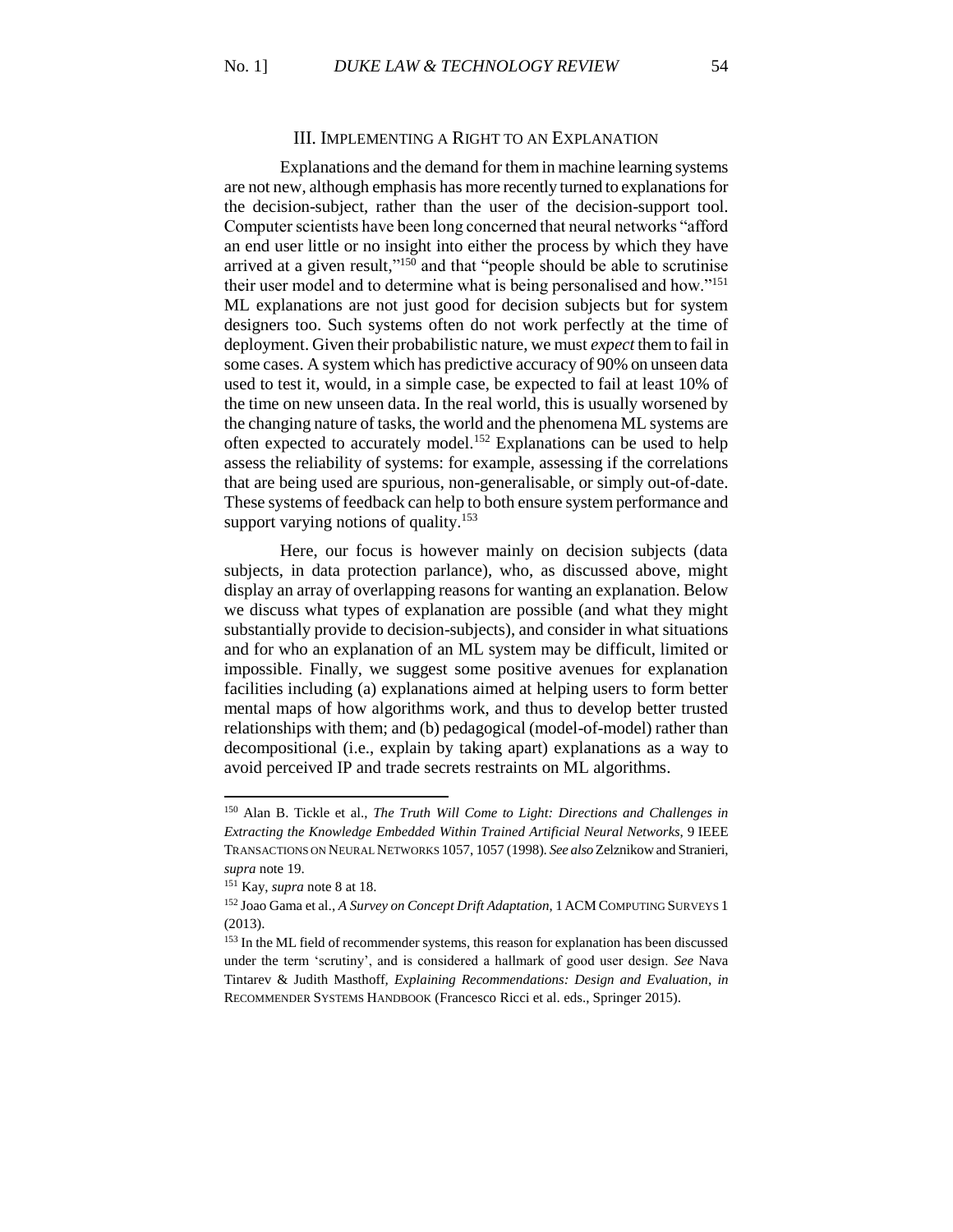## III. Implementing a Right to an Explanation

Explanations and the demand for them in machine learning systems are not new, although emphasis has more recently turned to explanations for the decision-subject, rather than the user of the decision-support tool. Computer scientists have been long concerned that neural networks "afford an end user little or no insight into either the process by which they have arrived at a given result,"[150] and that "people should be able to scrutinise their user model and to determine what is being personalised and how."[151] ML explanations are not just good for decision subjects but for system designers too. Such systems often do not work perfectly at the time of deployment. Given their probabilistic nature, we must *expect* them to fail in some cases. A system which has predictive accuracy of 90% on unseen data used to test it, would, in a simple case, be expected to fail at least 10% of the time on new unseen data. In the real world, this is usually worsened by the changing nature of tasks, the world and the phenomena ML systems are often expected to accurately model.[152] Explanations can be used to help assess the reliability of systems: for example, assessing if the correlations that are being used are spurious, non-generalisable, or simply out-of-date. These systems of feedback can help to both ensure system performance and support varying notions of quality.[153]

Here, our focus is however mainly on decision subjects (data subjects, in data protection parlance), who, as discussed above, might display an array of overlapping reasons for wanting an explanation. Below we discuss what types of explanation are possible (and what they might substantially provide to decision-subjects), and consider in what situations and for who an explanation of an ML system may be difficult, limited or impossible. Finally, we suggest some positive avenues for explanation facilities including (a) explanations aimed at helping users to form better mental maps of how algorithms work, and thus to develop better trusted relationships with them; and (b) pedagogical (model-of-model) rather than decompositional (i.e., explain by taking apart) explanations as a way to avoid perceived IP and trade secrets restraints on ML algorithms.

---

[150] Alan B. Tickle et al., *The Truth Will Come to Light: Directions and Challenges in Extracting the Knowledge Embedded Within Trained Artificial Neural Networks*, 9 IEEE Transactions on Neural Networks 1057, 1057 (1998). *See also* Zelznikow and Stranieri, *supra* note 19.

[151] Kay, *supra* note 8 at 18.

[152] Joao Gama et al., *A Survey on Concept Drift Adaptation*, 1 ACM Computing Surveys 1 (2013).

[153] In the ML field of recommender systems, this reason for explanation has been discussed under the term 'scrutiny', and is considered a hallmark of good user design. *See* Nava Tintarev & Judith Masthoff, *Explaining Recommendations: Design and Evaluation*, *in* Recommender Systems Handbook (Francesco Ricci et al. eds., Springer 2015).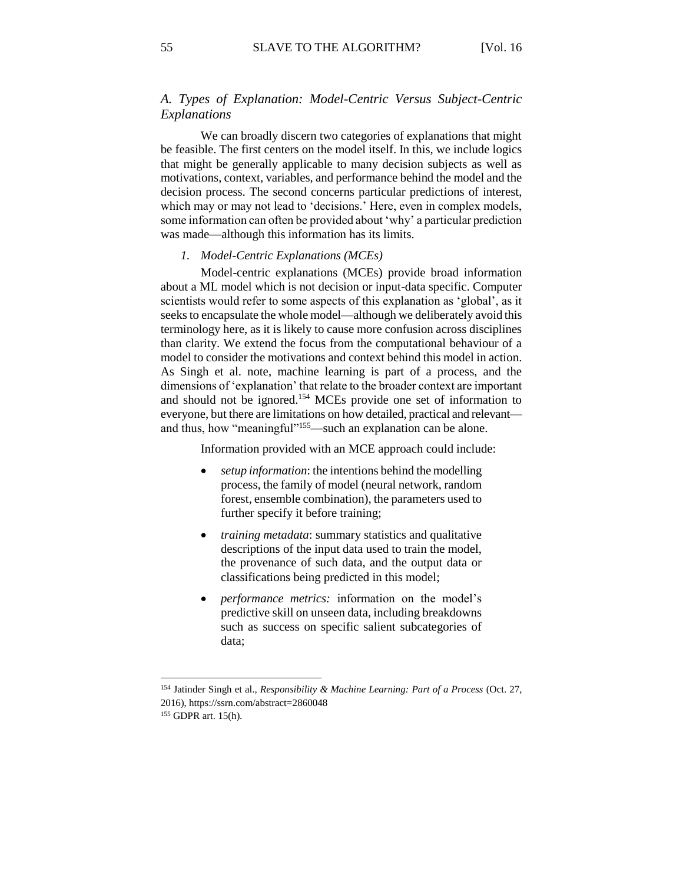### *A. Types of Explanation: Model-Centric Versus Subject-Centric Explanations*

We can broadly discern two categories of explanations that might be feasible. The first centers on the model itself. In this, we include logics that might be generally applicable to many decision subjects as well as motivations, context, variables, and performance behind the model and the decision process. The second concerns particular predictions of interest, which may or may not lead to 'decisions.' Here, even in complex models, some information can often be provided about 'why' a particular prediction was made—although this information has its limits.

#### *1. Model-Centric Explanations (MCEs)*

Model-centric explanations (MCEs) provide broad information about a ML model which is not decision or input-data specific. Computer scientists would refer to some aspects of this explanation as 'global', as it seeks to encapsulate the whole model—although we deliberately avoid this terminology here, as it is likely to cause more confusion across disciplines than clarity. We extend the focus from the computational behaviour of a model to consider the motivations and context behind this model in action. As Singh et al. note, machine learning is part of a process, and the dimensions of 'explanation' that relate to the broader context are important and should not be ignored.[154] MCEs provide one set of information to everyone, but there are limitations on how detailed, practical and relevant—and thus, how "meaningful"[155]—such an explanation can be alone.

Information provided with an MCE approach could include:

- *setup information*: the intentions behind the modelling process, the family of model (neural network, random forest, ensemble combination), the parameters used to further specify it before training;
- *training metadata*: summary statistics and qualitative descriptions of the input data used to train the model, the provenance of such data, and the output data or classifications being predicted in this model;
- *performance metrics:* information on the model's predictive skill on unseen data, including breakdowns such as success on specific salient subcategories of data;

---

[154] Jatinder Singh et al., *Responsibility & Machine Learning: Part of a Process* (Oct. 27, 2016), https://ssrn.com/abstract=2860048

[155] GDPR art. 15(h).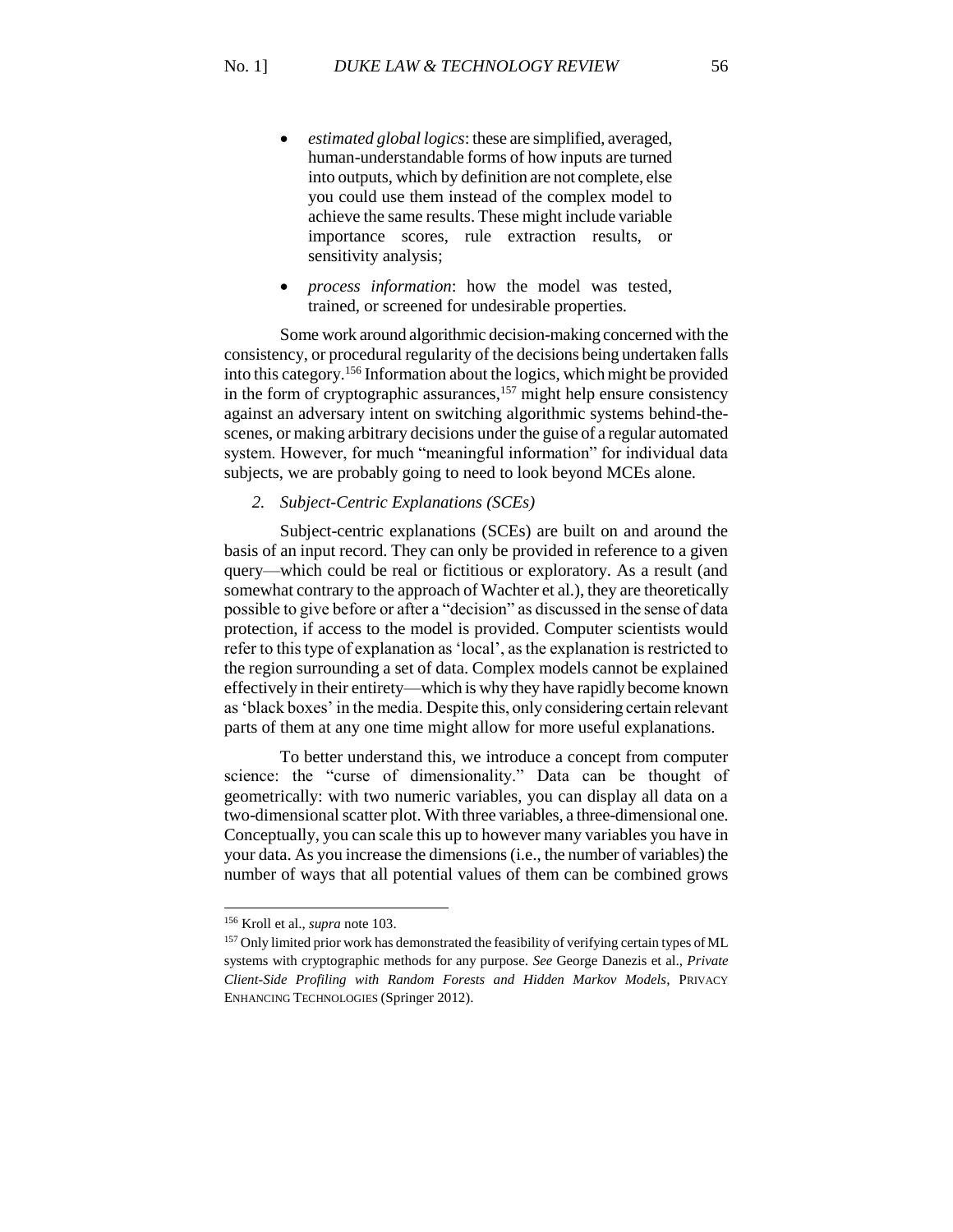- *estimated global logics*: these are simplified, averaged, human-understandable forms of how inputs are turned into outputs, which by definition are not complete, else you could use them instead of the complex model to achieve the same results. These might include variable importance scores, rule extraction results, or sensitivity analysis;
- *process information*: how the model was tested, trained, or screened for undesirable properties.

Some work around algorithmic decision-making concerned with the consistency, or procedural regularity of the decisions being undertaken falls into this category.[156] Information about the logics, which might be provided in the form of cryptographic assurances,[157] might help ensure consistency against an adversary intent on switching algorithmic systems behind-the-scenes, or making arbitrary decisions under the guise of a regular automated system. However, for much "meaningful information" for individual data subjects, we are probably going to need to look beyond MCEs alone.

### *2. Subject-Centric Explanations (SCEs)*

Subject-centric explanations (SCEs) are built on and around the basis of an input record. They can only be provided in reference to a given query—which could be real or fictitious or exploratory. As a result (and somewhat contrary to the approach of Wachter et al.), they are theoretically possible to give before or after a "decision" as discussed in the sense of data protection, if access to the model is provided. Computer scientists would refer to this type of explanation as 'local', as the explanation is restricted to the region surrounding a set of data. Complex models cannot be explained effectively in their entirety—which is why they have rapidly become known as 'black boxes' in the media. Despite this, only considering certain relevant parts of them at any one time might allow for more useful explanations.

To better understand this, we introduce a concept from computer science: the "curse of dimensionality." Data can be thought of geometrically: with two numeric variables, you can display all data on a two-dimensional scatter plot. With three variables, a three-dimensional one. Conceptually, you can scale this up to however many variables you have in your data. As you increase the dimensions (i.e., the number of variables) the number of ways that all potential values of them can be combined grows

---

[156] Kroll et al., *supra* note 103.

[157] Only limited prior work has demonstrated the feasibility of verifying certain types of ML systems with cryptographic methods for any purpose. *See* George Danezis et al., *Private Client-Side Profiling with Random Forests and Hidden Markov Models*, PRIVACY ENHANCING TECHNOLOGIES (Springer 2012).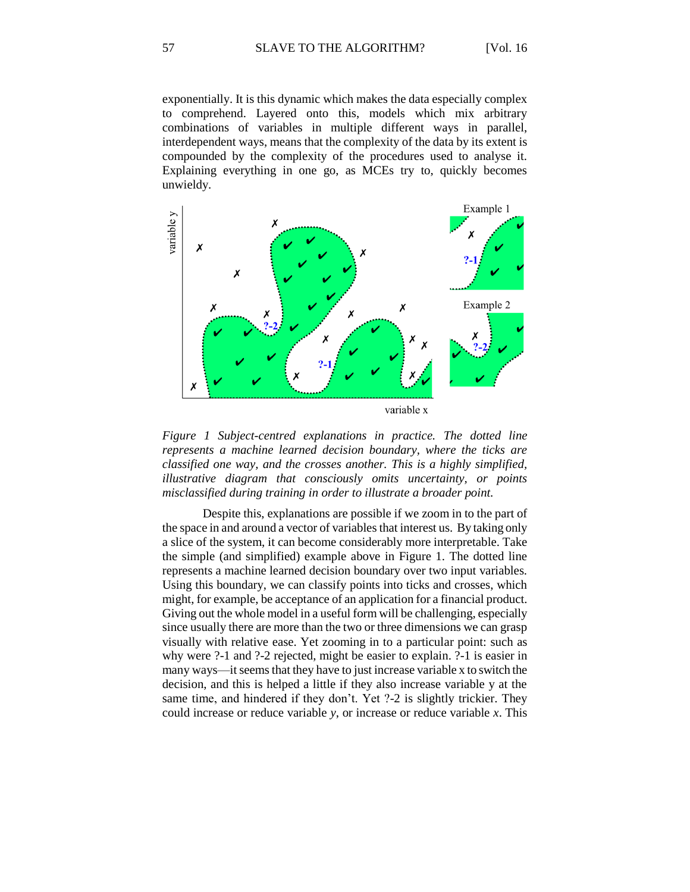exponentially. It is this dynamic which makes the data especially complex to comprehend. Layered onto this, models which mix arbitrary combinations of variables in multiple different ways in parallel, interdependent ways, means that the complexity of the data by its extent is compounded by the complexity of the procedures used to analyse it. Explaining everything in one go, as MCEs try to, quickly becomes unwieldy.

*Figure 1 Subject-centred explanations in practice. The dotted line represents a machine learned decision boundary, where the ticks are classified one way, and the crosses another. This is a highly simplified, illustrative diagram that consciously omits uncertainty, or points misclassified during training in order to illustrate a broader point.*

Despite this, explanations are possible if we zoom in to the part of the space in and around a vector of variables that interest us. By taking only a slice of the system, it can become considerably more interpretable. Take the simple (and simplified) example above in Figure 1. The dotted line represents a machine learned decision boundary over two input variables. Using this boundary, we can classify points into ticks and crosses, which might, for example, be acceptance of an application for a financial product. Giving out the whole model in a useful form will be challenging, especially since usually there are more than the two or three dimensions we can grasp visually with relative ease. Yet zooming in to a particular point: such as why were ?-1 and ?-2 rejected, might be easier to explain. ?-1 is easier in many ways—it seems that they have to just increase variable x to switch the decision, and this is helped a little if they also increase variable y at the same time, and hindered if they don't. Yet ?-2 is slightly trickier. They could increase or reduce variable *y*, or increase or reduce variable *x*. This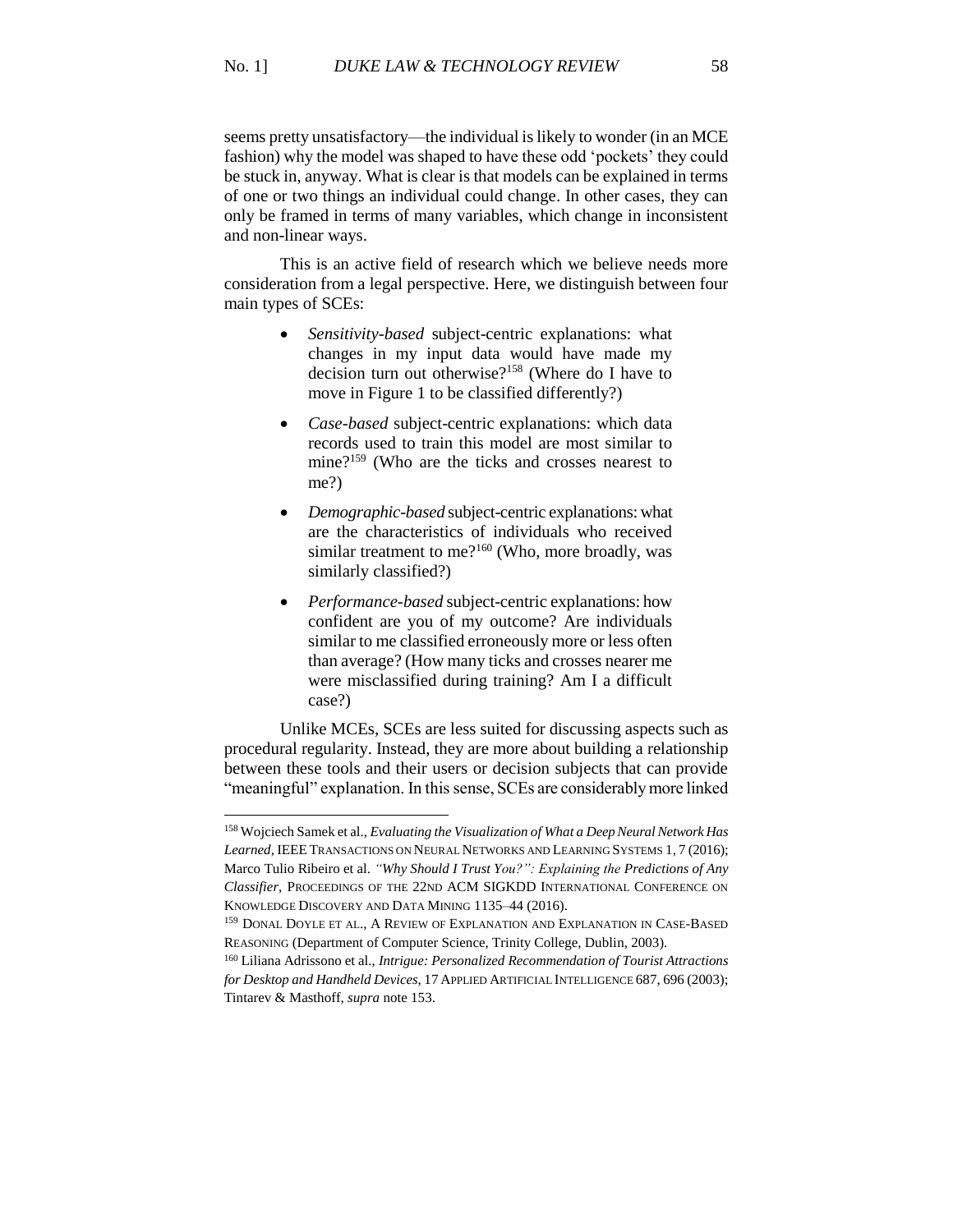seems pretty unsatisfactory—the individual is likely to wonder (in an MCE fashion) why the model was shaped to have these odd 'pockets' they could be stuck in, anyway. What is clear is that models can be explained in terms of one or two things an individual could change. In other cases, they can only be framed in terms of many variables, which change in inconsistent and non-linear ways.

This is an active field of research which we believe needs more consideration from a legal perspective. Here, we distinguish between four main types of SCEs:

- *Sensitivity-based* subject-centric explanations: what changes in my input data would have made my decision turn out otherwise?[158] (Where do I have to move in Figure 1 to be classified differently?)
- *Case-based* subject-centric explanations: which data records used to train this model are most similar to mine?[159] (Who are the ticks and crosses nearest to me?)
- *Demographic-based* subject-centric explanations: what are the characteristics of individuals who received similar treatment to me?[160] (Who, more broadly, was similarly classified?)
- *Performance-based* subject-centric explanations: how confident are you of my outcome? Are individuals similar to me classified erroneously more or less often than average? (How many ticks and crosses nearer me were misclassified during training? Am I a difficult case?)

Unlike MCEs, SCEs are less suited for discussing aspects such as procedural regularity. Instead, they are more about building a relationship between these tools and their users or decision subjects that can provide "meaningful" explanation. In this sense, SCEs are considerably more linked

---

[158] Wojciech Samek et al., *Evaluating the Visualization of What a Deep Neural Network Has Learned*, IEEE Transactions on Neural Networks and Learning Systems 1, 7 (2016); Marco Tulio Ribeiro et al. *"Why Should I Trust You?": Explaining the Predictions of Any Classifier*, Proceedings of the 22nd ACM SIGKDD International Conference on Knowledge Discovery and Data Mining 1135–44 (2016).

[159] Donal Doyle et al., A Review of Explanation and Explanation in Case-Based Reasoning (Department of Computer Science, Trinity College, Dublin, 2003).

[160] Liliana Adrissono et al., *Intrigue: Personalized Recommendation of Tourist Attractions for Desktop and Handheld Devices*, 17 Applied Artificial Intelligence 687, 696 (2003); Tintarev & Masthoff, *supra* note 153.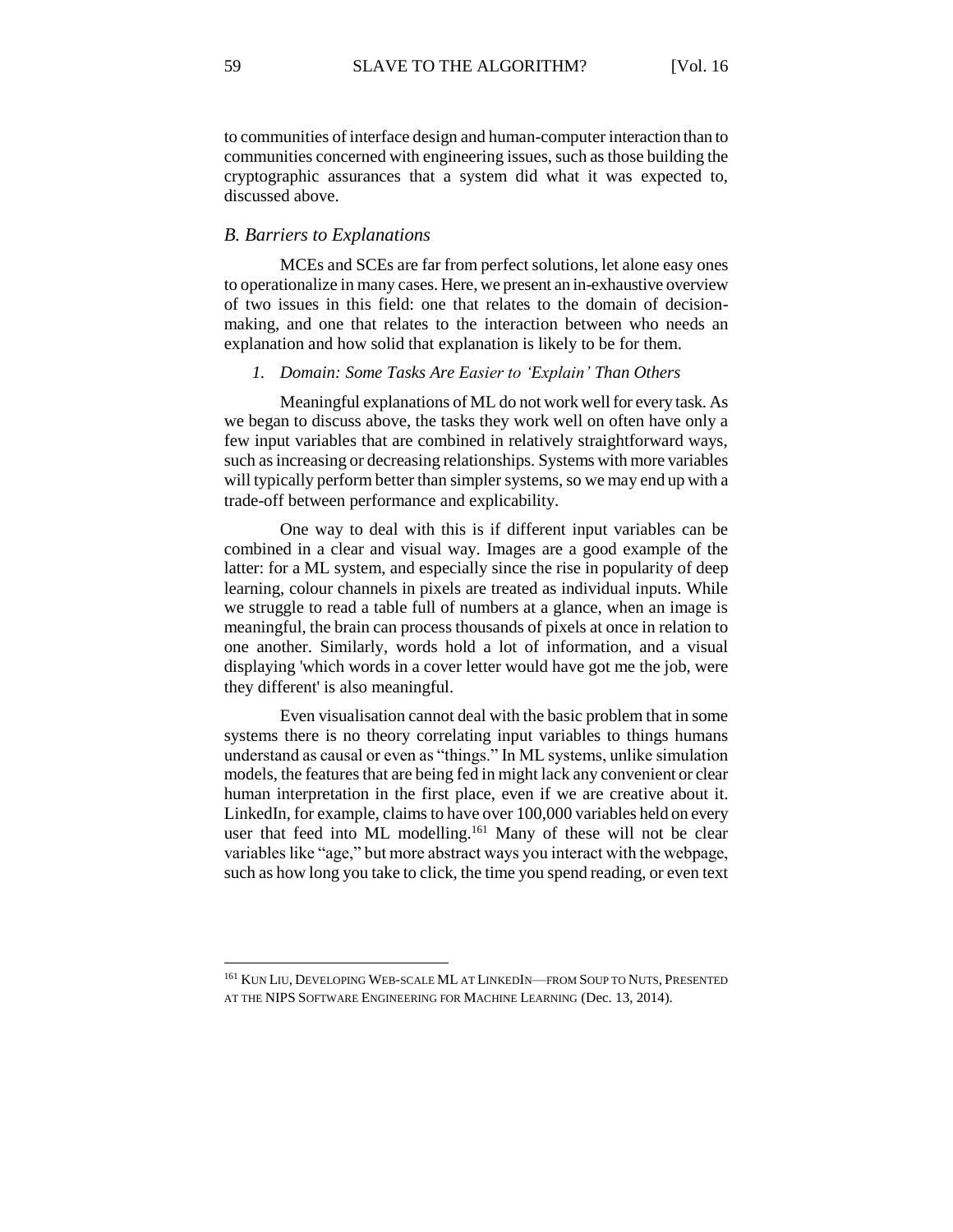to communities of interface design and human-computer interaction than to communities concerned with engineering issues, such as those building the cryptographic assurances that a system did what it was expected to, discussed above.

### *B. Barriers to Explanations*

MCEs and SCEs are far from perfect solutions, let alone easy ones to operationalize in many cases. Here, we present an in-exhaustive overview of two issues in this field: one that relates to the domain of decision-making, and one that relates to the interaction between who needs an explanation and how solid that explanation is likely to be for them.

#### *1. Domain: Some Tasks Are Easier to 'Explain' Than Others*

Meaningful explanations of ML do not work well for every task. As we began to discuss above, the tasks they work well on often have only a few input variables that are combined in relatively straightforward ways, such as increasing or decreasing relationships. Systems with more variables will typically perform better than simpler systems, so we may end up with a trade-off between performance and explicability.

One way to deal with this is if different input variables can be combined in a clear and visual way. Images are a good example of the latter: for a ML system, and especially since the rise in popularity of deep learning, colour channels in pixels are treated as individual inputs. While we struggle to read a table full of numbers at a glance, when an image is meaningful, the brain can process thousands of pixels at once in relation to one another. Similarly, words hold a lot of information, and a visual displaying 'which words in a cover letter would have got me the job, were they different' is also meaningful.

Even visualisation cannot deal with the basic problem that in some systems there is no theory correlating input variables to things humans understand as causal or even as "things." In ML systems, unlike simulation models, the features that are being fed in might lack any convenient or clear human interpretation in the first place, even if we are creative about it. LinkedIn, for example, claims to have over 100,000 variables held on every user that feed into ML modelling.[161] Many of these will not be clear variables like "age," but more abstract ways you interact with the webpage, such as how long you take to click, the time you spend reading, or even text

---

[161] KUN LIU, DEVELOPING WEB-SCALE ML AT LINKEDIN—FROM SOUP TO NUTS, PRESENTED AT THE NIPS SOFTWARE ENGINEERING FOR MACHINE LEARNING (Dec. 13, 2014).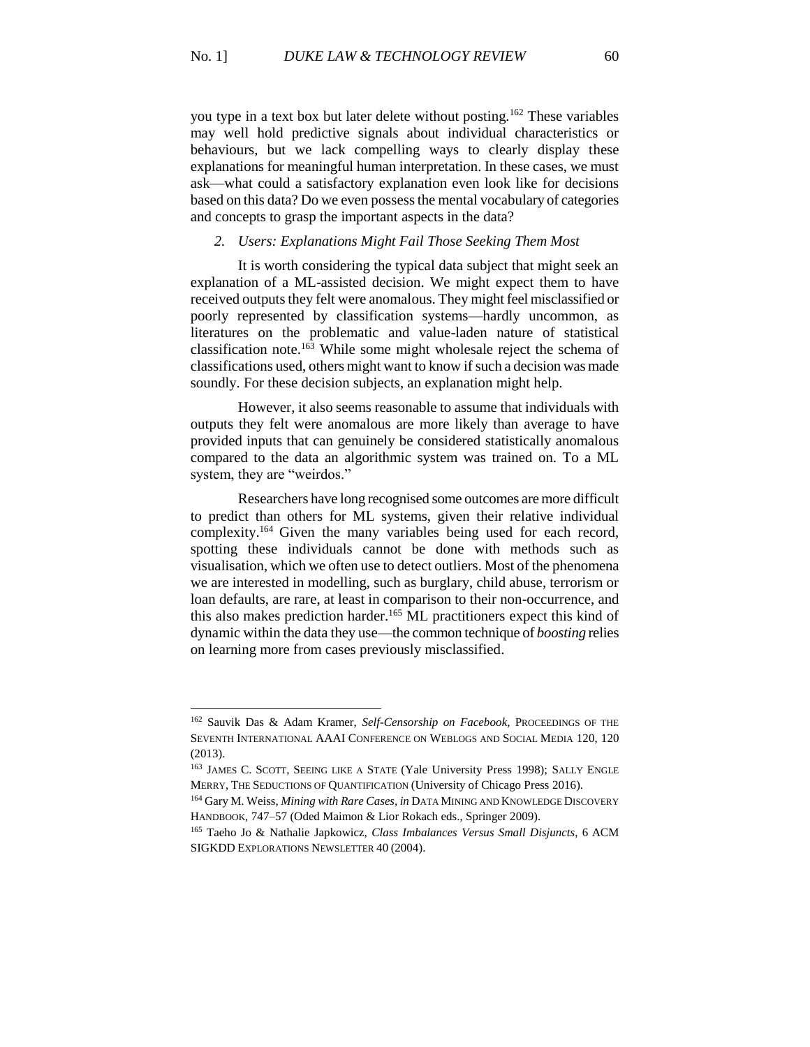you type in a text box but later delete without posting.[162] These variables may well hold predictive signals about individual characteristics or behaviours, but we lack compelling ways to clearly display these explanations for meaningful human interpretation. In these cases, we must ask—what could a satisfactory explanation even look like for decisions based on this data? Do we even possess the mental vocabulary of categories and concepts to grasp the important aspects in the data?

### *2. Users: Explanations Might Fail Those Seeking Them Most*

It is worth considering the typical data subject that might seek an explanation of a ML-assisted decision. We might expect them to have received outputs they felt were anomalous. They might feel misclassified or poorly represented by classification systems—hardly uncommon, as literatures on the problematic and value-laden nature of statistical classification note.[163] While some might wholesale reject the schema of classifications used, others might want to know if such a decision was made soundly. For these decision subjects, an explanation might help.

However, it also seems reasonable to assume that individuals with outputs they felt were anomalous are more likely than average to have provided inputs that can genuinely be considered statistically anomalous compared to the data an algorithmic system was trained on. To a ML system, they are "weirdos."

Researchers have long recognised some outcomes are more difficult to predict than others for ML systems, given their relative individual complexity.[164] Given the many variables being used for each record, spotting these individuals cannot be done with methods such as visualisation, which we often use to detect outliers. Most of the phenomena we are interested in modelling, such as burglary, child abuse, terrorism or loan defaults, are rare, at least in comparison to their non-occurrence, and this also makes prediction harder.[165] ML practitioners expect this kind of dynamic within the data they use—the common technique of *boosting* relies on learning more from cases previously misclassified.

---

[162] Sauvik Das & Adam Kramer, *Self-Censorship on Facebook*, PROCEEDINGS OF THE SEVENTH INTERNATIONAL AAAI CONFERENCE ON WEBLOGS AND SOCIAL MEDIA 120, 120 (2013).

[163] JAMES C. SCOTT, SEEING LIKE A STATE (Yale University Press 1998); SALLY ENGLE MERRY, THE SEDUCTIONS OF QUANTIFICATION (University of Chicago Press 2016).

[164] Gary M. Weiss, *Mining with Rare Cases*, *in* DATA MINING AND KNOWLEDGE DISCOVERY HANDBOOK, 747–57 (Oded Maimon & Lior Rokach eds., Springer 2009).

[165] Taeho Jo & Nathalie Japkowicz, *Class Imbalances Versus Small Disjuncts*, 6 ACM SIGKDD EXPLORATIONS NEWSLETTER 40 (2004).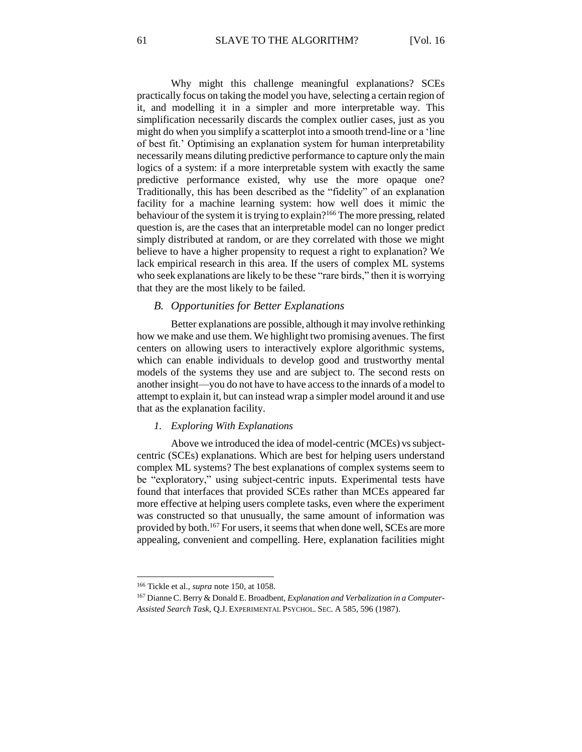Why might this challenge meaningful explanations? SCEs practically focus on taking the model you have, selecting a certain region of it, and modelling it in a simpler and more interpretable way. This simplification necessarily discards the complex outlier cases, just as you might do when you simplify a scatterplot into a smooth trend-line or a 'line of best fit.' Optimising an explanation system for human interpretability necessarily means diluting predictive performance to capture only the main logics of a system: if a more interpretable system with exactly the same predictive performance existed, why use the more opaque one? Traditionally, this has been described as the "fidelity" of an explanation facility for a machine learning system: how well does it mimic the behaviour of the system it is trying to explain?[166] The more pressing, related question is, are the cases that an interpretable model can no longer predict simply distributed at random, or are they correlated with those we might believe to have a higher propensity to request a right to explanation? We lack empirical research in this area. If the users of complex ML systems who seek explanations are likely to be these "rare birds," then it is worrying that they are the most likely to be failed.

### *B. Opportunities for Better Explanations*

Better explanations are possible, although it may involve rethinking how we make and use them. We highlight two promising avenues. The first centers on allowing users to interactively explore algorithmic systems, which can enable individuals to develop good and trustworthy mental models of the systems they use and are subject to. The second rests on another insight—you do not have to have access to the innards of a model to attempt to explain it, but can instead wrap a simpler model around it and use that as the explanation facility.

#### *1. Exploring With Explanations*

Above we introduced the idea of model-centric (MCEs) vs subject-centric (SCEs) explanations. Which are best for helping users understand complex ML systems? The best explanations of complex systems seem to be "exploratory," using subject-centric inputs. Experimental tests have found that interfaces that provided SCEs rather than MCEs appeared far more effective at helping users complete tasks, even where the experiment was constructed so that unusually, the same amount of information was provided by both.[167] For users, it seems that when done well, SCEs are more appealing, convenient and compelling. Here, explanation facilities might

---

[166] Tickle et al., *supra* note 150, at 1058.

[167] Dianne C. Berry & Donald E. Broadbent, *Explanation and Verbalization in a Computer-Assisted Search Task*, Q.J. EXPERIMENTAL PSYCHOL. SEC. A 585, 596 (1987).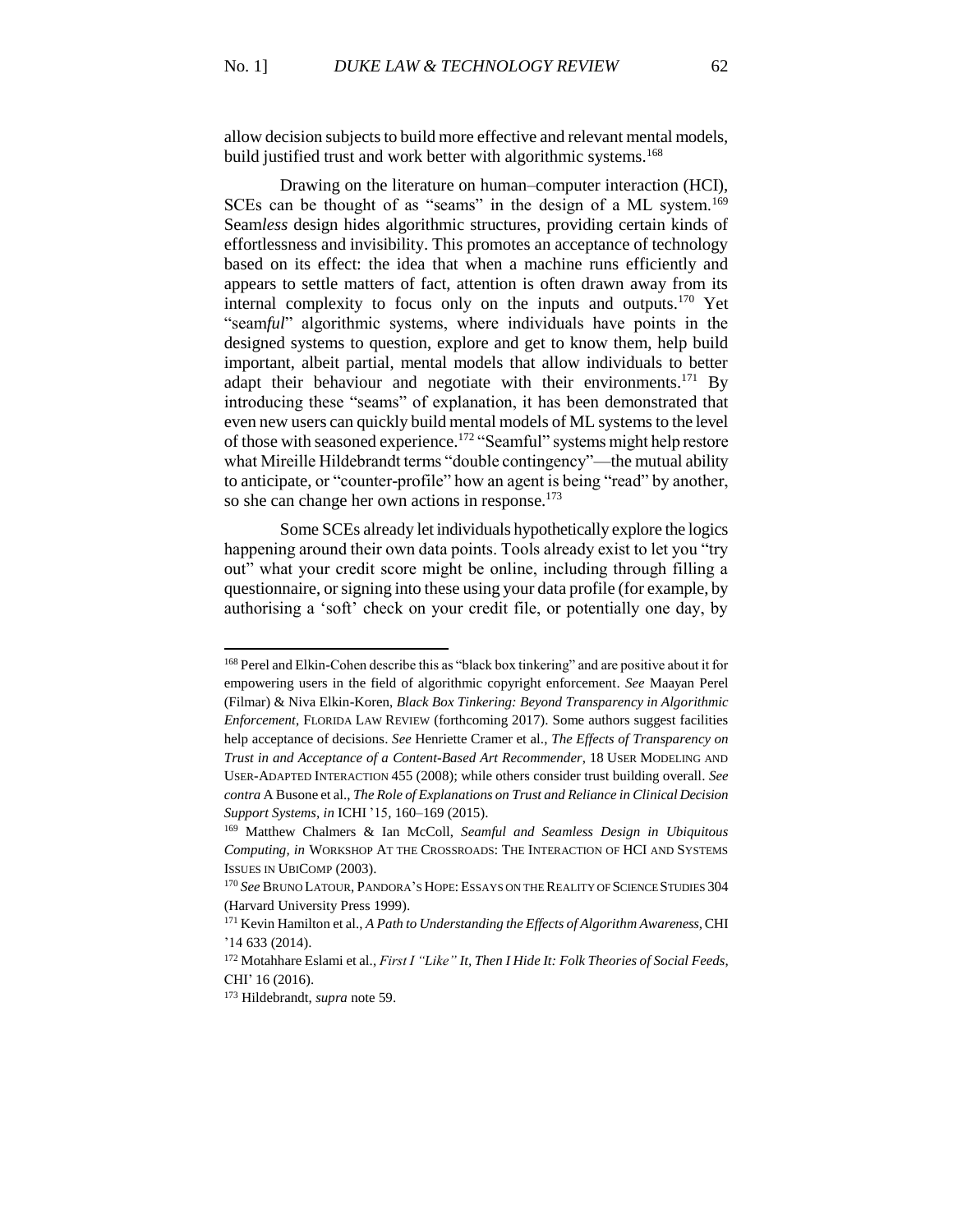allow decision subjects to build more effective and relevant mental models, build justified trust and work better with algorithmic systems.[168]

Drawing on the literature on human–computer interaction (HCI), SCEs can be thought of as "seams" in the design of a ML system.[169] Seam*less* design hides algorithmic structures, providing certain kinds of effortlessness and invisibility. This promotes an acceptance of technology based on its effect: the idea that when a machine runs efficiently and appears to settle matters of fact, attention is often drawn away from its internal complexity to focus only on the inputs and outputs.[170] Yet "seam*ful*" algorithmic systems, where individuals have points in the designed systems to question, explore and get to know them, help build important, albeit partial, mental models that allow individuals to better adapt their behaviour and negotiate with their environments.[171] By introducing these "seams" of explanation, it has been demonstrated that even new users can quickly build mental models of ML systems to the level of those with seasoned experience.[172] "Seamful" systems might help restore what Mireille Hildebrandt terms "double contingency"—the mutual ability to anticipate, or "counter-profile" how an agent is being "read" by another, so she can change her own actions in response.[173]

Some SCEs already let individuals hypothetically explore the logics happening around their own data points. Tools already exist to let you "try out" what your credit score might be online, including through filling a questionnaire, or signing into these using your data profile (for example, by authorising a 'soft' check on your credit file, or potentially one day, by

---

[168] Perel and Elkin-Cohen describe this as "black box tinkering" and are positive about it for empowering users in the field of algorithmic copyright enforcement. *See* Maayan Perel (Filmar) & Niva Elkin-Koren, *Black Box Tinkering: Beyond Transparency in Algorithmic Enforcement*, FLORIDA LAW REVIEW (forthcoming 2017). Some authors suggest facilities help acceptance of decisions. *See* Henriette Cramer et al., *The Effects of Transparency on Trust in and Acceptance of a Content-Based Art Recommender*, 18 USER MODELING AND USER-ADAPTED INTERACTION 455 (2008); while others consider trust building overall. *See contra* A Busone et al., *The Role of Explanations on Trust and Reliance in Clinical Decision Support Systems*, *in* ICHI '15, 160–169 (2015).

[169] Matthew Chalmers & Ian McColl, *Seamful and Seamless Design in Ubiquitous Computing*, *in* WORKSHOP AT THE CROSSROADS: THE INTERACTION OF HCI AND SYSTEMS ISSUES IN UBICOMP (2003).

[170] *See* BRUNO LATOUR, PANDORA'S HOPE: ESSAYS ON THE REALITY OF SCIENCE STUDIES 304 (Harvard University Press 1999).

[171] Kevin Hamilton et al., *A Path to Understanding the Effects of Algorithm Awareness*, CHI '14 633 (2014).

[172] Motahhare Eslami et al., *First I "Like" It, Then I Hide It: Folk Theories of Social Feeds*, CHI' 16 (2016).

[173] Hildebrandt, *supra* note 59.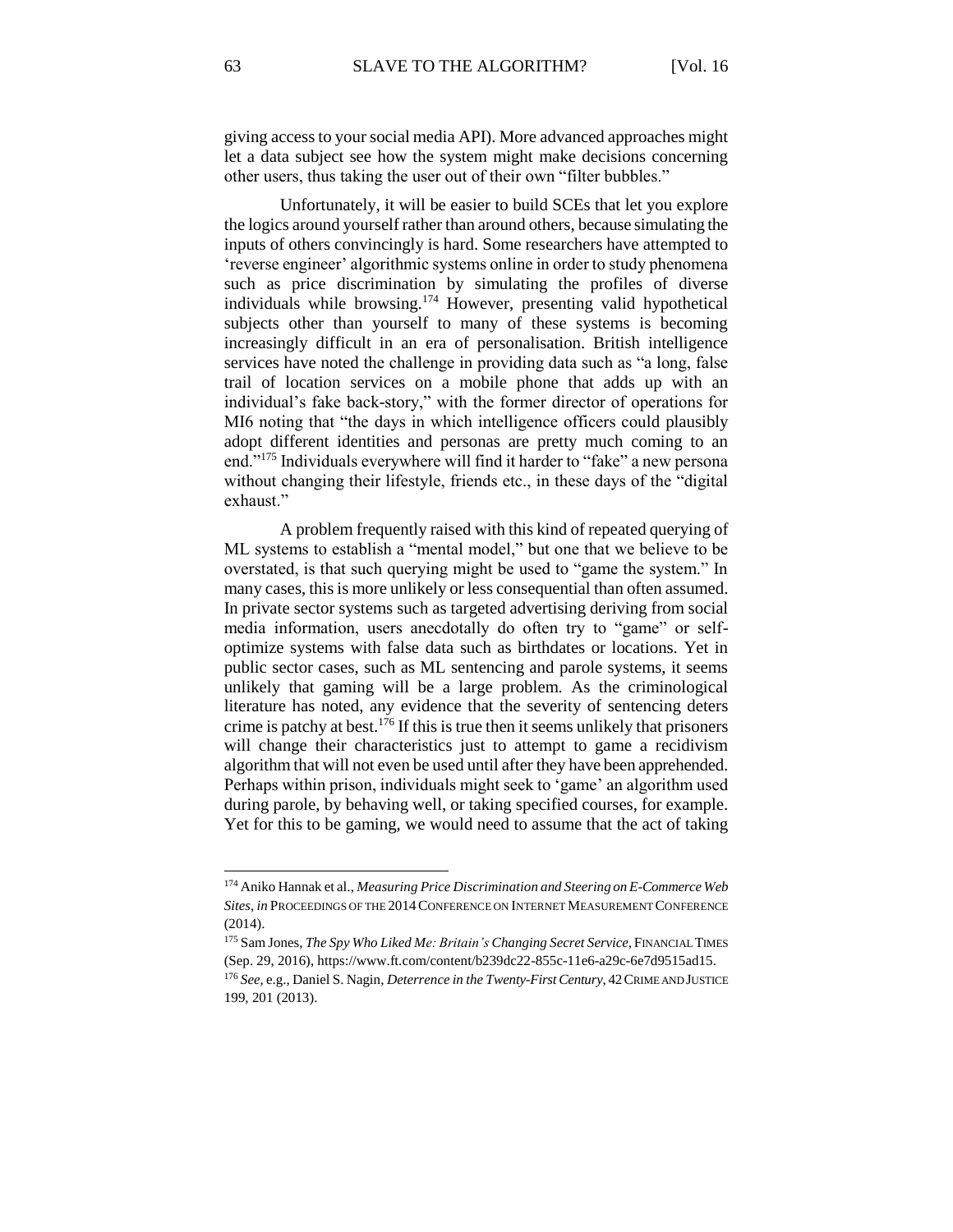giving access to your social media API). More advanced approaches might let a data subject see how the system might make decisions concerning other users, thus taking the user out of their own "filter bubbles."

Unfortunately, it will be easier to build SCEs that let you explore the logics around yourself rather than around others, because simulating the inputs of others convincingly is hard. Some researchers have attempted to 'reverse engineer' algorithmic systems online in order to study phenomena such as price discrimination by simulating the profiles of diverse individuals while browsing.[174] However, presenting valid hypothetical subjects other than yourself to many of these systems is becoming increasingly difficult in an era of personalisation. British intelligence services have noted the challenge in providing data such as "a long, false trail of location services on a mobile phone that adds up with an individual's fake back-story," with the former director of operations for MI6 noting that "the days in which intelligence officers could plausibly adopt different identities and personas are pretty much coming to an end."[175] Individuals everywhere will find it harder to "fake" a new persona without changing their lifestyle, friends etc., in these days of the "digital exhaust."

A problem frequently raised with this kind of repeated querying of ML systems to establish a "mental model," but one that we believe to be overstated, is that such querying might be used to "game the system." In many cases, this is more unlikely or less consequential than often assumed. In private sector systems such as targeted advertising deriving from social media information, users anecdotally do often try to "game" or self-optimize systems with false data such as birthdates or locations. Yet in public sector cases, such as ML sentencing and parole systems, it seems unlikely that gaming will be a large problem. As the criminological literature has noted, any evidence that the severity of sentencing deters crime is patchy at best.[176] If this is true then it seems unlikely that prisoners will change their characteristics just to attempt to game a recidivism algorithm that will not even be used until after they have been apprehended. Perhaps within prison, individuals might seek to 'game' an algorithm used during parole, by behaving well, or taking specified courses, for example. Yet for this to be gaming, we would need to assume that the act of taking

---

[174] Aniko Hannak et al., *Measuring Price Discrimination and Steering on E-Commerce Web Sites*, *in* PROCEEDINGS OF THE 2014 CONFERENCE ON INTERNET MEASUREMENT CONFERENCE (2014).

[175] Sam Jones, *The Spy Who Liked Me: Britain's Changing Secret Service*, FINANCIAL TIMES (Sep. 29, 2016), https://www.ft.com/content/b239dc22-855c-11e6-a29c-6e7d9515ad15.

[176] *See*, e.g., Daniel S. Nagin, *Deterrence in the Twenty-First Century*, 42 CRIME AND JUSTICE 199, 201 (2013).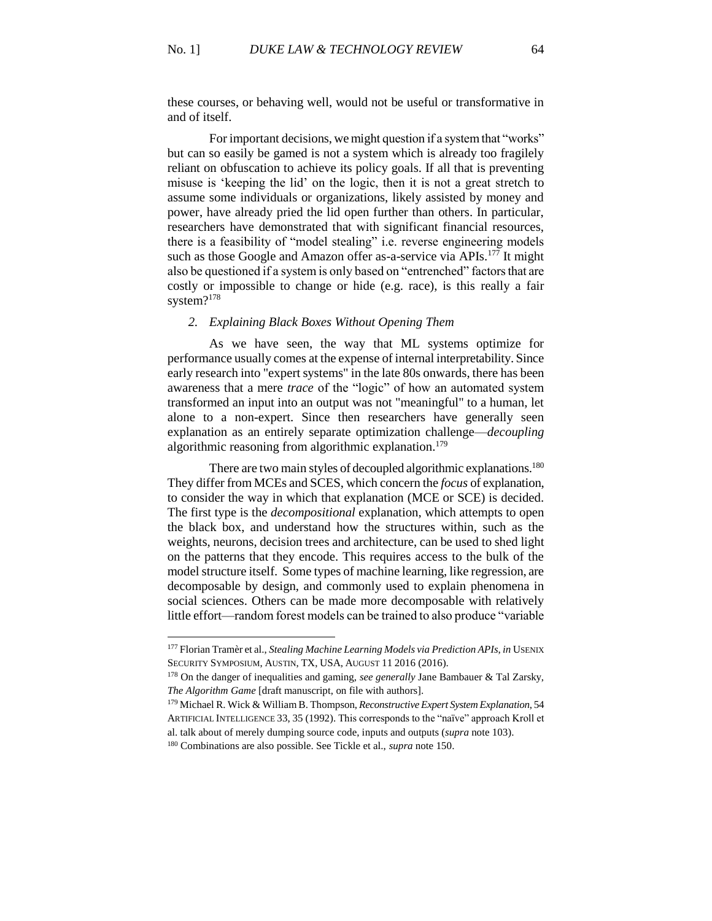these courses, or behaving well, would not be useful or transformative in and of itself.

For important decisions, we might question if a system that "works" but can so easily be gamed is not a system which is already too fragilely reliant on obfuscation to achieve its policy goals. If all that is preventing misuse is 'keeping the lid' on the logic, then it is not a great stretch to assume some individuals or organizations, likely assisted by money and power, have already pried the lid open further than others. In particular, researchers have demonstrated that with significant financial resources, there is a feasibility of "model stealing" i.e. reverse engineering models such as those Google and Amazon offer as-a-service via APIs.[177] It might also be questioned if a system is only based on "entrenched" factors that are costly or impossible to change or hide (e.g. race), is this really a fair system?[178]

### *2. Explaining Black Boxes Without Opening Them*

As we have seen, the way that ML systems optimize for performance usually comes at the expense of internal interpretability. Since early research into "expert systems" in the late 80s onwards, there has been awareness that a mere *trace* of the "logic" of how an automated system transformed an input into an output was not "meaningful" to a human, let alone to a non-expert. Since then researchers have generally seen explanation as an entirely separate optimization challenge—*decoupling* algorithmic reasoning from algorithmic explanation.[179]

There are two main styles of decoupled algorithmic explanations.[180] They differ from MCEs and SCES, which concern the *focus* of explanation, to consider the way in which that explanation (MCE or SCE) is decided. The first type is the *decompositional* explanation, which attempts to open the black box, and understand how the structures within, such as the weights, neurons, decision trees and architecture, can be used to shed light on the patterns that they encode. This requires access to the bulk of the model structure itself. Some types of machine learning, like regression, are decomposable by design, and commonly used to explain phenomena in social sciences. Others can be made more decomposable with relatively little effort—random forest models can be trained to also produce "variable

---

[177] Florian Tramèr et al., *Stealing Machine Learning Models via Prediction APIs*, *in* USENIX SECURITY SYMPOSIUM, AUSTIN, TX, USA, AUGUST 11 2016 (2016).

[178] On the danger of inequalities and gaming, *see generally* Jane Bambauer & Tal Zarsky, *The Algorithm Game* [draft manuscript, on file with authors].

[179] Michael R. Wick & William B. Thompson, *Reconstructive Expert System Explanation*, 54 ARTIFICIAL INTELLIGENCE 33, 35 (1992). This corresponds to the "naïve" approach Kroll et al. talk about of merely dumping source code, inputs and outputs (*supra* note 103).

[180] Combinations are also possible. See Tickle et al., *supra* note 150.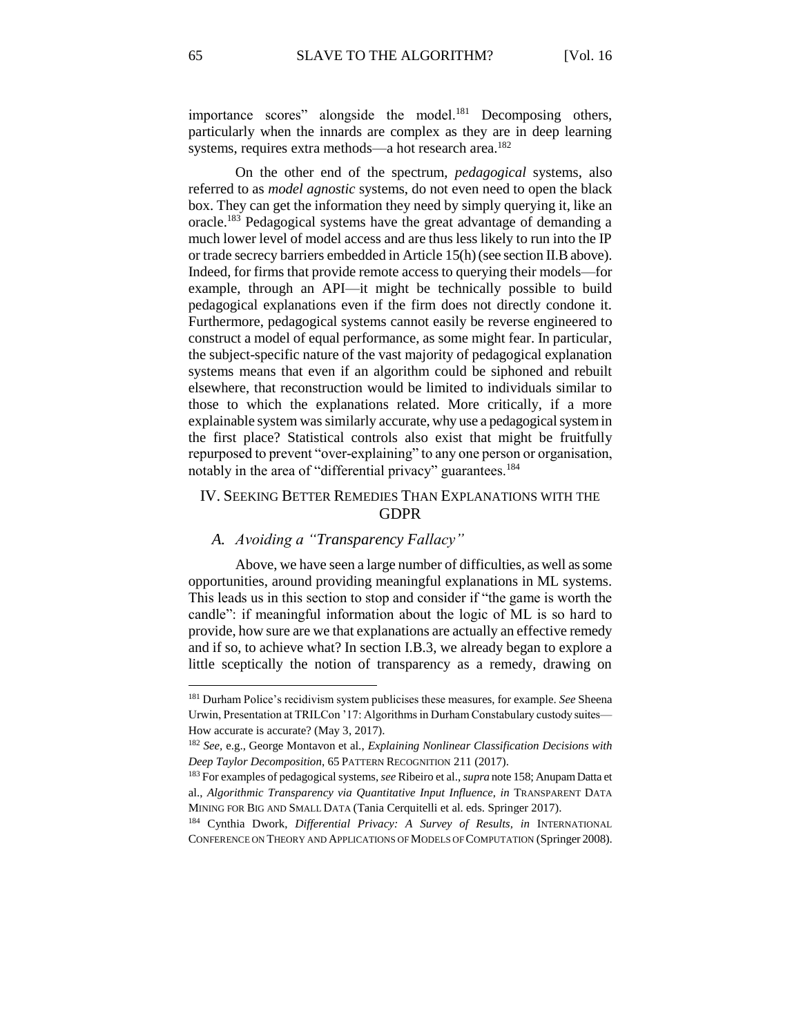importance scores" alongside the model.[181] Decomposing others, particularly when the innards are complex as they are in deep learning systems, requires extra methods—a hot research area.[182]

On the other end of the spectrum, *pedagogical* systems, also referred to as *model agnostic* systems, do not even need to open the black box. They can get the information they need by simply querying it, like an oracle.[183] Pedagogical systems have the great advantage of demanding a much lower level of model access and are thus less likely to run into the IP or trade secrecy barriers embedded in Article 15(h) (see section II.B above). Indeed, for firms that provide remote access to querying their models—for example, through an API—it might be technically possible to build pedagogical explanations even if the firm does not directly condone it. Furthermore, pedagogical systems cannot easily be reverse engineered to construct a model of equal performance, as some might fear. In particular, the subject-specific nature of the vast majority of pedagogical explanation systems means that even if an algorithm could be siphoned and rebuilt elsewhere, that reconstruction would be limited to individuals similar to those to which the explanations related. More critically, if a more explainable system was similarly accurate, why use a pedagogical system in the first place? Statistical controls also exist that might be fruitfully repurposed to prevent "over-explaining" to any one person or organisation, notably in the area of "differential privacy" guarantees.[184]

## IV. Seeking Better Remedies Than Explanations with the GDPR

### A. *Avoiding a "Transparency Fallacy"*

Above, we have seen a large number of difficulties, as well as some opportunities, around providing meaningful explanations in ML systems. This leads us in this section to stop and consider if "the game is worth the candle": if meaningful information about the logic of ML is so hard to provide, how sure are we that explanations are actually an effective remedy and if so, to achieve what? In section I.B.3, we already began to explore a little sceptically the notion of transparency as a remedy, drawing on

---

[181] Durham Police's recidivism system publicises these measures, for example. *See* Sheena Urwin, Presentation at TRILCon '17: Algorithms in Durham Constabulary custody suites—How accurate is accurate? (May 3, 2017).

[182] *See*, e.g., George Montavon et al., *Explaining Nonlinear Classification Decisions with Deep Taylor Decomposition*, 65 Pattern Recognition 211 (2017).

[183] For examples of pedagogical systems, *see* Ribeiro et al., *supra* note 158; Anupam Datta et al., *Algorithmic Transparency via Quantitative Input Influence*, *in* Transparent Data Mining for Big and Small Data (Tania Cerquitelli et al. eds. Springer 2017).

[184] Cynthia Dwork, *Differential Privacy: A Survey of Results*, *in* International Conference on Theory and Applications of Models of Computation (Springer 2008).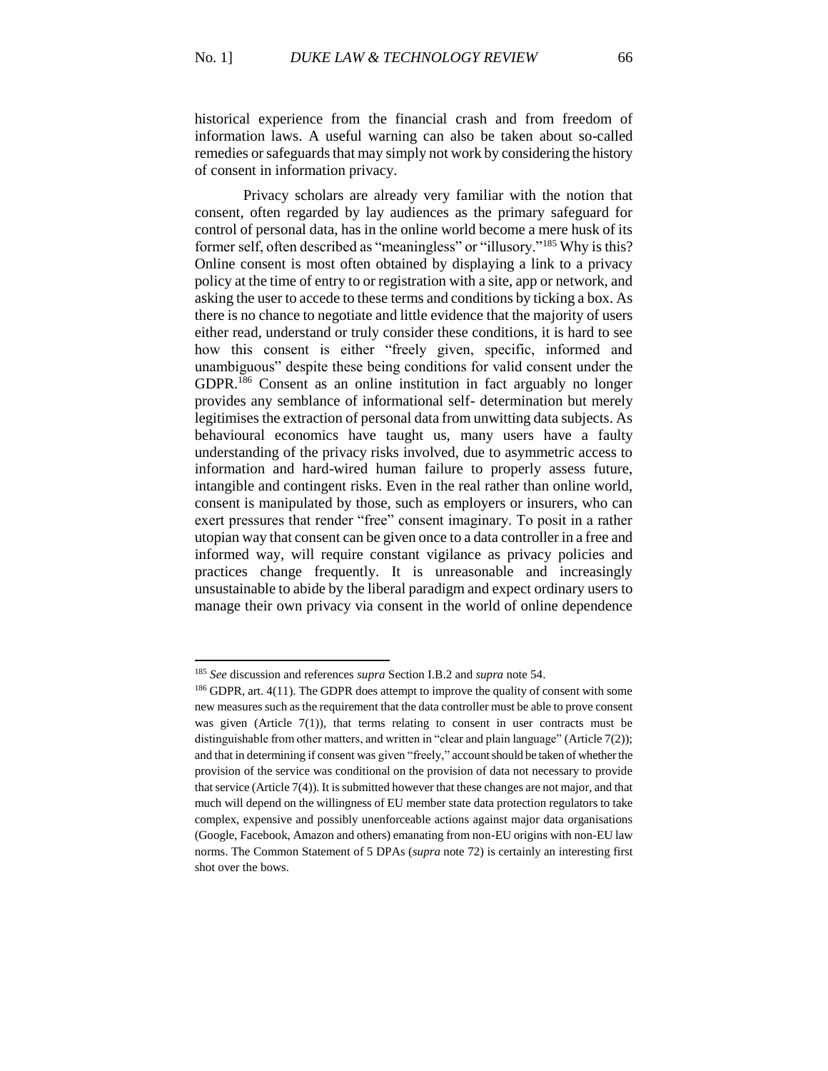historical experience from the financial crash and from freedom of information laws. A useful warning can also be taken about so-called remedies or safeguards that may simply not work by considering the history of consent in information privacy.

Privacy scholars are already very familiar with the notion that consent, often regarded by lay audiences as the primary safeguard for control of personal data, has in the online world become a mere husk of its former self, often described as "meaningless" or "illusory."[185] Why is this? Online consent is most often obtained by displaying a link to a privacy policy at the time of entry to or registration with a site, app or network, and asking the user to accede to these terms and conditions by ticking a box. As there is no chance to negotiate and little evidence that the majority of users either read, understand or truly consider these conditions, it is hard to see how this consent is either "freely given, specific, informed and unambiguous" despite these being conditions for valid consent under the GDPR.[186] Consent as an online institution in fact arguably no longer provides any semblance of informational self- determination but merely legitimises the extraction of personal data from unwitting data subjects. As behavioural economics have taught us, many users have a faulty understanding of the privacy risks involved, due to asymmetric access to information and hard-wired human failure to properly assess future, intangible and contingent risks. Even in the real rather than online world, consent is manipulated by those, such as employers or insurers, who can exert pressures that render "free" consent imaginary. To posit in a rather utopian way that consent can be given once to a data controller in a free and informed way, will require constant vigilance as privacy policies and practices change frequently. It is unreasonable and increasingly unsustainable to abide by the liberal paradigm and expect ordinary users to manage their own privacy via consent in the world of online dependence

---

[185] *See* discussion and references *supra* Section I.B.2 and *supra* note 54.

[186] GDPR, art. 4(11). The GDPR does attempt to improve the quality of consent with some new measures such as the requirement that the data controller must be able to prove consent was given (Article 7(1)), that terms relating to consent in user contracts must be distinguishable from other matters, and written in "clear and plain language" (Article 7(2)); and that in determining if consent was given "freely," account should be taken of whether the provision of the service was conditional on the provision of data not necessary to provide that service (Article 7(4)). It is submitted however that these changes are not major, and that much will depend on the willingness of EU member state data protection regulators to take complex, expensive and possibly unenforceable actions against major data organisations (Google, Facebook, Amazon and others) emanating from non-EU origins with non-EU law norms. The Common Statement of 5 DPAs (*supra* note 72) is certainly an interesting first shot over the bows.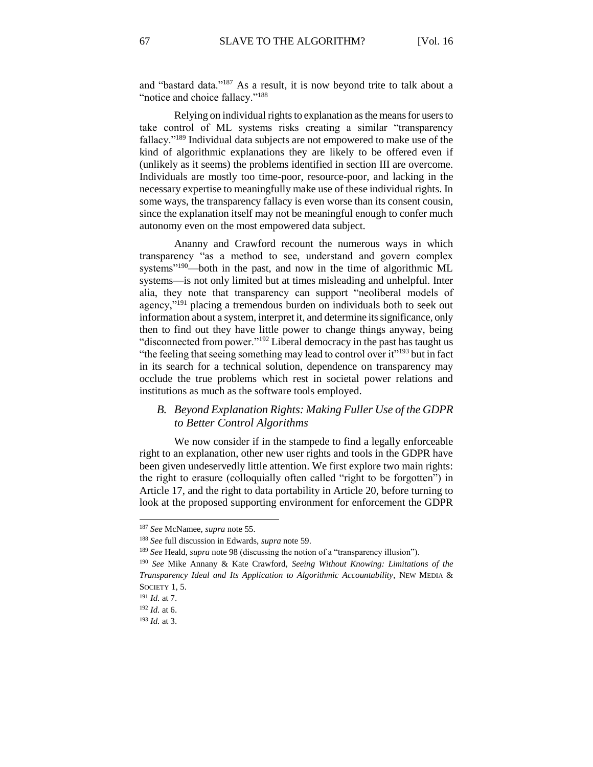and "bastard data."[187] As a result, it is now beyond trite to talk about a "notice and choice fallacy."[188]

Relying on individual rights to explanation as the means for users to take control of ML systems risks creating a similar "transparency fallacy."[189] Individual data subjects are not empowered to make use of the kind of algorithmic explanations they are likely to be offered even if (unlikely as it seems) the problems identified in section III are overcome. Individuals are mostly too time-poor, resource-poor, and lacking in the necessary expertise to meaningfully make use of these individual rights. In some ways, the transparency fallacy is even worse than its consent cousin, since the explanation itself may not be meaningful enough to confer much autonomy even on the most empowered data subject.

Ananny and Crawford recount the numerous ways in which transparency "as a method to see, understand and govern complex systems"[190]—both in the past, and now in the time of algorithmic ML systems—is not only limited but at times misleading and unhelpful. Inter alia, they note that transparency can support "neoliberal models of agency,"[191] placing a tremendous burden on individuals both to seek out information about a system, interpret it, and determine its significance, only then to find out they have little power to change things anyway, being "disconnected from power."[192] Liberal democracy in the past has taught us "the feeling that seeing something may lead to control over it"[193] but in fact in its search for a technical solution, dependence on transparency may occlude the true problems which rest in societal power relations and institutions as much as the software tools employed.

### *B. Beyond Explanation Rights: Making Fuller Use of the GDPR to Better Control Algorithms*

We now consider if in the stampede to find a legally enforceable right to an explanation, other new user rights and tools in the GDPR have been given undeservedly little attention. We first explore two main rights: the right to erasure (colloquially often called "right to be forgotten") in Article 17, and the right to data portability in Article 20, before turning to look at the proposed supporting environment for enforcement the GDPR

---

[187] *See* McNamee, *supra* note 55.

[188] *See* full discussion in Edwards, *supra* note 59.

[189] *See* Heald, *supra* note 98 (discussing the notion of a "transparency illusion").

[190] *See* Mike Annany & Kate Crawford, *Seeing Without Knowing: Limitations of the Transparency Ideal and Its Application to Algorithmic Accountability*, NEW MEDIA & SOCIETY 1, 5.

[191] *Id.* at 7.

[192] *Id.* at 6.

[193] *Id.* at 3.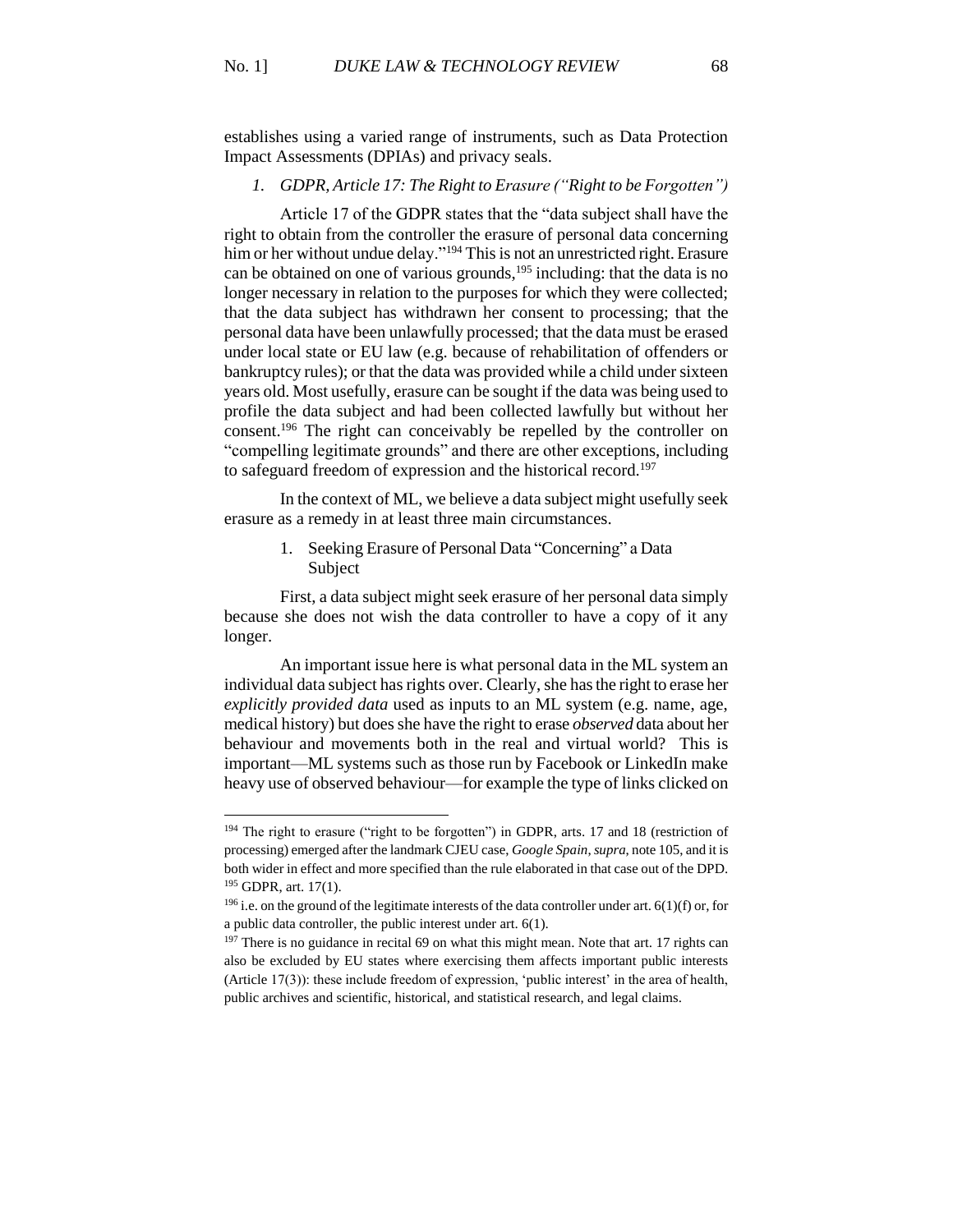establishes using a varied range of instruments, such as Data Protection Impact Assessments (DPIAs) and privacy seals.

### *1. GDPR, Article 17: The Right to Erasure ("Right to be Forgotten")*

Article 17 of the GDPR states that the "data subject shall have the right to obtain from the controller the erasure of personal data concerning him or her without undue delay."[194] This is not an unrestricted right. Erasure can be obtained on one of various grounds,[195] including: that the data is no longer necessary in relation to the purposes for which they were collected; that the data subject has withdrawn her consent to processing; that the personal data have been unlawfully processed; that the data must be erased under local state or EU law (e.g. because of rehabilitation of offenders or bankruptcy rules); or that the data was provided while a child under sixteen years old. Most usefully, erasure can be sought if the data was being used to profile the data subject and had been collected lawfully but without her consent.[196] The right can conceivably be repelled by the controller on "compelling legitimate grounds" and there are other exceptions, including to safeguard freedom of expression and the historical record.[197]

In the context of ML, we believe a data subject might usefully seek erasure as a remedy in at least three main circumstances.

1. Seeking Erasure of Personal Data "Concerning" a Data Subject

First, a data subject might seek erasure of her personal data simply because she does not wish the data controller to have a copy of it any longer.

An important issue here is what personal data in the ML system an individual data subject has rights over. Clearly, she has the right to erase her *explicitly provided data* used as inputs to an ML system (e.g. name, age, medical history) but does she have the right to erase *observed* data about her behaviour and movements both in the real and virtual world? This is important—ML systems such as those run by Facebook or LinkedIn make heavy use of observed behaviour—for example the type of links clicked on

---

[194] The right to erasure ("right to be forgotten") in GDPR, arts. 17 and 18 (restriction of processing) emerged after the landmark CJEU case, *Google Spain*, *supra*, note 105, and it is both wider in effect and more specified than the rule elaborated in that case out of the DPD.

[195] GDPR, art. 17(1).

[196] i.e. on the ground of the legitimate interests of the data controller under art. 6(1)(f) or, for a public data controller, the public interest under art. 6(1).

[197] There is no guidance in recital 69 on what this might mean. Note that art. 17 rights can also be excluded by EU states where exercising them affects important public interests (Article 17(3)): these include freedom of expression, 'public interest' in the area of health, public archives and scientific, historical, and statistical research, and legal claims.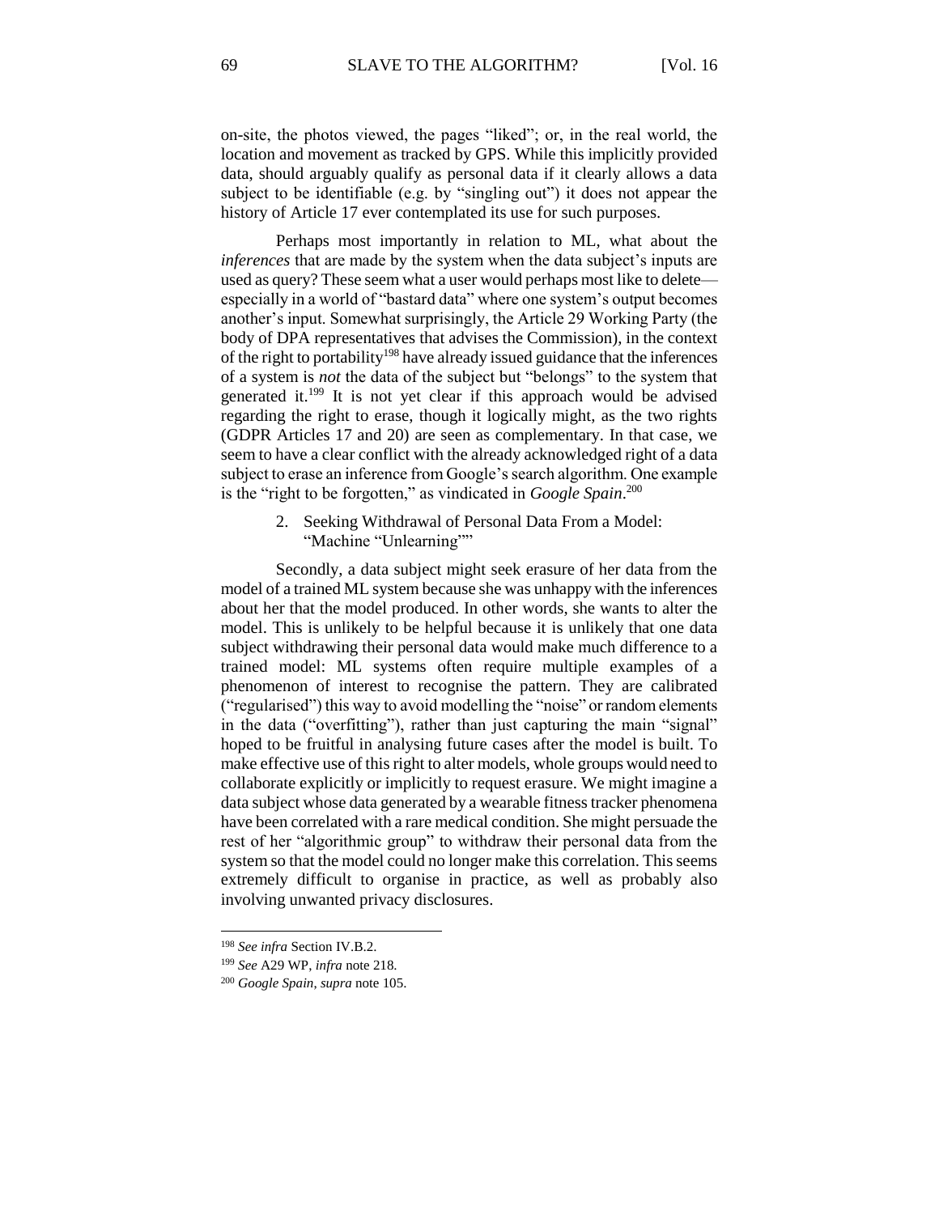on-site, the photos viewed, the pages "liked"; or, in the real world, the location and movement as tracked by GPS. While this implicitly provided data, should arguably qualify as personal data if it clearly allows a data subject to be identifiable (e.g. by "singling out") it does not appear the history of Article 17 ever contemplated its use for such purposes.

Perhaps most importantly in relation to ML, what about the *inferences* that are made by the system when the data subject's inputs are used as query? These seem what a user would perhaps most like to delete—especially in a world of "bastard data" where one system's output becomes another's input. Somewhat surprisingly, the Article 29 Working Party (the body of DPA representatives that advises the Commission), in the context of the right to portability[198] have already issued guidance that the inferences of a system is *not* the data of the subject but "belongs" to the system that generated it.[199] It is not yet clear if this approach would be advised regarding the right to erase, though it logically might, as the two rights (GDPR Articles 17 and 20) are seen as complementary. In that case, we seem to have a clear conflict with the already acknowledged right of a data subject to erase an inference from Google's search algorithm. One example is the "right to be forgotten," as vindicated in *Google Spain*.[200]

### 2. Seeking Withdrawal of Personal Data From a Model: "Machine "Unlearning""

Secondly, a data subject might seek erasure of her data from the model of a trained ML system because she was unhappy with the inferences about her that the model produced. In other words, she wants to alter the model. This is unlikely to be helpful because it is unlikely that one data subject withdrawing their personal data would make much difference to a trained model: ML systems often require multiple examples of a phenomenon of interest to recognise the pattern. They are calibrated ("regularised") this way to avoid modelling the "noise" or random elements in the data ("overfitting"), rather than just capturing the main "signal" hoped to be fruitful in analysing future cases after the model is built. To make effective use of this right to alter models, whole groups would need to collaborate explicitly or implicitly to request erasure. We might imagine a data subject whose data generated by a wearable fitness tracker phenomena have been correlated with a rare medical condition. She might persuade the rest of her "algorithmic group" to withdraw their personal data from the system so that the model could no longer make this correlation. This seems extremely difficult to organise in practice, as well as probably also involving unwanted privacy disclosures.

---

[198] *See infra* Section IV.B.2.

[199] *See* A29 WP, *infra* note 218.

[200] *Google Spain*, *supra* note 105.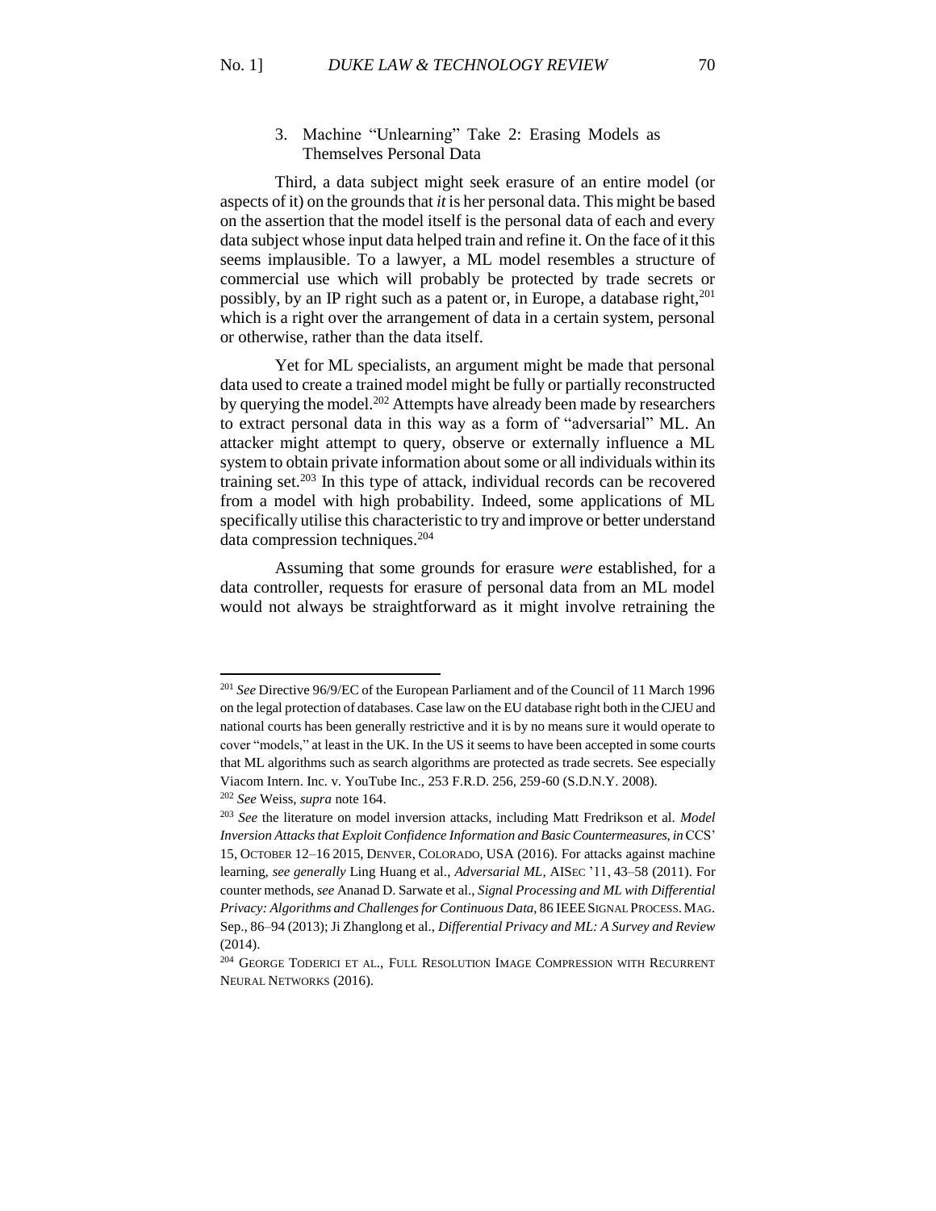### 3. Machine "Unlearning" Take 2: Erasing Models as Themselves Personal Data

Third, a data subject might seek erasure of an entire model (or aspects of it) on the grounds that *it* is her personal data. This might be based on the assertion that the model itself is the personal data of each and every data subject whose input data helped train and refine it. On the face of it this seems implausible. To a lawyer, a ML model resembles a structure of commercial use which will probably be protected by trade secrets or possibly, by an IP right such as a patent or, in Europe, a database right,[201] which is a right over the arrangement of data in a certain system, personal or otherwise, rather than the data itself.

Yet for ML specialists, an argument might be made that personal data used to create a trained model might be fully or partially reconstructed by querying the model.[202] Attempts have already been made by researchers to extract personal data in this way as a form of "adversarial" ML. An attacker might attempt to query, observe or externally influence a ML system to obtain private information about some or all individuals within its training set.[203] In this type of attack, individual records can be recovered from a model with high probability. Indeed, some applications of ML specifically utilise this characteristic to try and improve or better understand data compression techniques.[204]

Assuming that some grounds for erasure *were* established, for a data controller, requests for erasure of personal data from an ML model would not always be straightforward as it might involve retraining the

---

[201] *See* Directive 96/9/EC of the European Parliament and of the Council of 11 March 1996 on the legal protection of databases. Case law on the EU database right both in the CJEU and national courts has been generally restrictive and it is by no means sure it would operate to cover "models," at least in the UK. In the US it seems to have been accepted in some courts that ML algorithms such as search algorithms are protected as trade secrets. See especially Viacom Intern. Inc. v. YouTube Inc., 253 F.R.D. 256, 259-60 (S.D.N.Y. 2008).

[202] *See* Weiss, *supra* note 164.

[203] *See* the literature on model inversion attacks, including Matt Fredrikson et al. *Model Inversion Attacks that Exploit Confidence Information and Basic Countermeasures, in* CCS' 15, OCTOBER 12–16 2015, DENVER, COLORADO, USA (2016). For attacks against machine learning, *see generally* Ling Huang et al., *Adversarial ML*, AISEC '11, 43–58 (2011). For counter methods, *see* Ananad D. Sarwate et al., *Signal Processing and ML with Differential Privacy: Algorithms and Challenges for Continuous Data*, 86 IEEE SIGNAL PROCESS. MAG. Sep., 86–94 (2013); Ji Zhanglong et al., *Differential Privacy and ML: A Survey and Review* (2014).

[204] GEORGE TODERICI ET AL., FULL RESOLUTION IMAGE COMPRESSION WITH RECURRENT NEURAL NETWORKS (2016).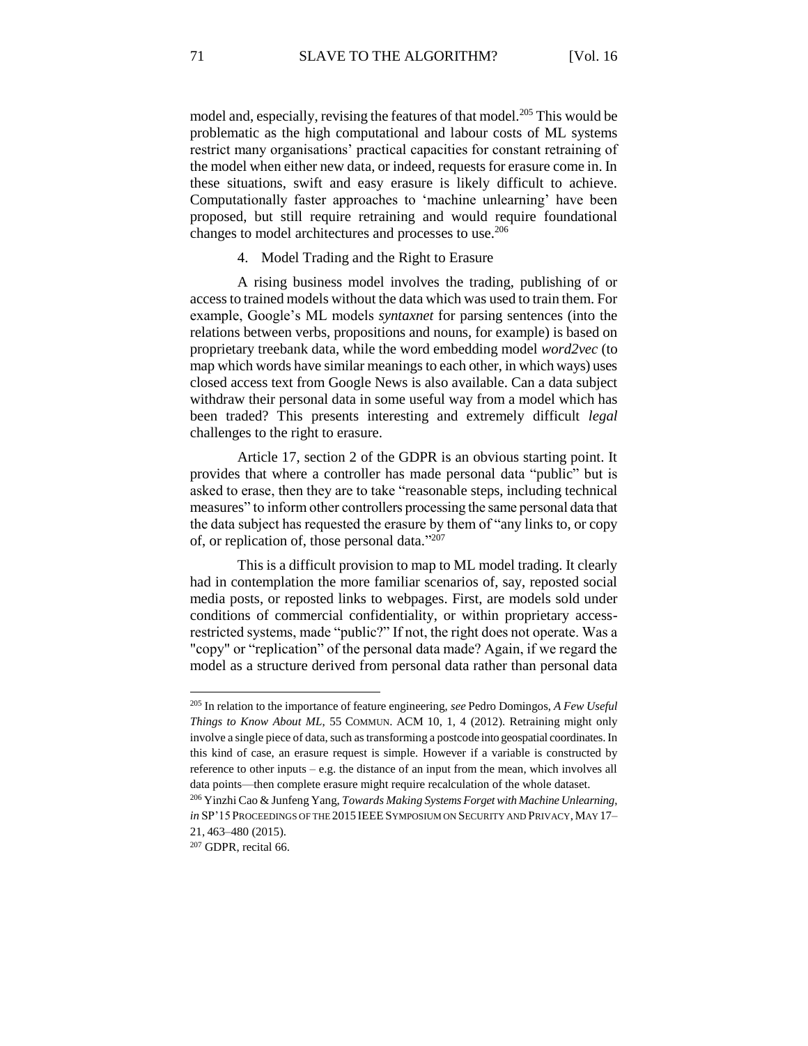model and, especially, revising the features of that model.[205] This would be problematic as the high computational and labour costs of ML systems restrict many organisations' practical capacities for constant retraining of the model when either new data, or indeed, requests for erasure come in. In these situations, swift and easy erasure is likely difficult to achieve. Computationally faster approaches to 'machine unlearning' have been proposed, but still require retraining and would require foundational changes to model architectures and processes to use.[206]

#### 4. Model Trading and the Right to Erasure

A rising business model involves the trading, publishing of or access to trained models without the data which was used to train them. For example, Google's ML models *syntaxnet* for parsing sentences (into the relations between verbs, propositions and nouns, for example) is based on proprietary treebank data, while the word embedding model *word2vec* (to map which words have similar meanings to each other, in which ways) uses closed access text from Google News is also available. Can a data subject withdraw their personal data in some useful way from a model which has been traded? This presents interesting and extremely difficult *legal* challenges to the right to erasure.

Article 17, section 2 of the GDPR is an obvious starting point. It provides that where a controller has made personal data "public" but is asked to erase, then they are to take "reasonable steps, including technical measures" to inform other controllers processing the same personal data that the data subject has requested the erasure by them of "any links to, or copy of, or replication of, those personal data."[207]

This is a difficult provision to map to ML model trading. It clearly had in contemplation the more familiar scenarios of, say, reposted social media posts, or reposted links to webpages. First, are models sold under conditions of commercial confidentiality, or within proprietary access-restricted systems, made "public?" If not, the right does not operate. Was a "copy" or "replication" of the personal data made? Again, if we regard the model as a structure derived from personal data rather than personal data

---

[205] In relation to the importance of feature engineering, *see* Pedro Domingos, *A Few Useful Things to Know About ML*, 55 COMMUN. ACM 10, 1, 4 (2012). Retraining might only involve a single piece of data, such as transforming a postcode into geospatial coordinates. In this kind of case, an erasure request is simple. However if a variable is constructed by reference to other inputs – e.g. the distance of an input from the mean, which involves all data points—then complete erasure might require recalculation of the whole dataset.

[206] Yinzhi Cao & Junfeng Yang, *Towards Making Systems Forget with Machine Unlearning*, *in* SP'15 PROCEEDINGS OF THE 2015 IEEE SYMPOSIUM ON SECURITY AND PRIVACY, MAY 17–21, 463–480 (2015).

[207] GDPR, recital 66.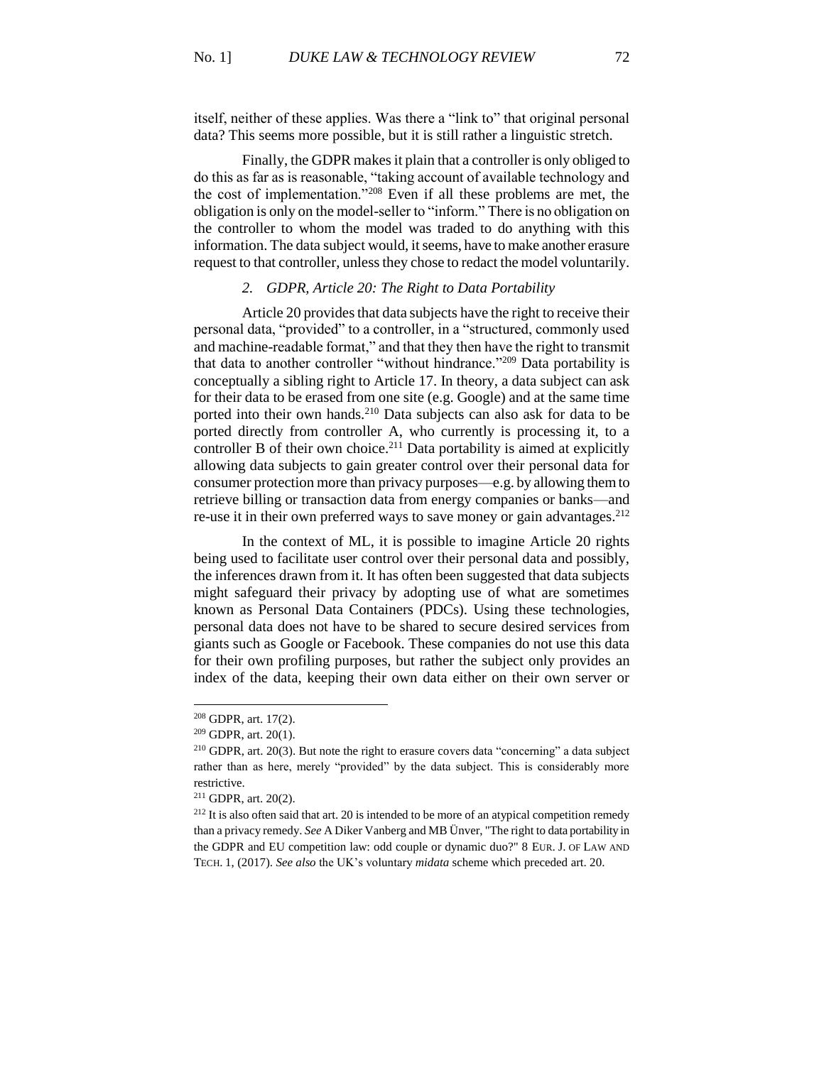itself, neither of these applies. Was there a "link to" that original personal data? This seems more possible, but it is still rather a linguistic stretch.

Finally, the GDPR makes it plain that a controller is only obliged to do this as far as is reasonable, "taking account of available technology and the cost of implementation."[208] Even if all these problems are met, the obligation is only on the model-seller to "inform." There is no obligation on the controller to whom the model was traded to do anything with this information. The data subject would, it seems, have to make another erasure request to that controller, unless they chose to redact the model voluntarily.

### *2. GDPR, Article 20: The Right to Data Portability*

Article 20 provides that data subjects have the right to receive their personal data, "provided" to a controller, in a "structured, commonly used and machine-readable format," and that they then have the right to transmit that data to another controller "without hindrance."[209] Data portability is conceptually a sibling right to Article 17. In theory, a data subject can ask for their data to be erased from one site (e.g. Google) and at the same time ported into their own hands.[210] Data subjects can also ask for data to be ported directly from controller A, who currently is processing it, to a controller B of their own choice.[211] Data portability is aimed at explicitly allowing data subjects to gain greater control over their personal data for consumer protection more than privacy purposes—e.g. by allowing them to retrieve billing or transaction data from energy companies or banks—and re-use it in their own preferred ways to save money or gain advantages.[212]

In the context of ML, it is possible to imagine Article 20 rights being used to facilitate user control over their personal data and possibly, the inferences drawn from it. It has often been suggested that data subjects might safeguard their privacy by adopting use of what are sometimes known as Personal Data Containers (PDCs). Using these technologies, personal data does not have to be shared to secure desired services from giants such as Google or Facebook. These companies do not use this data for their own profiling purposes, but rather the subject only provides an index of the data, keeping their own data either on their own server or

---

[208] GDPR, art. 17(2).

[209] GDPR, art. 20(1).

[210] GDPR, art. 20(3). But note the right to erasure covers data "concerning" a data subject rather than as here, merely "provided" by the data subject. This is considerably more restrictive.

[211] GDPR, art. 20(2).

[212] It is also often said that art. 20 is intended to be more of an atypical competition remedy than a privacy remedy. *See* A Diker Vanberg and MB Ünver, "The right to data portability in the GDPR and EU competition law: odd couple or dynamic duo?" 8 EUR. J. OF LAW AND TECH. 1, (2017). *See also* the UK's voluntary *midata* scheme which preceded art. 20.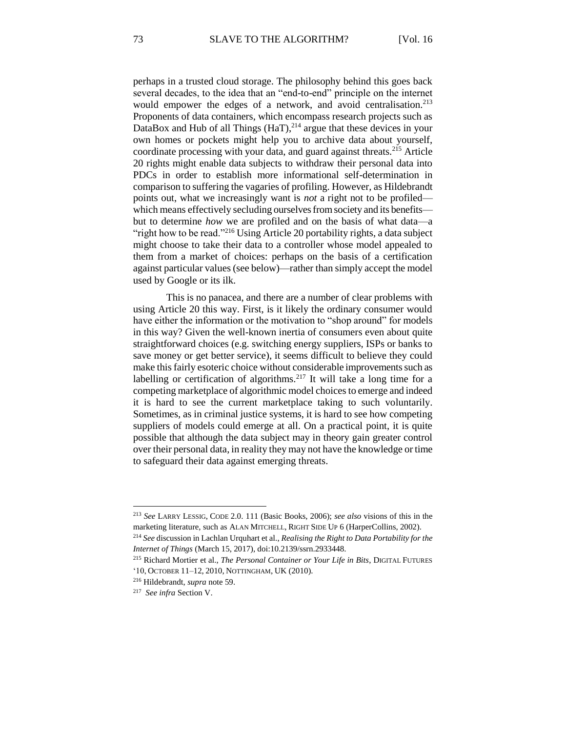perhaps in a trusted cloud storage. The philosophy behind this goes back several decades, to the idea that an "end-to-end" principle on the internet would empower the edges of a network, and avoid centralisation.[213] Proponents of data containers, which encompass research projects such as DataBox and Hub of all Things (HaT),[214] argue that these devices in your own homes or pockets might help you to archive data about yourself, coordinate processing with your data, and guard against threats.[215] Article 20 rights might enable data subjects to withdraw their personal data into PDCs in order to establish more informational self-determination in comparison to suffering the vagaries of profiling. However, as Hildebrandt points out, what we increasingly want is *not* a right not to be profiled—which means effectively secluding ourselves from society and its benefits—but to determine *how* we are profiled and on the basis of what data—a "right how to be read."[216] Using Article 20 portability rights, a data subject might choose to take their data to a controller whose model appealed to them from a market of choices: perhaps on the basis of a certification against particular values (see below)—rather than simply accept the model used by Google or its ilk.

This is no panacea, and there are a number of clear problems with using Article 20 this way. First, is it likely the ordinary consumer would have either the information or the motivation to "shop around" for models in this way? Given the well-known inertia of consumers even about quite straightforward choices (e.g. switching energy suppliers, ISPs or banks to save money or get better service), it seems difficult to believe they could make this fairly esoteric choice without considerable improvements such as labelling or certification of algorithms.[217] It will take a long time for a competing marketplace of algorithmic model choices to emerge and indeed it is hard to see the current marketplace taking to such voluntarily. Sometimes, as in criminal justice systems, it is hard to see how competing suppliers of models could emerge at all. On a practical point, it is quite possible that although the data subject may in theory gain greater control over their personal data, in reality they may not have the knowledge or time to safeguard their data against emerging threats.

---

[213] *See* LARRY LESSIG, CODE 2.0. 111 (Basic Books, 2006); *see also* visions of this in the marketing literature, such as ALAN MITCHELL, RIGHT SIDE UP 6 (HarperCollins, 2002).

[214] *See* discussion in Lachlan Urquhart et al., *Realising the Right to Data Portability for the Internet of Things* (March 15, 2017), doi:10.2139/ssrn.2933448.

[215] Richard Mortier et al., *The Personal Container or Your Life in Bits*, DIGITAL FUTURES '10, OCTOBER 11–12, 2010, NOTTINGHAM, UK (2010).

[216] Hildebrandt, *supra* note 59.

[217] *See infra* Section V.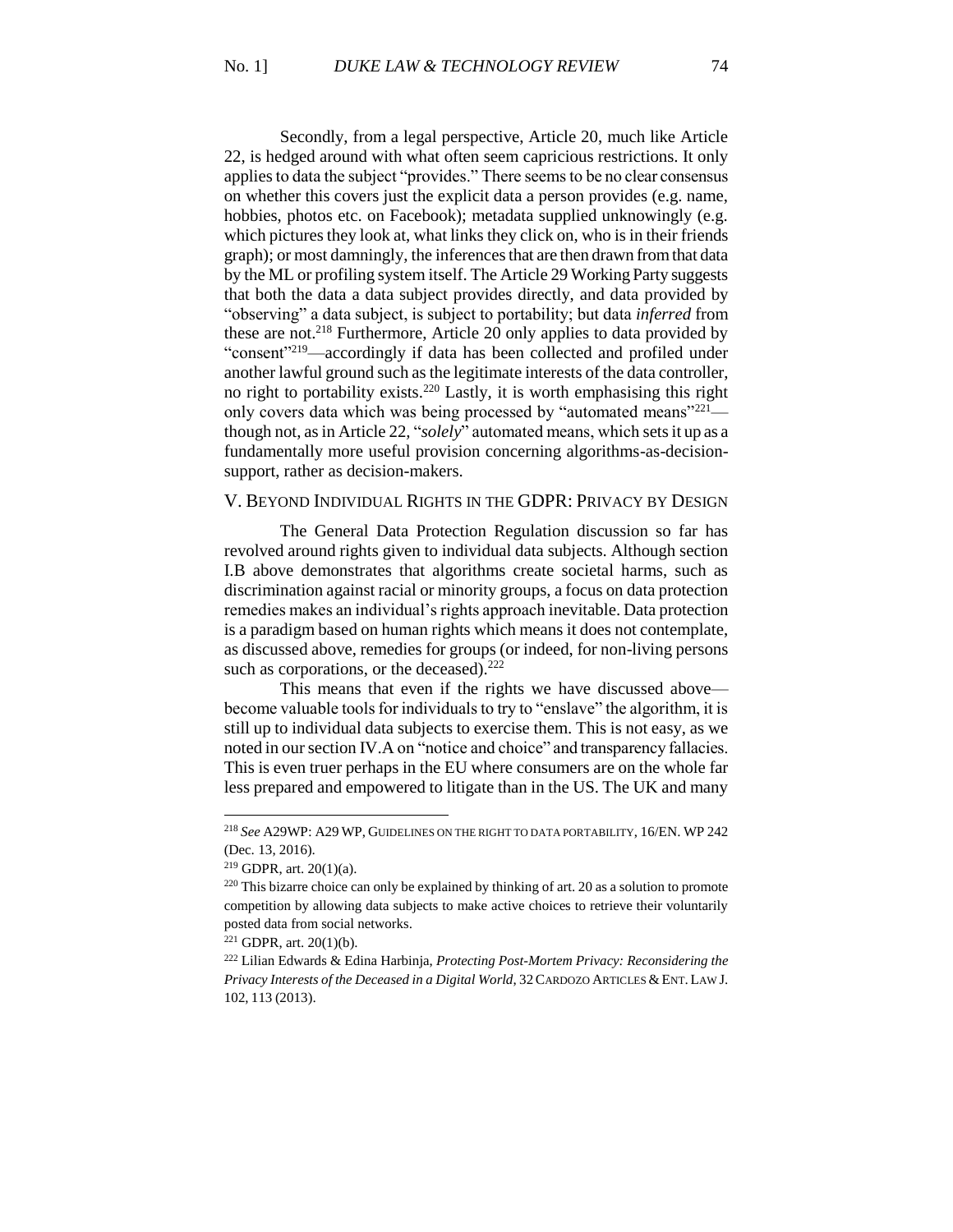Secondly, from a legal perspective, Article 20, much like Article 22, is hedged around with what often seem capricious restrictions. It only applies to data the subject "provides." There seems to be no clear consensus on whether this covers just the explicit data a person provides (e.g. name, hobbies, photos etc. on Facebook); metadata supplied unknowingly (e.g. which pictures they look at, what links they click on, who is in their friends graph); or most damningly, the inferences that are then drawn from that data by the ML or profiling system itself. The Article 29 Working Party suggests that both the data a data subject provides directly, and data provided by "observing" a data subject, is subject to portability; but data *inferred* from these are not.[218] Furthermore, Article 20 only applies to data provided by "consent"[219]—accordingly if data has been collected and profiled under another lawful ground such as the legitimate interests of the data controller, no right to portability exists.[220] Lastly, it is worth emphasising this right only covers data which was being processed by "automated means"[221]—though not, as in Article 22, "*solely*" automated means, which sets it up as a fundamentally more useful provision concerning algorithms-as-decision-support, rather as decision-makers.

## V. Beyond Individual Rights in the GDPR: Privacy by Design

The General Data Protection Regulation discussion so far has revolved around rights given to individual data subjects. Although section I.B above demonstrates that algorithms create societal harms, such as discrimination against racial or minority groups, a focus on data protection remedies makes an individual's rights approach inevitable. Data protection is a paradigm based on human rights which means it does not contemplate, as discussed above, remedies for groups (or indeed, for non-living persons such as corporations, or the deceased).[222]

This means that even if the rights we have discussed above—become valuable tools for individuals to try to "enslave" the algorithm, it is still up to individual data subjects to exercise them. This is not easy, as we noted in our section IV.A on "notice and choice" and transparency fallacies. This is even truer perhaps in the EU where consumers are on the whole far less prepared and empowered to litigate than in the US. The UK and many

---

[218] *See* A29WP: A29 WP, Guidelines on the right to data portability, 16/EN. WP 242 (Dec. 13, 2016).

[219] GDPR, art. 20(1)(a).

[220] This bizarre choice can only be explained by thinking of art. 20 as a solution to promote competition by allowing data subjects to make active choices to retrieve their voluntarily posted data from social networks.

[221] GDPR, art. 20(1)(b).

[222] Lilian Edwards & Edina Harbinja, *Protecting Post-Mortem Privacy: Reconsidering the Privacy Interests of the Deceased in a Digital World*, 32 Cardozo Articles & Ent. Law J. 102, 113 (2013).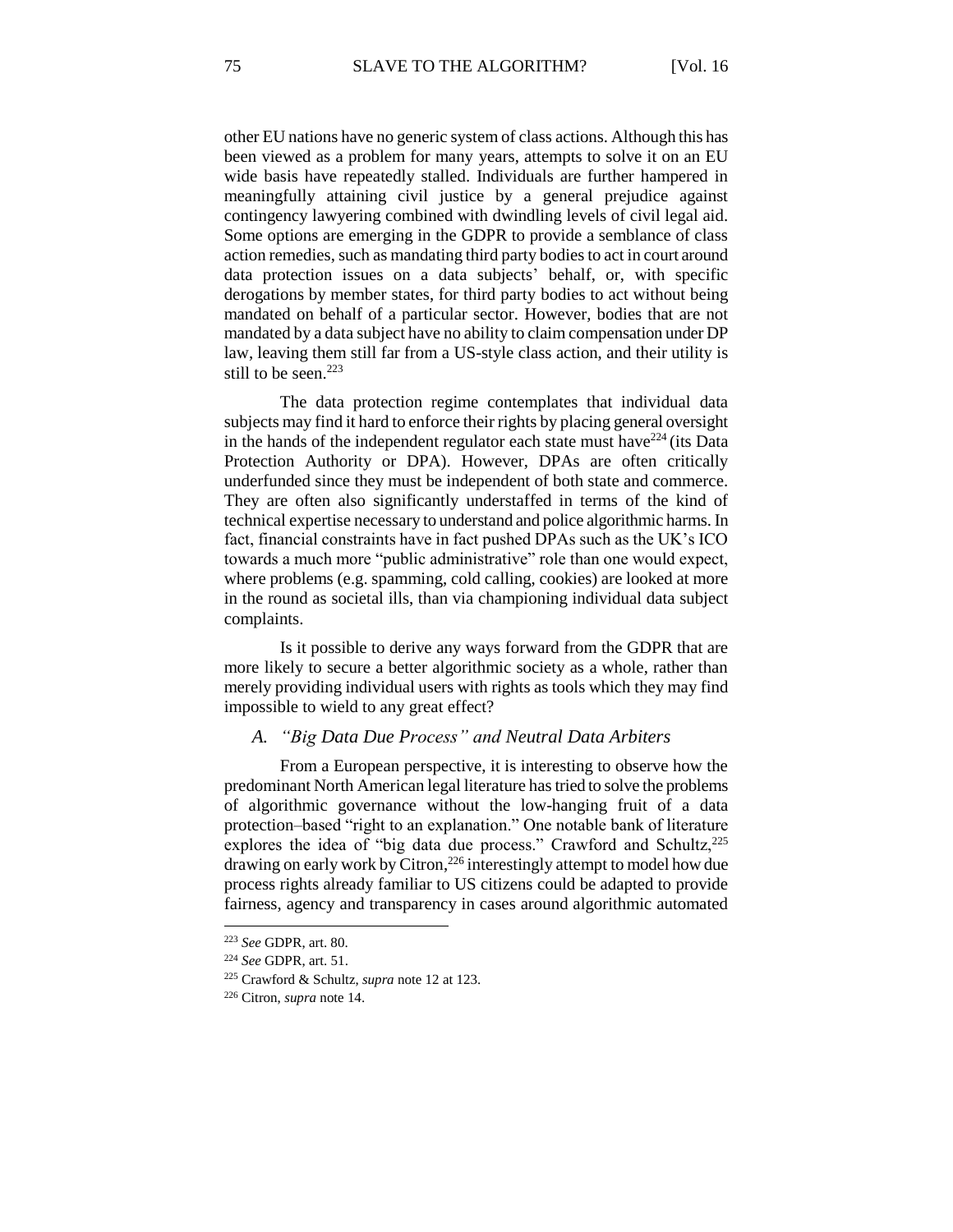other EU nations have no generic system of class actions. Although this has been viewed as a problem for many years, attempts to solve it on an EU wide basis have repeatedly stalled. Individuals are further hampered in meaningfully attaining civil justice by a general prejudice against contingency lawyering combined with dwindling levels of civil legal aid. Some options are emerging in the GDPR to provide a semblance of class action remedies, such as mandating third party bodies to act in court around data protection issues on a data subjects' behalf, or, with specific derogations by member states, for third party bodies to act without being mandated on behalf of a particular sector. However, bodies that are not mandated by a data subject have no ability to claim compensation under DP law, leaving them still far from a US-style class action, and their utility is still to be seen.[223]

The data protection regime contemplates that individual data subjects may find it hard to enforce their rights by placing general oversight in the hands of the independent regulator each state must have[224] (its Data Protection Authority or DPA). However, DPAs are often critically underfunded since they must be independent of both state and commerce. They are often also significantly understaffed in terms of the kind of technical expertise necessary to understand and police algorithmic harms. In fact, financial constraints have in fact pushed DPAs such as the UK's ICO towards a much more "public administrative" role than one would expect, where problems (e.g. spamming, cold calling, cookies) are looked at more in the round as societal ills, than via championing individual data subject complaints.

Is it possible to derive any ways forward from the GDPR that are more likely to secure a better algorithmic society as a whole, rather than merely providing individual users with rights as tools which they may find impossible to wield to any great effect?

### *A. "Big Data Due Process" and Neutral Data Arbiters*

From a European perspective, it is interesting to observe how the predominant North American legal literature has tried to solve the problems of algorithmic governance without the low-hanging fruit of a data protection–based "right to an explanation." One notable bank of literature explores the idea of "big data due process." Crawford and Schultz,[225] drawing on early work by Citron,[226] interestingly attempt to model how due process rights already familiar to US citizens could be adapted to provide fairness, agency and transparency in cases around algorithmic automated

---

[223] *See* GDPR, art. 80.

[224] *See* GDPR, art. 51.

[225] Crawford & Schultz, *supra* note 12 at 123.

[226] Citron, *supra* note 14.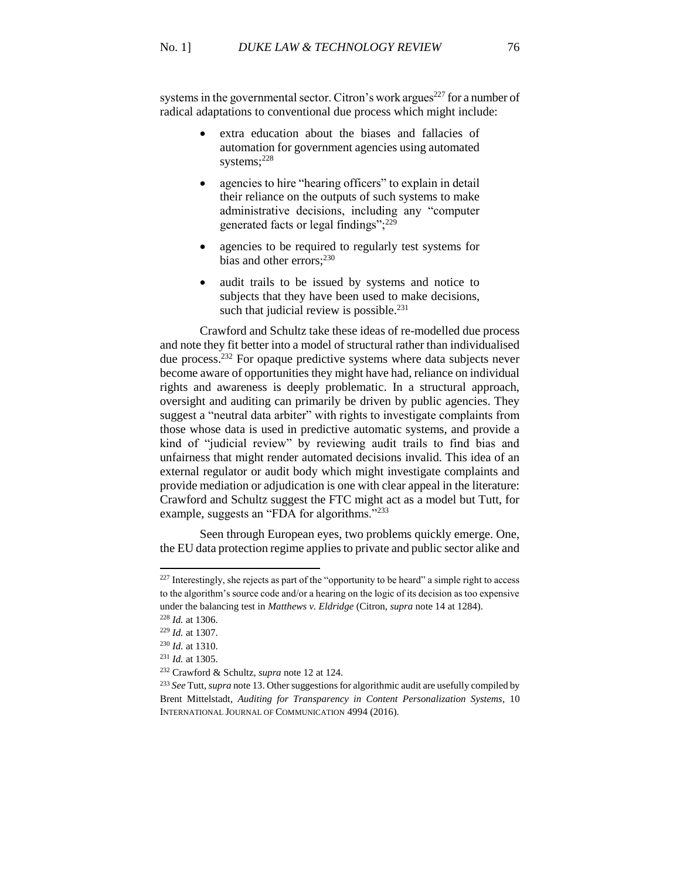systems in the governmental sector. Citron's work argues[227] for a number of radical adaptations to conventional due process which might include:

- extra education about the biases and fallacies of automation for government agencies using automated systems;[228]
- agencies to hire "hearing officers" to explain in detail their reliance on the outputs of such systems to make administrative decisions, including any "computer generated facts or legal findings";[229]
- agencies to be required to regularly test systems for bias and other errors;[230]
- audit trails to be issued by systems and notice to subjects that they have been used to make decisions, such that judicial review is possible.[231]

Crawford and Schultz take these ideas of re-modelled due process and note they fit better into a model of structural rather than individualised due process.[232] For opaque predictive systems where data subjects never become aware of opportunities they might have had, reliance on individual rights and awareness is deeply problematic. In a structural approach, oversight and auditing can primarily be driven by public agencies. They suggest a "neutral data arbiter" with rights to investigate complaints from those whose data is used in predictive automatic systems, and provide a kind of "judicial review" by reviewing audit trails to find bias and unfairness that might render automated decisions invalid. This idea of an external regulator or audit body which might investigate complaints and provide mediation or adjudication is one with clear appeal in the literature: Crawford and Schultz suggest the FTC might act as a model but Tutt, for example, suggests an "FDA for algorithms."[233]

Seen through European eyes, two problems quickly emerge. One, the EU data protection regime applies to private and public sector alike and

---

[227] Interestingly, she rejects as part of the "opportunity to be heard" a simple right to access to the algorithm's source code and/or a hearing on the logic of its decision as too expensive under the balancing test in *Matthews v. Eldridge* (Citron, *supra* note 14 at 1284).

[228] *Id.* at 1306.

[229] *Id.* at 1307.

[230] *Id.* at 1310.

[231] *Id.* at 1305.

[232] Crawford & Schultz, *supra* note 12 at 124.

[233] *See* Tutt, *supra* note 13. Other suggestions for algorithmic audit are usefully compiled by Brent Mittelstadt, *Auditing for Transparency in Content Personalization Systems*, 10 INTERNATIONAL JOURNAL OF COMMUNICATION 4994 (2016).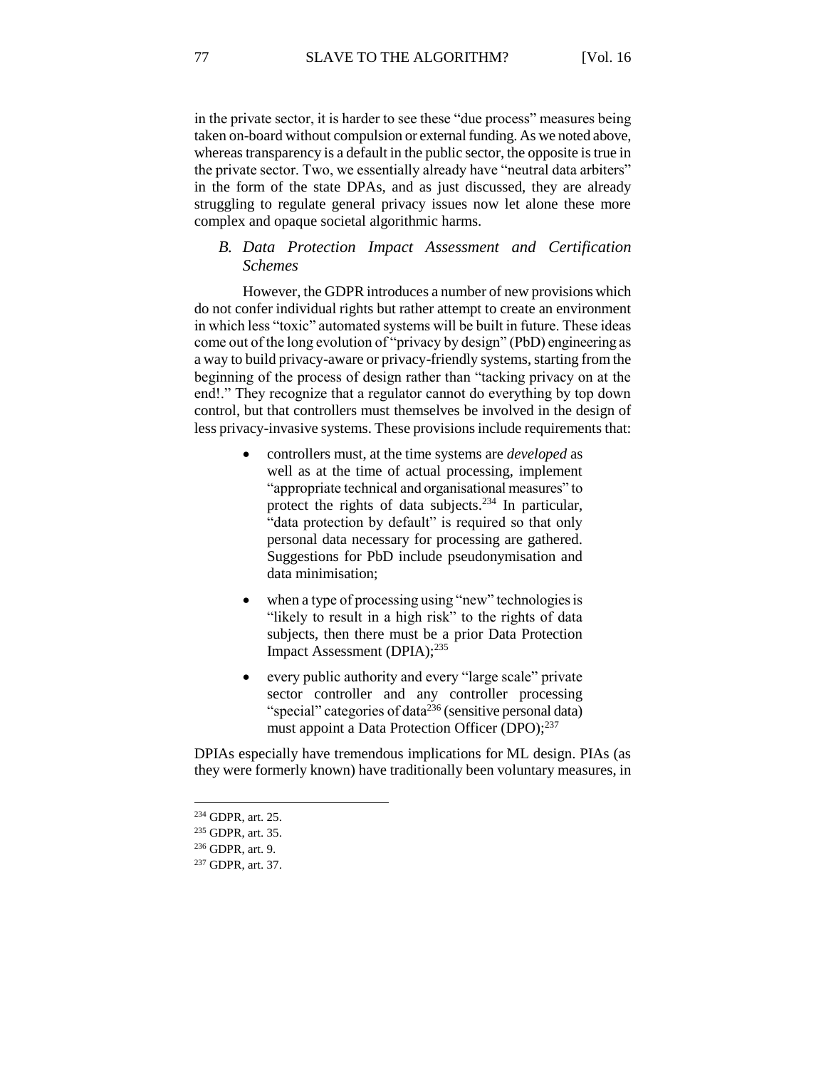in the private sector, it is harder to see these "due process" measures being taken on-board without compulsion or external funding. As we noted above, whereas transparency is a default in the public sector, the opposite is true in the private sector. Two, we essentially already have "neutral data arbiters" in the form of the state DPAs, and as just discussed, they are already struggling to regulate general privacy issues now let alone these more complex and opaque societal algorithmic harms.

### *B. Data Protection Impact Assessment and Certification Schemes*

However, the GDPR introduces a number of new provisions which do not confer individual rights but rather attempt to create an environment in which less "toxic" automated systems will be built in future. These ideas come out of the long evolution of "privacy by design" (PbD) engineering as a way to build privacy-aware or privacy-friendly systems, starting from the beginning of the process of design rather than "tacking privacy on at the end!." They recognize that a regulator cannot do everything by top down control, but that controllers must themselves be involved in the design of less privacy-invasive systems. These provisions include requirements that:

- controllers must, at the time systems are *developed* as well as at the time of actual processing, implement "appropriate technical and organisational measures" to protect the rights of data subjects.[234] In particular, "data protection by default" is required so that only personal data necessary for processing are gathered. Suggestions for PbD include pseudonymisation and data minimisation;
- when a type of processing using "new" technologies is "likely to result in a high risk" to the rights of data subjects, then there must be a prior Data Protection Impact Assessment (DPIA);[235]
- every public authority and every "large scale" private sector controller and any controller processing "special" categories of data[236] (sensitive personal data) must appoint a Data Protection Officer (DPO);[237]

DPIAs especially have tremendous implications for ML design. PIAs (as they were formerly known) have traditionally been voluntary measures, in

[234] GDPR, art. 25.
[235] GDPR, art. 35.
[236] GDPR, art. 9.
[237] GDPR, art. 37.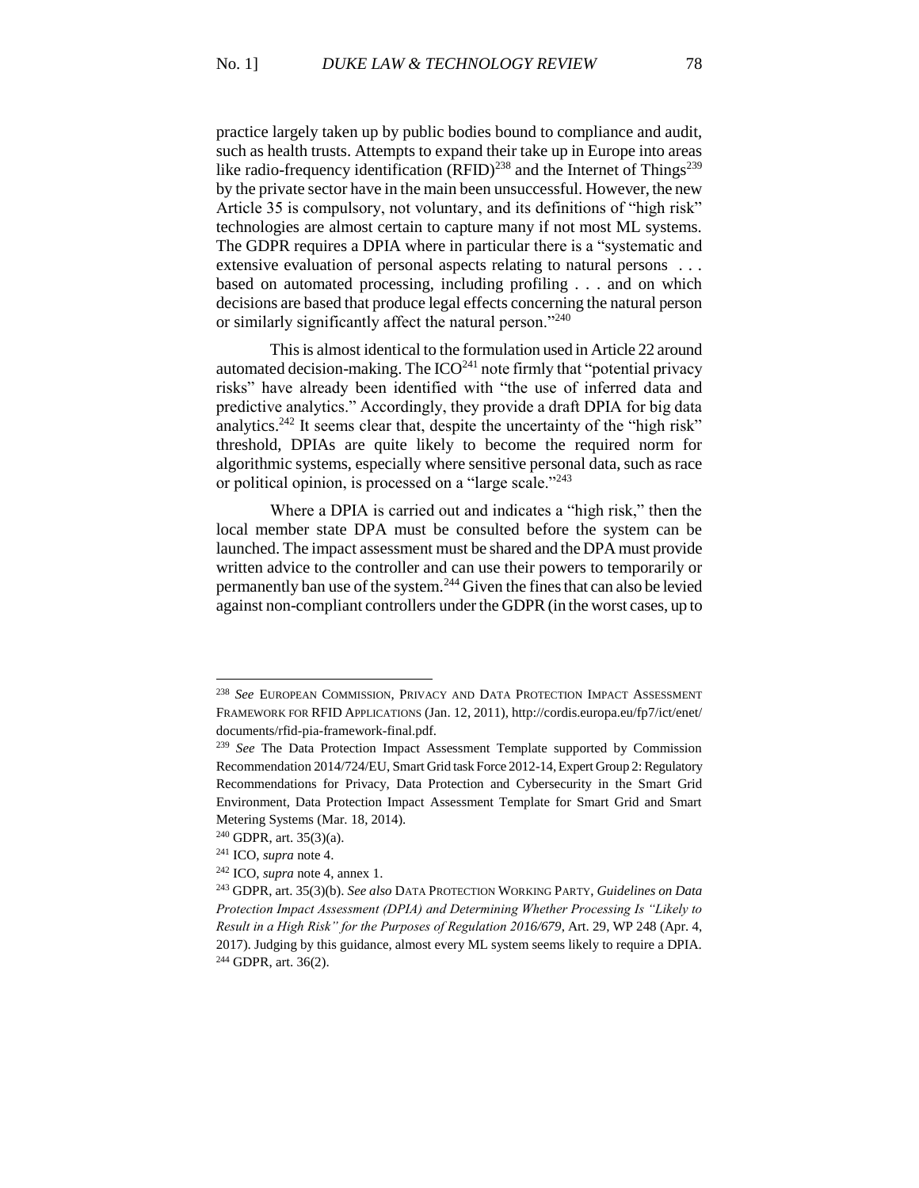practice largely taken up by public bodies bound to compliance and audit, such as health trusts. Attempts to expand their take up in Europe into areas like radio-frequency identification (RFID)[238] and the Internet of Things[239] by the private sector have in the main been unsuccessful. However, the new Article 35 is compulsory, not voluntary, and its definitions of "high risk" technologies are almost certain to capture many if not most ML systems. The GDPR requires a DPIA where in particular there is a "systematic and extensive evaluation of personal aspects relating to natural persons . . . based on automated processing, including profiling . . . and on which decisions are based that produce legal effects concerning the natural person or similarly significantly affect the natural person."[240]

This is almost identical to the formulation used in Article 22 around automated decision-making. The ICO[241] note firmly that "potential privacy risks" have already been identified with "the use of inferred data and predictive analytics." Accordingly, they provide a draft DPIA for big data analytics.[242] It seems clear that, despite the uncertainty of the "high risk" threshold, DPIAs are quite likely to become the required norm for algorithmic systems, especially where sensitive personal data, such as race or political opinion, is processed on a "large scale."[243]

Where a DPIA is carried out and indicates a "high risk," then the local member state DPA must be consulted before the system can be launched. The impact assessment must be shared and the DPA must provide written advice to the controller and can use their powers to temporarily or permanently ban use of the system.[244] Given the fines that can also be levied against non-compliant controllers under the GDPR (in the worst cases, up to

---

[238] *See* EUROPEAN COMMISSION, PRIVACY AND DATA PROTECTION IMPACT ASSESSMENT FRAMEWORK FOR RFID APPLICATIONS (Jan. 12, 2011), http://cordis.europa.eu/fp7/ict/enet/documents/rfid-pia-framework-final.pdf.

[239] *See* The Data Protection Impact Assessment Template supported by Commission Recommendation 2014/724/EU, Smart Grid task Force 2012-14, Expert Group 2: Regulatory Recommendations for Privacy, Data Protection and Cybersecurity in the Smart Grid Environment, Data Protection Impact Assessment Template for Smart Grid and Smart Metering Systems (Mar. 18, 2014).

[240] GDPR, art. 35(3)(a).

[241] ICO, *supra* note 4.

[242] ICO, *supra* note 4, annex 1.

[243] GDPR, art. 35(3)(b). *See also* DATA PROTECTION WORKING PARTY, *Guidelines on Data Protection Impact Assessment (DPIA) and Determining Whether Processing Is "Likely to Result in a High Risk" for the Purposes of Regulation 2016/679*, Art. 29, WP 248 (Apr. 4, 2017). Judging by this guidance, almost every ML system seems likely to require a DPIA.

[244] GDPR, art. 36(2).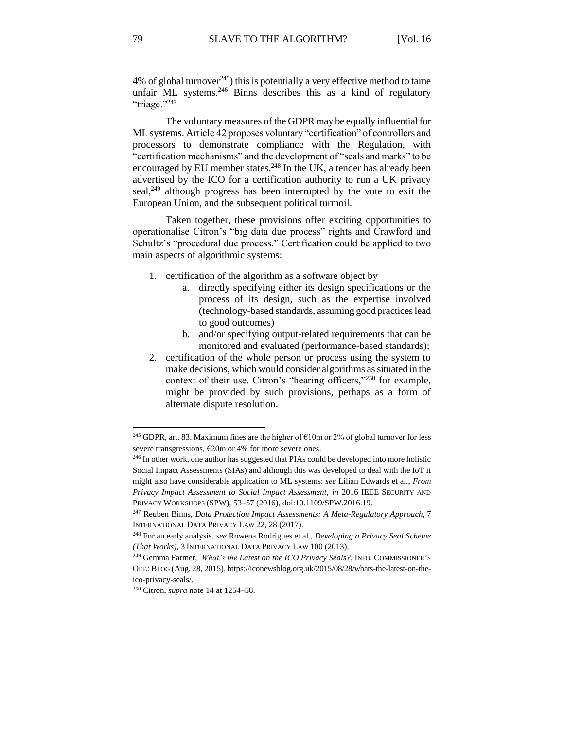4% of global turnover[245]) this is potentially a very effective method to tame unfair ML systems.[246] Binns describes this as a kind of regulatory "triage."[247]

The voluntary measures of the GDPR may be equally influential for ML systems. Article 42 proposes voluntary "certification" of controllers and processors to demonstrate compliance with the Regulation, with "certification mechanisms" and the development of "seals and marks" to be encouraged by EU member states.[248] In the UK, a tender has already been advertised by the ICO for a certification authority to run a UK privacy seal,[249] although progress has been interrupted by the vote to exit the European Union, and the subsequent political turmoil.

Taken together, these provisions offer exciting opportunities to operationalise Citron's "big data due process" rights and Crawford and Schultz's "procedural due process." Certification could be applied to two main aspects of algorithmic systems:

1. certification of the algorithm as a software object by
   a. directly specifying either its design specifications or the process of its design, such as the expertise involved (technology-based standards, assuming good practices lead to good outcomes)
   b. and/or specifying output-related requirements that can be monitored and evaluated (performance-based standards);
2. certification of the whole person or process using the system to make decisions, which would consider algorithms as situated in the context of their use. Citron's "hearing officers,"[250] for example, might be provided by such provisions, perhaps as a form of alternate dispute resolution.

---

[245] GDPR, art. 83. Maximum fines are the higher of €10m or 2% of global turnover for less severe transgressions, €20m or 4% for more severe ones.

[246] In other work, one author has suggested that PIAs could be developed into more holistic Social Impact Assessments (SIAs) and although this was developed to deal with the IoT it might also have considerable application to ML systems: *see* Lilian Edwards et al., *From Privacy Impact Assessment to Social Impact Assessment*, *in* 2016 IEEE SECURITY AND PRIVACY WORKSHOPS (SPW), 53–57 (2016), doi:10.1109/SPW.2016.19.

[247] Reuben Binns, *Data Protection Impact Assessments: A Meta-Regulatory Approach*, 7 INTERNATIONAL DATA PRIVACY LAW 22, 28 (2017).

[248] For an early analysis, *see* Rowena Rodrigues et al., *Developing a Privacy Seal Scheme (That Works)*, 3 INTERNATIONAL DATA PRIVACY LAW 100 (2013).

[249] Gemma Farmer, *What's the Latest on the ICO Privacy Seals?*, INFO. COMMISSIONER'S OFF.: BLOG (Aug. 28, 2015), https://iconewsblog.org.uk/2015/08/28/whats-the-latest-on-the-ico-privacy-seals/.

[250] Citron, *supra* note 14 at 1254–58.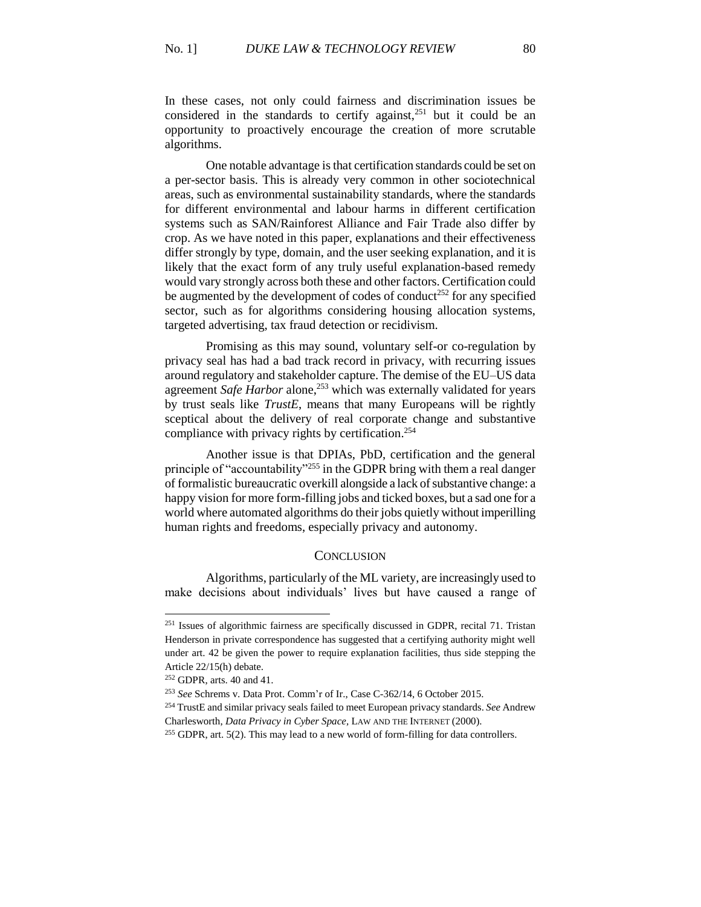In these cases, not only could fairness and discrimination issues be considered in the standards to certify against,[251] but it could be an opportunity to proactively encourage the creation of more scrutable algorithms.

One notable advantage is that certification standards could be set on a per-sector basis. This is already very common in other sociotechnical areas, such as environmental sustainability standards, where the standards for different environmental and labour harms in different certification systems such as SAN/Rainforest Alliance and Fair Trade also differ by crop. As we have noted in this paper, explanations and their effectiveness differ strongly by type, domain, and the user seeking explanation, and it is likely that the exact form of any truly useful explanation-based remedy would vary strongly across both these and other factors. Certification could be augmented by the development of codes of conduct[252] for any specified sector, such as for algorithms considering housing allocation systems, targeted advertising, tax fraud detection or recidivism.

Promising as this may sound, voluntary self-or co-regulation by privacy seal has had a bad track record in privacy, with recurring issues around regulatory and stakeholder capture. The demise of the EU–US data agreement *Safe Harbor* alone,[253] which was externally validated for years by trust seals like *TrustE*, means that many Europeans will be rightly sceptical about the delivery of real corporate change and substantive compliance with privacy rights by certification.[254]

Another issue is that DPIAs, PbD, certification and the general principle of "accountability"[255] in the GDPR bring with them a real danger of formalistic bureaucratic overkill alongside a lack of substantive change: a happy vision for more form-filling jobs and ticked boxes, but a sad one for a world where automated algorithms do their jobs quietly without imperilling human rights and freedoms, especially privacy and autonomy.

## CONCLUSION

Algorithms, particularly of the ML variety, are increasingly used to make decisions about individuals' lives but have caused a range of

---

[251] Issues of algorithmic fairness are specifically discussed in GDPR, recital 71. Tristan Henderson in private correspondence has suggested that a certifying authority might well under art. 42 be given the power to require explanation facilities, thus side stepping the Article 22/15(h) debate.

[252] GDPR, arts. 40 and 41.

[253] *See* Schrems v. Data Prot. Comm'r of Ir., Case C-362/14, 6 October 2015.

[254] TrustE and similar privacy seals failed to meet European privacy standards. *See* Andrew Charlesworth, *Data Privacy in Cyber Space*, LAW AND THE INTERNET (2000).

[255] GDPR, art. 5(2). This may lead to a new world of form-filling for data controllers.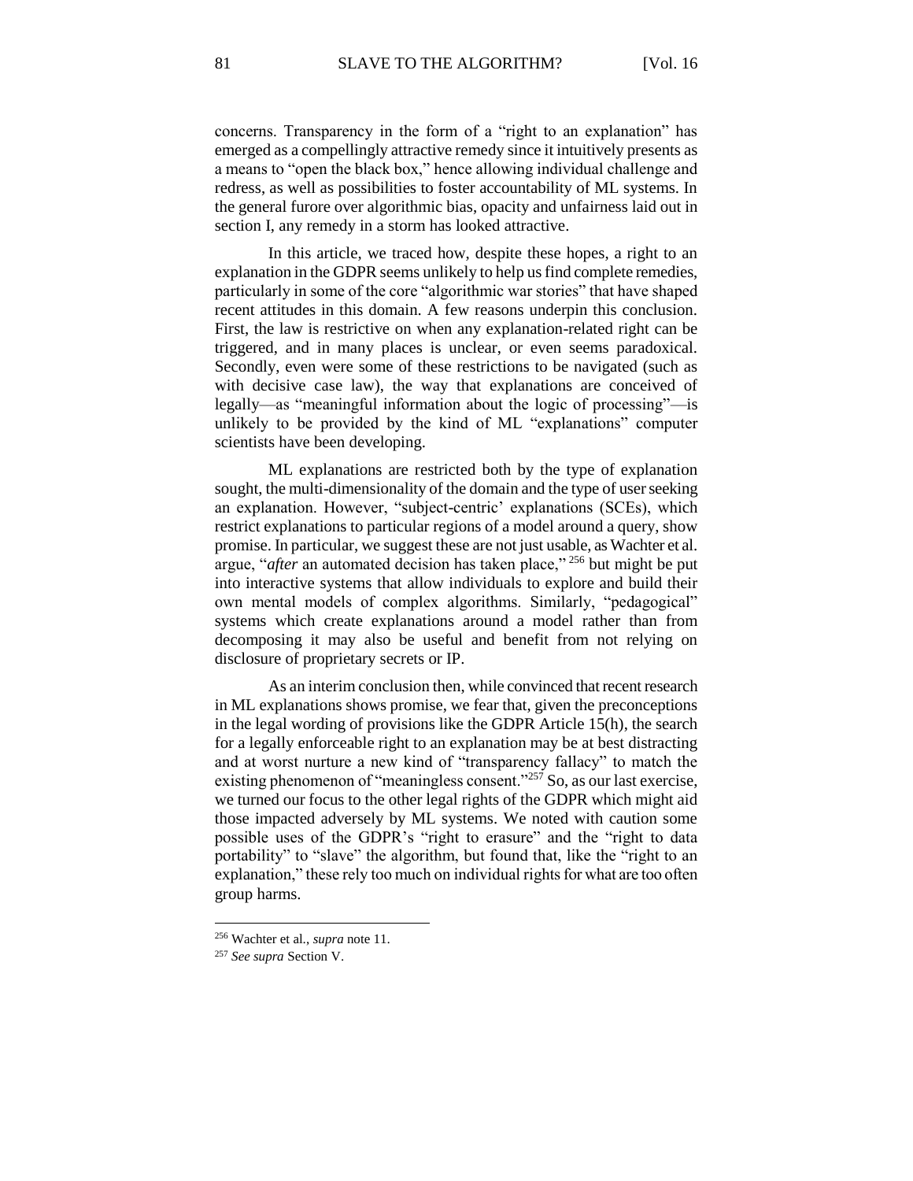concerns. Transparency in the form of a "right to an explanation" has emerged as a compellingly attractive remedy since it intuitively presents as a means to "open the black box," hence allowing individual challenge and redress, as well as possibilities to foster accountability of ML systems. In the general furore over algorithmic bias, opacity and unfairness laid out in section I, any remedy in a storm has looked attractive.

In this article, we traced how, despite these hopes, a right to an explanation in the GDPR seems unlikely to help us find complete remedies, particularly in some of the core "algorithmic war stories" that have shaped recent attitudes in this domain. A few reasons underpin this conclusion. First, the law is restrictive on when any explanation-related right can be triggered, and in many places is unclear, or even seems paradoxical. Secondly, even were some of these restrictions to be navigated (such as with decisive case law), the way that explanations are conceived of legally—as "meaningful information about the logic of processing"—is unlikely to be provided by the kind of ML "explanations" computer scientists have been developing.

ML explanations are restricted both by the type of explanation sought, the multi-dimensionality of the domain and the type of user seeking an explanation. However, "subject-centric' explanations (SCEs), which restrict explanations to particular regions of a model around a query, show promise. In particular, we suggest these are not just usable, as Wachter et al. argue, "*after* an automated decision has taken place,"[256] but might be put into interactive systems that allow individuals to explore and build their own mental models of complex algorithms. Similarly, "pedagogical" systems which create explanations around a model rather than from decomposing it may also be useful and benefit from not relying on disclosure of proprietary secrets or IP.

As an interim conclusion then, while convinced that recent research in ML explanations shows promise, we fear that, given the preconceptions in the legal wording of provisions like the GDPR Article 15(h), the search for a legally enforceable right to an explanation may be at best distracting and at worst nurture a new kind of "transparency fallacy" to match the existing phenomenon of "meaningless consent."[257] So, as our last exercise, we turned our focus to the other legal rights of the GDPR which might aid those impacted adversely by ML systems. We noted with caution some possible uses of the GDPR's "right to erasure" and the "right to data portability" to "slave" the algorithm, but found that, like the "right to an explanation," these rely too much on individual rights for what are too often group harms.

---

[256] Wachter et al., *supra* note 11.

[257] *See supra* Section V.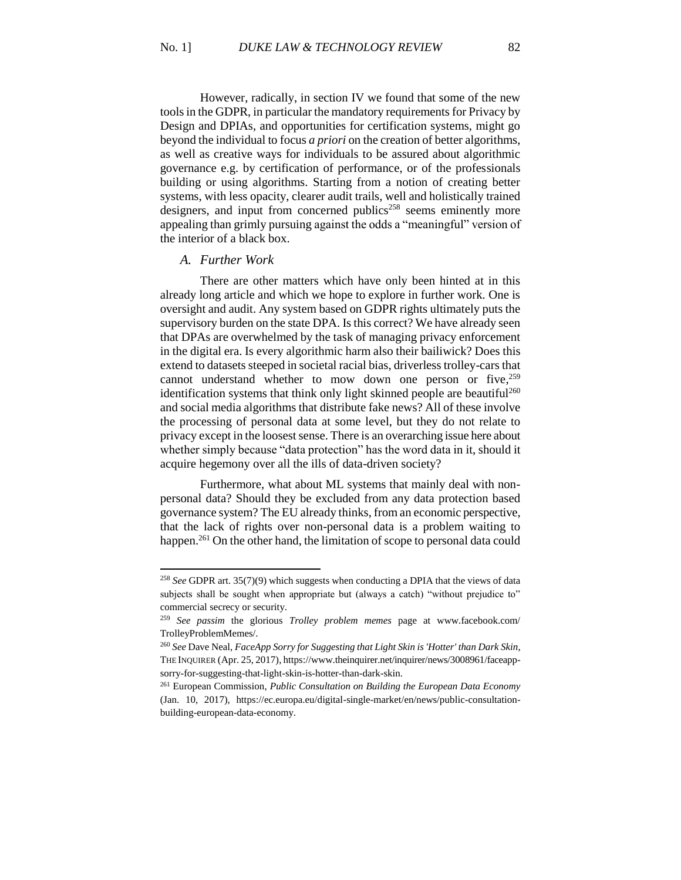However, radically, in section IV we found that some of the new tools in the GDPR, in particular the mandatory requirements for Privacy by Design and DPIAs, and opportunities for certification systems, might go beyond the individual to focus *a priori* on the creation of better algorithms, as well as creative ways for individuals to be assured about algorithmic governance e.g. by certification of performance, or of the professionals building or using algorithms. Starting from a notion of creating better systems, with less opacity, clearer audit trails, well and holistically trained designers, and input from concerned publics[258] seems eminently more appealing than grimly pursuing against the odds a "meaningful" version of the interior of a black box.

### *A. Further Work*

There are other matters which have only been hinted at in this already long article and which we hope to explore in further work. One is oversight and audit. Any system based on GDPR rights ultimately puts the supervisory burden on the state DPA. Is this correct? We have already seen that DPAs are overwhelmed by the task of managing privacy enforcement in the digital era. Is every algorithmic harm also their bailiwick? Does this extend to datasets steeped in societal racial bias, driverless trolley-cars that cannot understand whether to mow down one person or five,[259] identification systems that think only light skinned people are beautiful[260] and social media algorithms that distribute fake news? All of these involve the processing of personal data at some level, but they do not relate to privacy except in the loosest sense. There is an overarching issue here about whether simply because "data protection" has the word data in it, should it acquire hegemony over all the ills of data-driven society?

Furthermore, what about ML systems that mainly deal with non-personal data? Should they be excluded from any data protection based governance system? The EU already thinks, from an economic perspective, that the lack of rights over non-personal data is a problem waiting to happen.[261] On the other hand, the limitation of scope to personal data could

---

[258] *See* GDPR art. 35(7)(9) which suggests when conducting a DPIA that the views of data subjects shall be sought when appropriate but (always a catch) "without prejudice to" commercial secrecy or security.

[259] *See passim* the glorious *Trolley problem memes* page at www.facebook.com/TrolleyProblemMemes/.

[260] *See* Dave Neal, *FaceApp Sorry for Suggesting that Light Skin is 'Hotter' than Dark Skin*, THE INQUIRER (Apr. 25, 2017), https://www.theinquirer.net/inquirer/news/3008961/faceapp-sorry-for-suggesting-that-light-skin-is-hotter-than-dark-skin.

[261] European Commission, *Public Consultation on Building the European Data Economy* (Jan. 10, 2017), https://ec.europa.eu/digital-single-market/en/news/public-consultation-building-european-data-economy.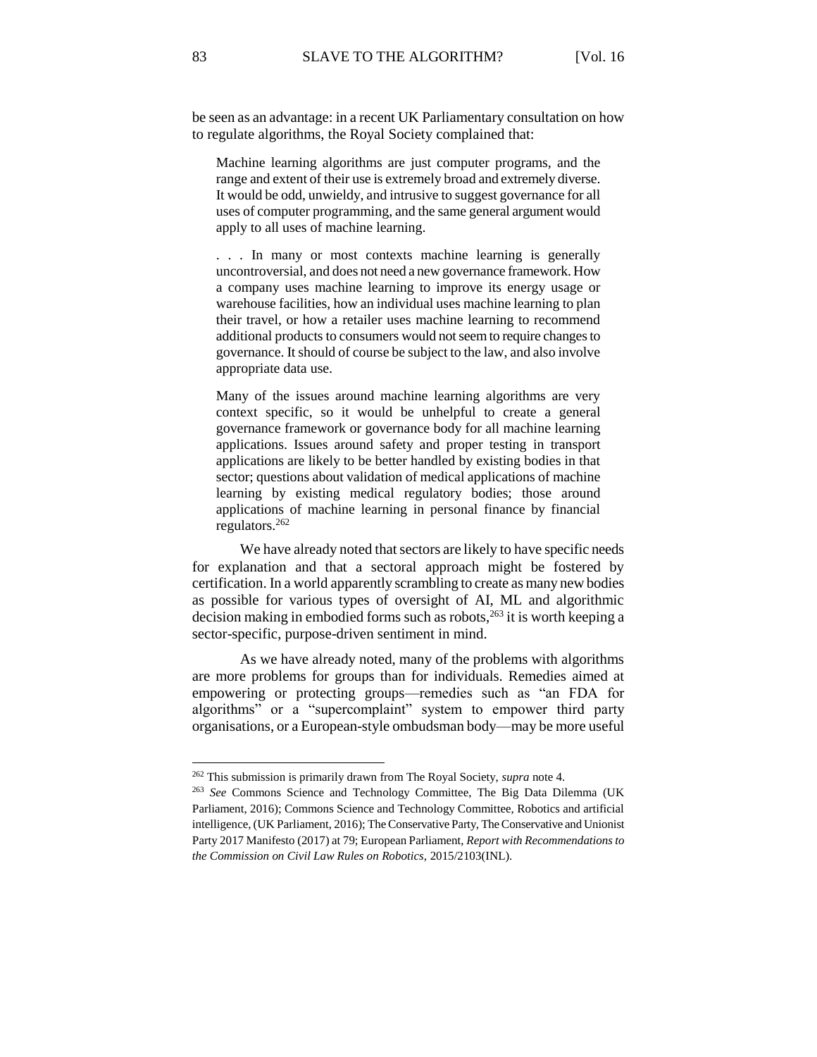be seen as an advantage: in a recent UK Parliamentary consultation on how to regulate algorithms, the Royal Society complained that:

> Machine learning algorithms are just computer programs, and the range and extent of their use is extremely broad and extremely diverse. It would be odd, unwieldy, and intrusive to suggest governance for all uses of computer programming, and the same general argument would apply to all uses of machine learning.
>
> . . . In many or most contexts machine learning is generally uncontroversial, and does not need a new governance framework. How a company uses machine learning to improve its energy usage or warehouse facilities, how an individual uses machine learning to plan their travel, or how a retailer uses machine learning to recommend additional products to consumers would not seem to require changes to governance. It should of course be subject to the law, and also involve appropriate data use.
>
> Many of the issues around machine learning algorithms are very context specific, so it would be unhelpful to create a general governance framework or governance body for all machine learning applications. Issues around safety and proper testing in transport applications are likely to be better handled by existing bodies in that sector; questions about validation of medical applications of machine learning by existing medical regulatory bodies; those around applications of machine learning in personal finance by financial regulators.[262]

We have already noted that sectors are likely to have specific needs for explanation and that a sectoral approach might be fostered by certification. In a world apparently scrambling to create as many new bodies as possible for various types of oversight of AI, ML and algorithmic decision making in embodied forms such as robots,[263] it is worth keeping a sector-specific, purpose-driven sentiment in mind.

As we have already noted, many of the problems with algorithms are more problems for groups than for individuals. Remedies aimed at empowering or protecting groups—remedies such as "an FDA for algorithms" or a "supercomplaint" system to empower third party organisations, or a European-style ombudsman body—may be more useful

---

[262] This submission is primarily drawn from The Royal Society, *supra* note 4.

[263] *See* Commons Science and Technology Committee, The Big Data Dilemma (UK Parliament, 2016); Commons Science and Technology Committee, Robotics and artificial intelligence, (UK Parliament, 2016); The Conservative Party, The Conservative and Unionist Party 2017 Manifesto (2017) at 79; European Parliament, *Report with Recommendations to the Commission on Civil Law Rules on Robotics*, 2015/2103(INL).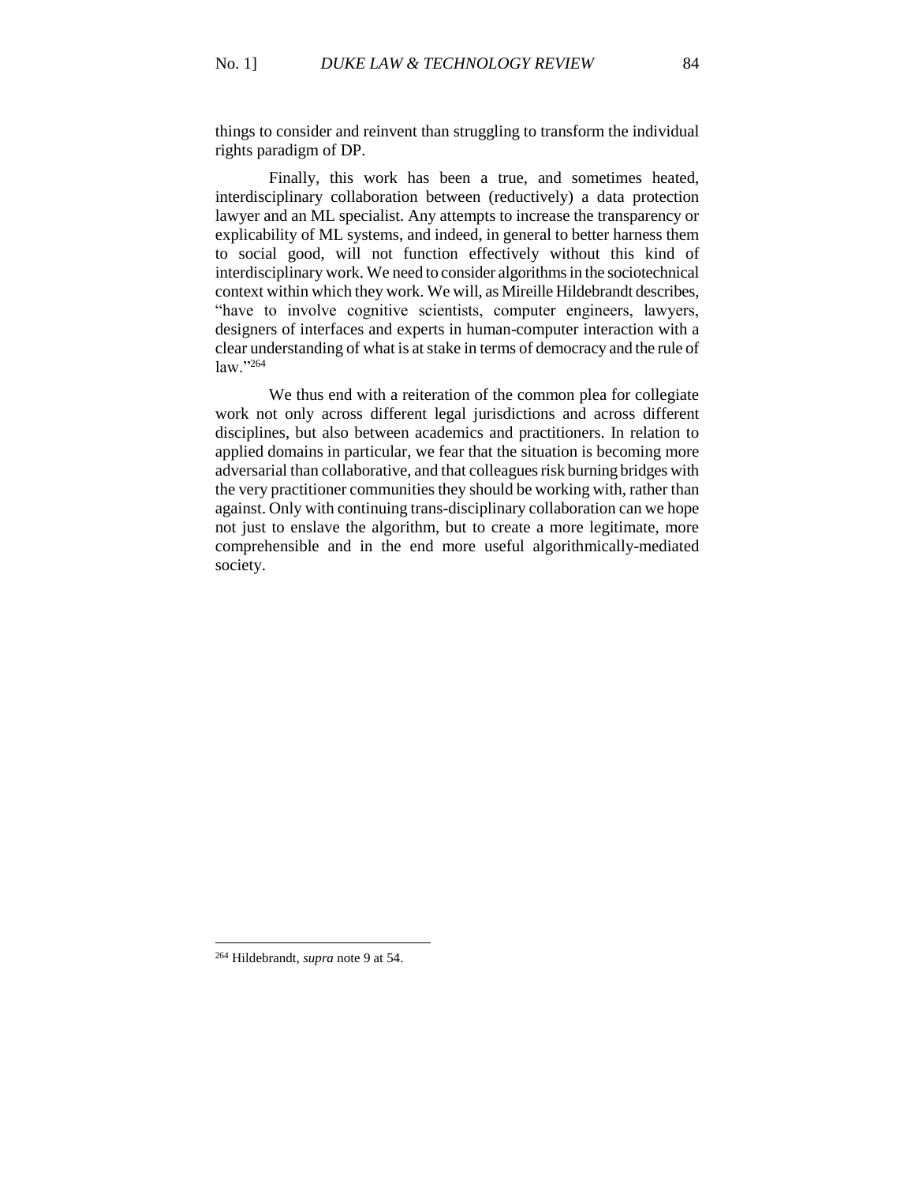things to consider and reinvent than struggling to transform the individual rights paradigm of DP.

Finally, this work has been a true, and sometimes heated, interdisciplinary collaboration between (reductively) a data protection lawyer and an ML specialist. Any attempts to increase the transparency or explicability of ML systems, and indeed, in general to better harness them to social good, will not function effectively without this kind of interdisciplinary work. We need to consider algorithms in the sociotechnical context within which they work. We will, as Mireille Hildebrandt describes, "have to involve cognitive scientists, computer engineers, lawyers, designers of interfaces and experts in human-computer interaction with a clear understanding of what is at stake in terms of democracy and the rule of law."[264]

We thus end with a reiteration of the common plea for collegiate work not only across different legal jurisdictions and across different disciplines, but also between academics and practitioners. In relation to applied domains in particular, we fear that the situation is becoming more adversarial than collaborative, and that colleagues risk burning bridges with the very practitioner communities they should be working with, rather than against. Only with continuing trans-disciplinary collaboration can we hope not just to enslave the algorithm, but to create a more legitimate, more comprehensible and in the end more useful algorithmically-mediated society.

---

[264] Hildebrandt, *supra* note 9 at 54.